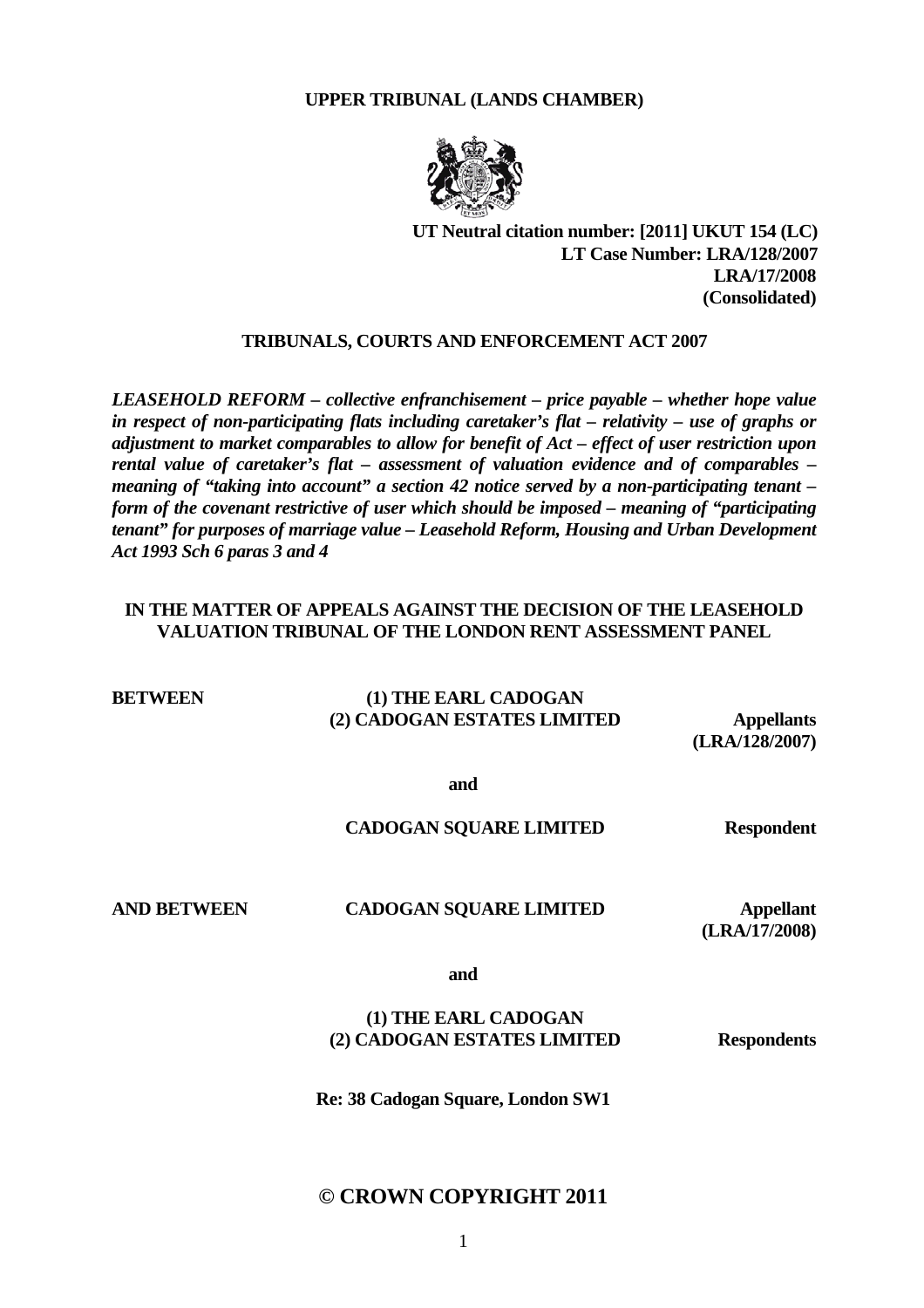**UPPER TRIBUNAL (LANDS CHAMBER)**

**UT Neutral citation number: [2011] UKUT 154 (LC)**
**LT Case Number: LRA/128/2007**
**LRA/17/2008**
**(Consolidated)**

**TRIBUNALS, COURTS AND ENFORCEMENT ACT 2007**

***LEASEHOLD REFORM – collective enfranchisement – price payable – whether hope value in respect of non-participating flats including caretaker's flat – relativity – use of graphs or adjustment to market comparables to allow for benefit of Act – effect of user restriction upon rental value of caretaker's flat – assessment of valuation evidence and of comparables – meaning of "taking into account" a section 42 notice served by a non-participating tenant – form of the covenant restrictive of user which should be imposed – meaning of "participating tenant" for purposes of marriage value – Leasehold Reform, Housing and Urban Development Act 1993 Sch 6 paras 3 and 4***

**IN THE MATTER OF APPEALS AGAINST THE DECISION OF THE LEASEHOLD VALUATION TRIBUNAL OF THE LONDON RENT ASSESSMENT PANEL**

| | | |
|---|---|---|
| **BETWEEN** | **(1) THE EARL CADOGAN** **(2) CADOGAN ESTATES LIMITED** | **Appellants (LRA/128/2007)** |
| | **and** | |
| | **CADOGAN SQUARE LIMITED** | **Respondent** |
| **AND BETWEEN** | **CADOGAN SQUARE LIMITED** | **Appellant (LRA/17/2008)** |
| | **and** | |
| | **(1) THE EARL CADOGAN** **(2) CADOGAN ESTATES LIMITED** | **Respondents** |

**Re: 38 Cadogan Square, London SW1**

**© CROWN COPYRIGHT 2011**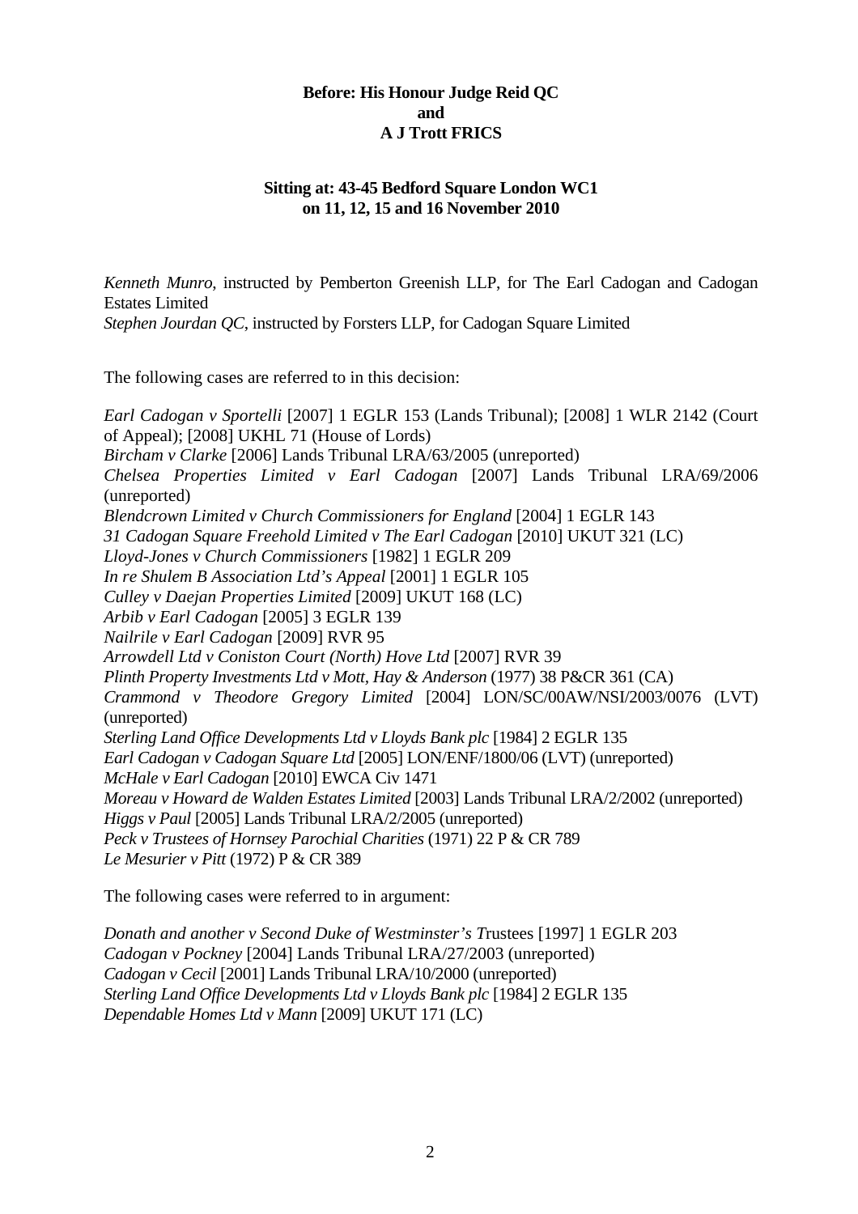**Before: His Honour Judge Reid QC**
**and**
**A J Trott FRICS**

**Sitting at: 43-45 Bedford Square London WC1**
**on 11, 12, 15 and 16 November 2010**

*Kenneth Munro*, instructed by Pemberton Greenish LLP, for The Earl Cadogan and Cadogan Estates Limited
*Stephen Jourdan QC*, instructed by Forsters LLP, for Cadogan Square Limited

The following cases are referred to in this decision:

*Earl Cadogan v Sportelli* [2007] 1 EGLR 153 (Lands Tribunal); [2008] 1 WLR 2142 (Court of Appeal); [2008] UKHL 71 (House of Lords)
*Bircham v Clarke* [2006] Lands Tribunal LRA/63/2005 (unreported)
*Chelsea Properties Limited v Earl Cadogan* [2007] Lands Tribunal LRA/69/2006 (unreported)
*Blendcrown Limited v Church Commissioners for England* [2004] 1 EGLR 143
*31 Cadogan Square Freehold Limited v The Earl Cadogan* [2010] UKUT 321 (LC)
*Lloyd-Jones v Church Commissioners* [1982] 1 EGLR 209
*In re Shulem B Association Ltd's Appeal* [2001] 1 EGLR 105
*Culley v Daejan Properties Limited* [2009] UKUT 168 (LC)
*Arbib v Earl Cadogan* [2005] 3 EGLR 139
*Nailrile v Earl Cadogan* [2009] RVR 95
*Arrowdell Ltd v Coniston Court (North) Hove Ltd* [2007] RVR 39
*Plinth Property Investments Ltd v Mott, Hay & Anderson* (1977) 38 P&CR 361 (CA)
*Crammond v Theodore Gregory Limited* [2004] LON/SC/00AW/NSI/2003/0076 (LVT) (unreported)
*Sterling Land Office Developments Ltd v Lloyds Bank plc* [1984] 2 EGLR 135
*Earl Cadogan v Cadogan Square Ltd* [2005] LON/ENF/1800/06 (LVT) (unreported)
*McHale v Earl Cadogan* [2010] EWCA Civ 1471
*Moreau v Howard de Walden Estates Limited* [2003] Lands Tribunal LRA/2/2002 (unreported)
*Higgs v Paul* [2005] Lands Tribunal LRA/2/2005 (unreported)
*Peck v Trustees of Hornsey Parochial Charities* (1971) 22 P & CR 789
*Le Mesurier v Pitt* (1972) P & CR 389

The following cases were referred to in argument:

*Donath and another v Second Duke of Westminster's T*rustees [1997] 1 EGLR 203
*Cadogan v Pockney* [2004] Lands Tribunal LRA/27/2003 (unreported)
*Cadogan v Cecil* [2001] Lands Tribunal LRA/10/2000 (unreported)
*Sterling Land Office Developments Ltd v Lloyds Bank plc* [1984] 2 EGLR 135
*Dependable Homes Ltd v Mann* [2009] UKUT 171 (LC)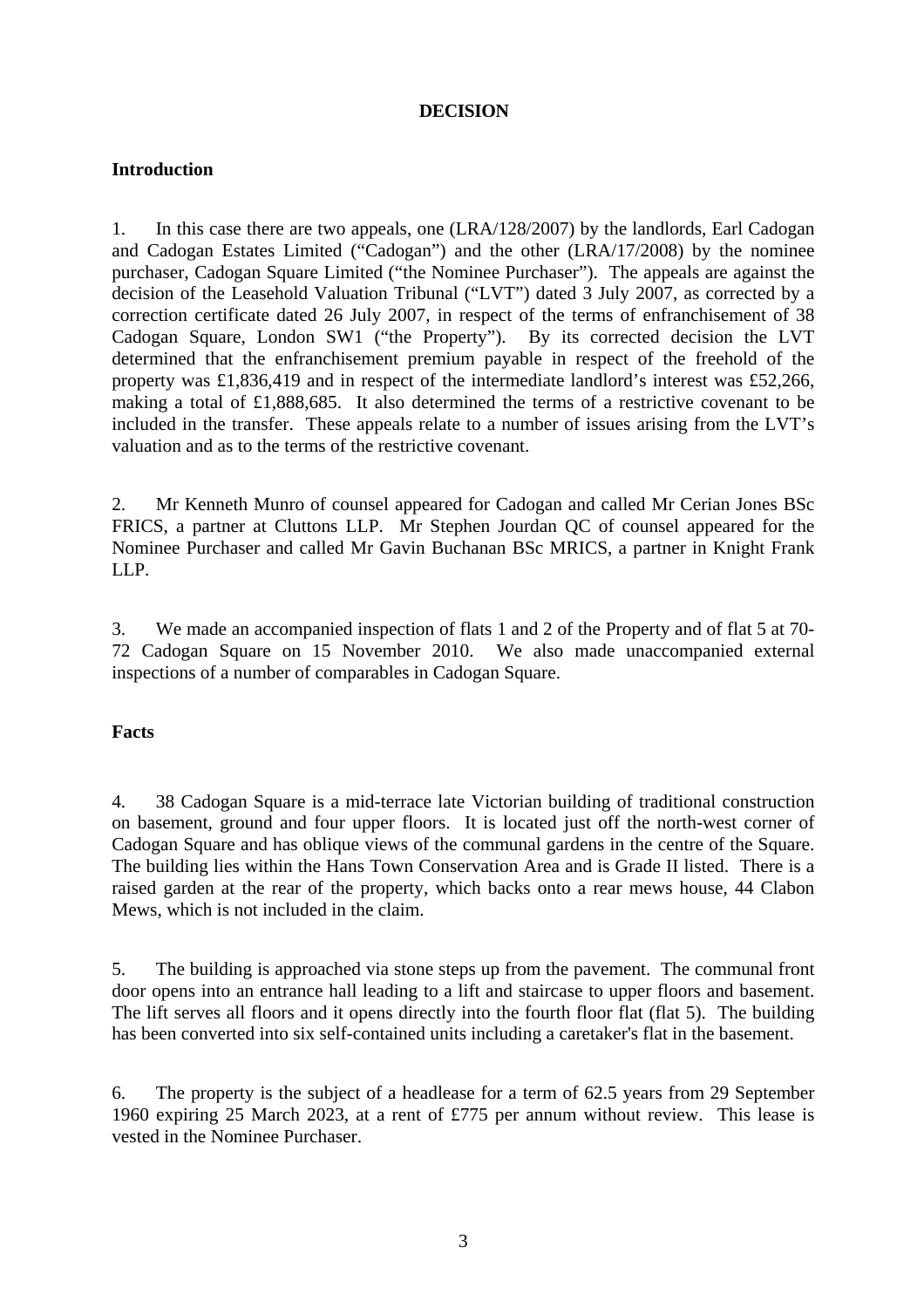# DECISION

## Introduction

1. In this case there are two appeals, one (LRA/128/2007) by the landlords, Earl Cadogan and Cadogan Estates Limited ("Cadogan") and the other (LRA/17/2008) by the nominee purchaser, Cadogan Square Limited ("the Nominee Purchaser"). The appeals are against the decision of the Leasehold Valuation Tribunal ("LVT") dated 3 July 2007, as corrected by a correction certificate dated 26 July 2007, in respect of the terms of enfranchisement of 38 Cadogan Square, London SW1 ("the Property"). By its corrected decision the LVT determined that the enfranchisement premium payable in respect of the freehold of the property was £1,836,419 and in respect of the intermediate landlord's interest was £52,266, making a total of £1,888,685. It also determined the terms of a restrictive covenant to be included in the transfer. These appeals relate to a number of issues arising from the LVT's valuation and as to the terms of the restrictive covenant.

2. Mr Kenneth Munro of counsel appeared for Cadogan and called Mr Cerian Jones BSc FRICS, a partner at Cluttons LLP. Mr Stephen Jourdan QC of counsel appeared for the Nominee Purchaser and called Mr Gavin Buchanan BSc MRICS, a partner in Knight Frank LLP.

3. We made an accompanied inspection of flats 1 and 2 of the Property and of flat 5 at 70-72 Cadogan Square on 15 November 2010. We also made unaccompanied external inspections of a number of comparables in Cadogan Square.

## Facts

4. 38 Cadogan Square is a mid-terrace late Victorian building of traditional construction on basement, ground and four upper floors. It is located just off the north-west corner of Cadogan Square and has oblique views of the communal gardens in the centre of the Square. The building lies within the Hans Town Conservation Area and is Grade II listed. There is a raised garden at the rear of the property, which backs onto a rear mews house, 44 Clabon Mews, which is not included in the claim.

5. The building is approached via stone steps up from the pavement. The communal front door opens into an entrance hall leading to a lift and staircase to upper floors and basement. The lift serves all floors and it opens directly into the fourth floor flat (flat 5). The building has been converted into six self-contained units including a caretaker's flat in the basement.

6. The property is the subject of a headlease for a term of 62.5 years from 29 September 1960 expiring 25 March 2023, at a rent of £775 per annum without review. This lease is vested in the Nominee Purchaser.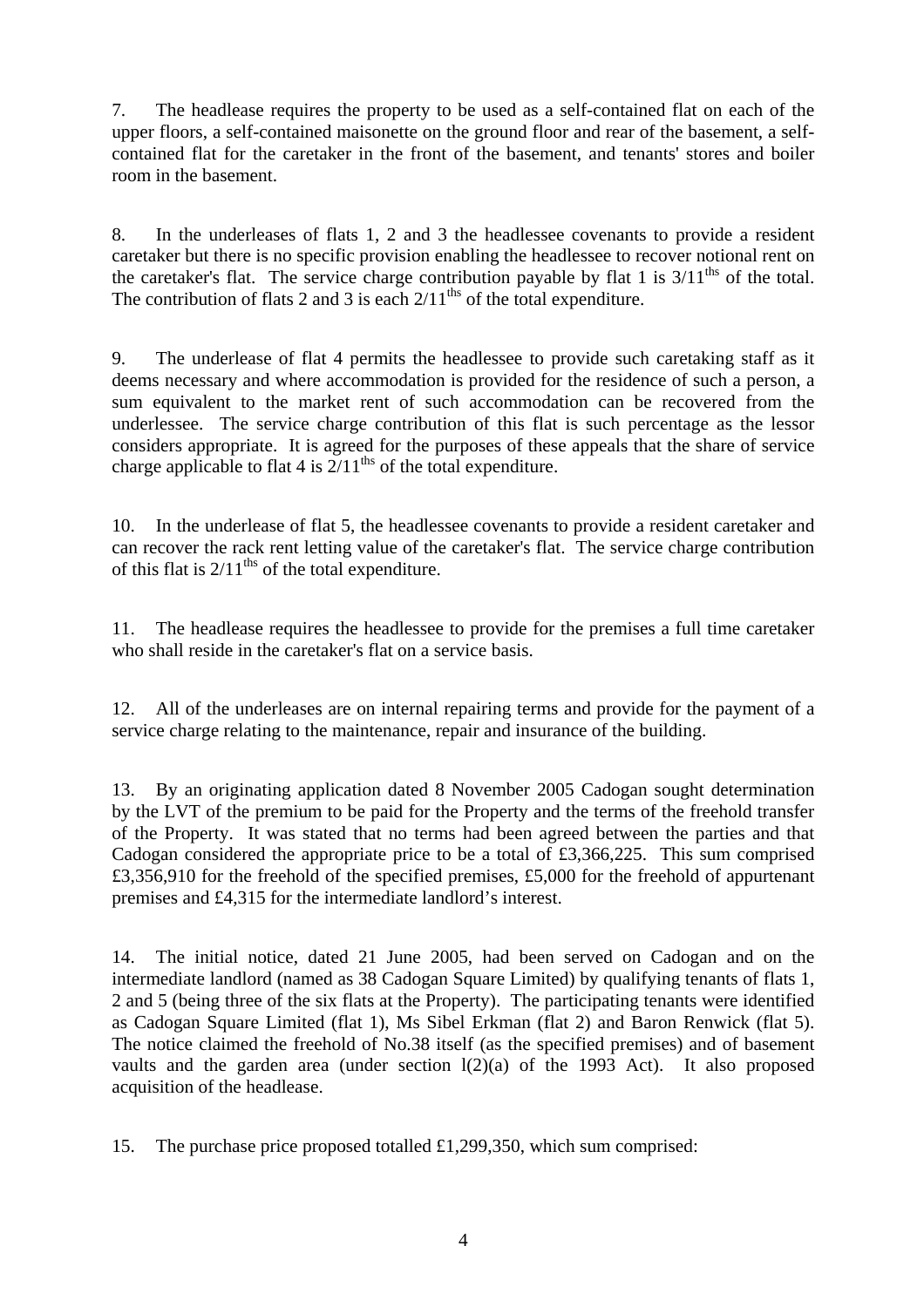7. The headlease requires the property to be used as a self-contained flat on each of the upper floors, a self-contained maisonette on the ground floor and rear of the basement, a self-contained flat for the caretaker in the front of the basement, and tenants' stores and boiler room in the basement.

8. In the underleases of flats 1, 2 and 3 the headlessee covenants to provide a resident caretaker but there is no specific provision enabling the headlessee to recover notional rent on the caretaker's flat. The service charge contribution payable by flat 1 is $3/11^{ths}$ of the total. The contribution of flats 2 and 3 is each $2/11^{ths}$ of the total expenditure.

9. The underlease of flat 4 permits the headlessee to provide such caretaking staff as it deems necessary and where accommodation is provided for the residence of such a person, a sum equivalent to the market rent of such accommodation can be recovered from the underlessee. The service charge contribution of this flat is such percentage as the lessor considers appropriate. It is agreed for the purposes of these appeals that the share of service charge applicable to flat 4 is $2/11^{ths}$ of the total expenditure.

10. In the underlease of flat 5, the headlessee covenants to provide a resident caretaker and can recover the rack rent letting value of the caretaker's flat. The service charge contribution of this flat is $2/11^{ths}$ of the total expenditure.

11. The headlease requires the headlessee to provide for the premises a full time caretaker who shall reside in the caretaker's flat on a service basis.

12. All of the underleases are on internal repairing terms and provide for the payment of a service charge relating to the maintenance, repair and insurance of the building.

13. By an originating application dated 8 November 2005 Cadogan sought determination by the LVT of the premium to be paid for the Property and the terms of the freehold transfer of the Property. It was stated that no terms had been agreed between the parties and that Cadogan considered the appropriate price to be a total of £3,366,225. This sum comprised £3,356,910 for the freehold of the specified premises, £5,000 for the freehold of appurtenant premises and £4,315 for the intermediate landlord's interest.

14. The initial notice, dated 21 June 2005, had been served on Cadogan and on the intermediate landlord (named as 38 Cadogan Square Limited) by qualifying tenants of flats 1, 2 and 5 (being three of the six flats at the Property). The participating tenants were identified as Cadogan Square Limited (flat 1), Ms Sibel Erkman (flat 2) and Baron Renwick (flat 5). The notice claimed the freehold of No.38 itself (as the specified premises) and of basement vaults and the garden area (under section l(2)(a) of the 1993 Act). It also proposed acquisition of the headlease.

15. The purchase price proposed totalled £1,299,350, which sum comprised: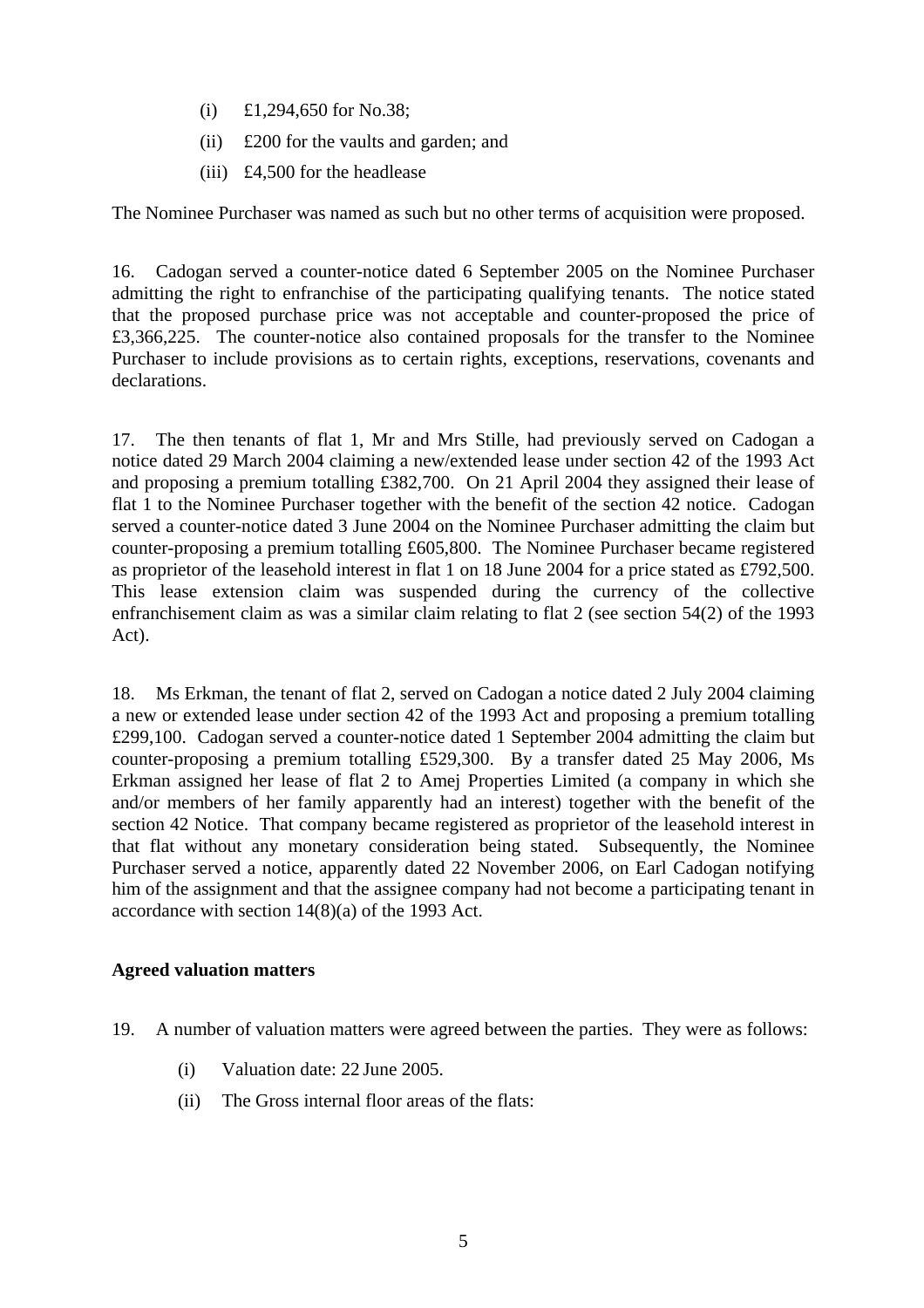(i) £1,294,650 for No.38;

(ii) £200 for the vaults and garden; and

(iii) £4,500 for the headlease

The Nominee Purchaser was named as such but no other terms of acquisition were proposed.

16. Cadogan served a counter-notice dated 6 September 2005 on the Nominee Purchaser admitting the right to enfranchise of the participating qualifying tenants. The notice stated that the proposed purchase price was not acceptable and counter-proposed the price of £3,366,225. The counter-notice also contained proposals for the transfer to the Nominee Purchaser to include provisions as to certain rights, exceptions, reservations, covenants and declarations.

17. The then tenants of flat 1, Mr and Mrs Stille, had previously served on Cadogan a notice dated 29 March 2004 claiming a new/extended lease under section 42 of the 1993 Act and proposing a premium totalling £382,700. On 21 April 2004 they assigned their lease of flat 1 to the Nominee Purchaser together with the benefit of the section 42 notice. Cadogan served a counter-notice dated 3 June 2004 on the Nominee Purchaser admitting the claim but counter-proposing a premium totalling £605,800. The Nominee Purchaser became registered as proprietor of the leasehold interest in flat 1 on 18 June 2004 for a price stated as £792,500. This lease extension claim was suspended during the currency of the collective enfranchisement claim as was a similar claim relating to flat 2 (see section 54(2) of the 1993 Act).

18. Ms Erkman, the tenant of flat 2, served on Cadogan a notice dated 2 July 2004 claiming a new or extended lease under section 42 of the 1993 Act and proposing a premium totalling £299,100. Cadogan served a counter-notice dated 1 September 2004 admitting the claim but counter-proposing a premium totalling £529,300. By a transfer dated 25 May 2006, Ms Erkman assigned her lease of flat 2 to Amej Properties Limited (a company in which she and/or members of her family apparently had an interest) together with the benefit of the section 42 Notice. That company became registered as proprietor of the leasehold interest in that flat without any monetary consideration being stated. Subsequently, the Nominee Purchaser served a notice, apparently dated 22 November 2006, on Earl Cadogan notifying him of the assignment and that the assignee company had not become a participating tenant in accordance with section 14(8)(a) of the 1993 Act.

**Agreed valuation matters**

19. A number of valuation matters were agreed between the parties. They were as follows:

(i) Valuation date: 22 June 2005.

(ii) The Gross internal floor areas of the flats: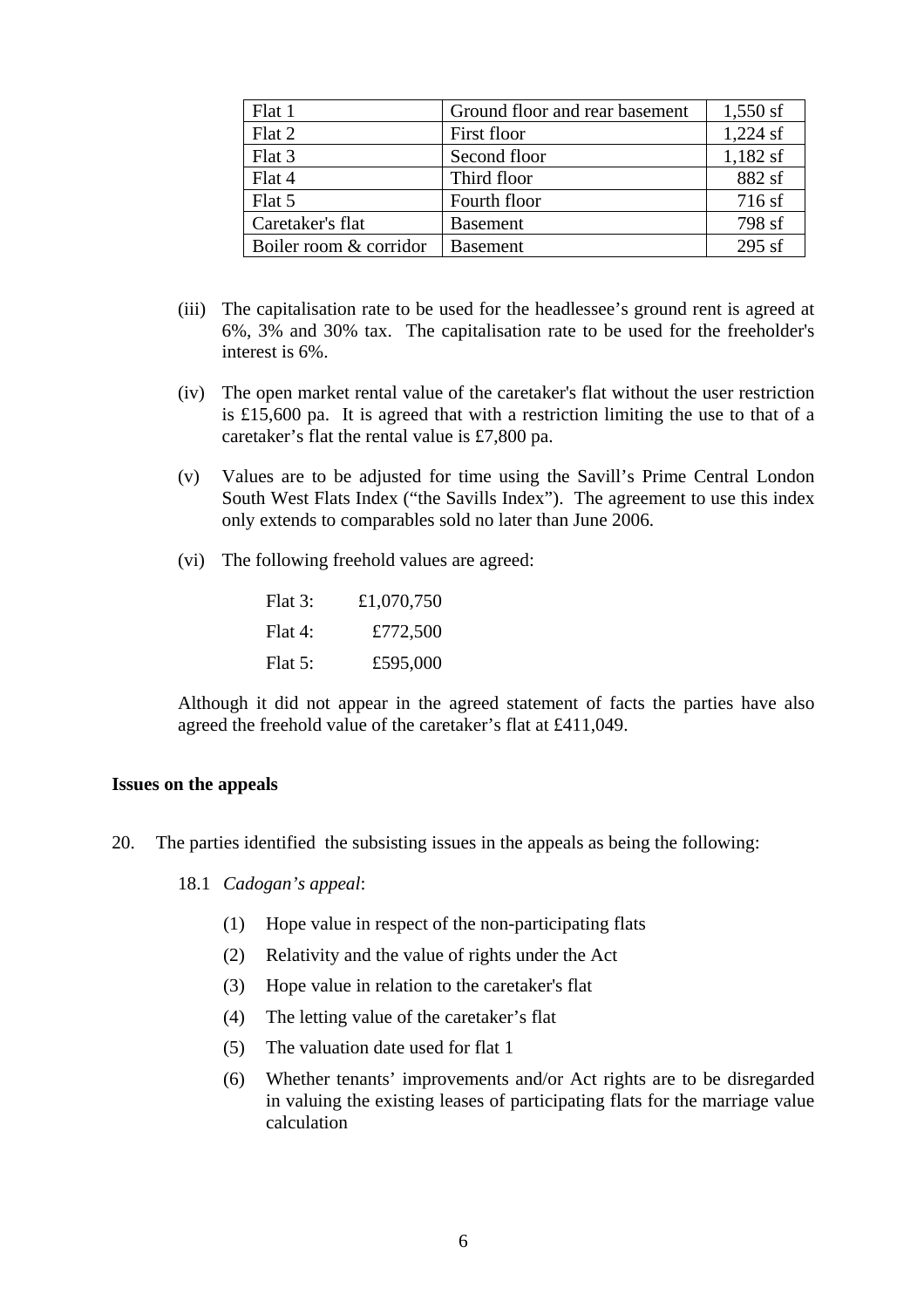| | | |
|---|---|---|
| Flat 1 | Ground floor and rear basement | 1,550 sf |
| Flat 2 | First floor | 1,224 sf |
| Flat 3 | Second floor | 1,182 sf |
| Flat 4 | Third floor | 882 sf |
| Flat 5 | Fourth floor | 716 sf |
| Caretaker's flat | Basement | 798 sf |
| Boiler room & corridor | Basement | 295 sf |

(iii) The capitalisation rate to be used for the headlessee's ground rent is agreed at 6%, 3% and 30% tax. The capitalisation rate to be used for the freeholder's interest is 6%.

(iv) The open market rental value of the caretaker's flat without the user restriction is £15,600 pa. It is agreed that with a restriction limiting the use to that of a caretaker's flat the rental value is £7,800 pa.

(v) Values are to be adjusted for time using the Savill's Prime Central London South West Flats Index ("the Savills Index"). The agreement to use this index only extends to comparables sold no later than June 2006.

(vi) The following freehold values are agreed:

| | |
|---|---|
| Flat 3: | £1,070,750 |
| Flat 4: | £772,500 |
| Flat 5: | £595,000 |

Although it did not appear in the agreed statement of facts the parties have also agreed the freehold value of the caretaker's flat at £411,049.

**Issues on the appeals**

20. The parties identified the subsisting issues in the appeals as being the following:

18.1 *Cadogan's appeal*:

(1) Hope value in respect of the non-participating flats

(2) Relativity and the value of rights under the Act

(3) Hope value in relation to the caretaker's flat

(4) The letting value of the caretaker's flat

(5) The valuation date used for flat 1

(6) Whether tenants' improvements and/or Act rights are to be disregarded in valuing the existing leases of participating flats for the marriage value calculation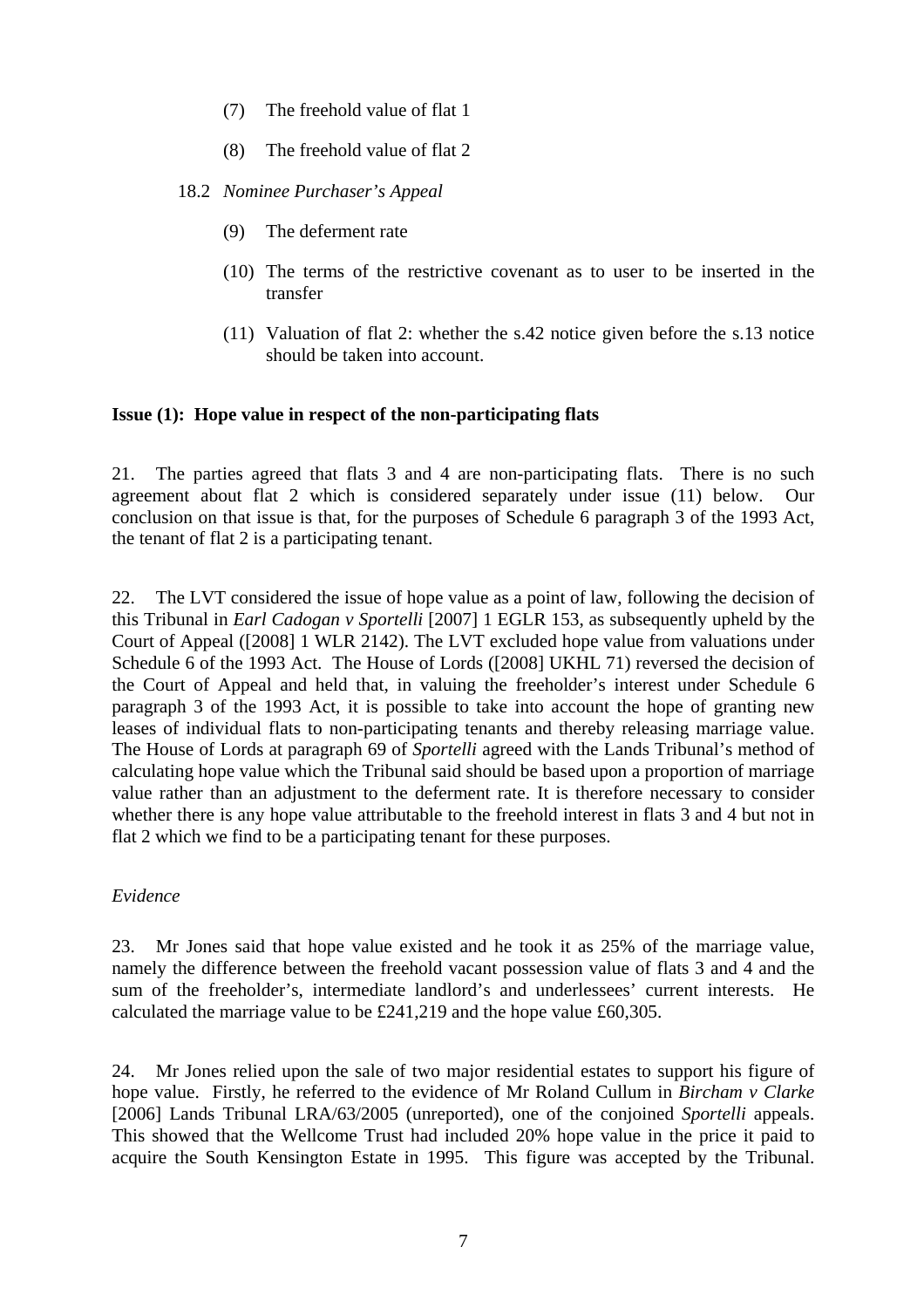(7) The freehold value of flat 1

(8) The freehold value of flat 2

18.2 *Nominee Purchaser's Appeal*

(9) The deferment rate

(10) The terms of the restrictive covenant as to user to be inserted in the transfer

(11) Valuation of flat 2: whether the s.42 notice given before the s.13 notice should be taken into account.

**Issue (1): Hope value in respect of the non-participating flats**

21. The parties agreed that flats 3 and 4 are non-participating flats. There is no such agreement about flat 2 which is considered separately under issue (11) below. Our conclusion on that issue is that, for the purposes of Schedule 6 paragraph 3 of the 1993 Act, the tenant of flat 2 is a participating tenant.

22. The LVT considered the issue of hope value as a point of law, following the decision of this Tribunal in *Earl Cadogan v Sportelli* [2007] 1 EGLR 153, as subsequently upheld by the Court of Appeal ([2008] 1 WLR 2142). The LVT excluded hope value from valuations under Schedule 6 of the 1993 Act. The House of Lords ([2008] UKHL 71) reversed the decision of the Court of Appeal and held that, in valuing the freeholder's interest under Schedule 6 paragraph 3 of the 1993 Act, it is possible to take into account the hope of granting new leases of individual flats to non-participating tenants and thereby releasing marriage value. The House of Lords at paragraph 69 of *Sportelli* agreed with the Lands Tribunal's method of calculating hope value which the Tribunal said should be based upon a proportion of marriage value rather than an adjustment to the deferment rate. It is therefore necessary to consider whether there is any hope value attributable to the freehold interest in flats 3 and 4 but not in flat 2 which we find to be a participating tenant for these purposes.

*Evidence*

23. Mr Jones said that hope value existed and he took it as 25% of the marriage value, namely the difference between the freehold vacant possession value of flats 3 and 4 and the sum of the freeholder's, intermediate landlord's and underlessees' current interests. He calculated the marriage value to be £241,219 and the hope value £60,305.

24. Mr Jones relied upon the sale of two major residential estates to support his figure of hope value. Firstly, he referred to the evidence of Mr Roland Cullum in *Bircham v Clarke* [2006] Lands Tribunal LRA/63/2005 (unreported), one of the conjoined *Sportelli* appeals. This showed that the Wellcome Trust had included 20% hope value in the price it paid to acquire the South Kensington Estate in 1995. This figure was accepted by the Tribunal.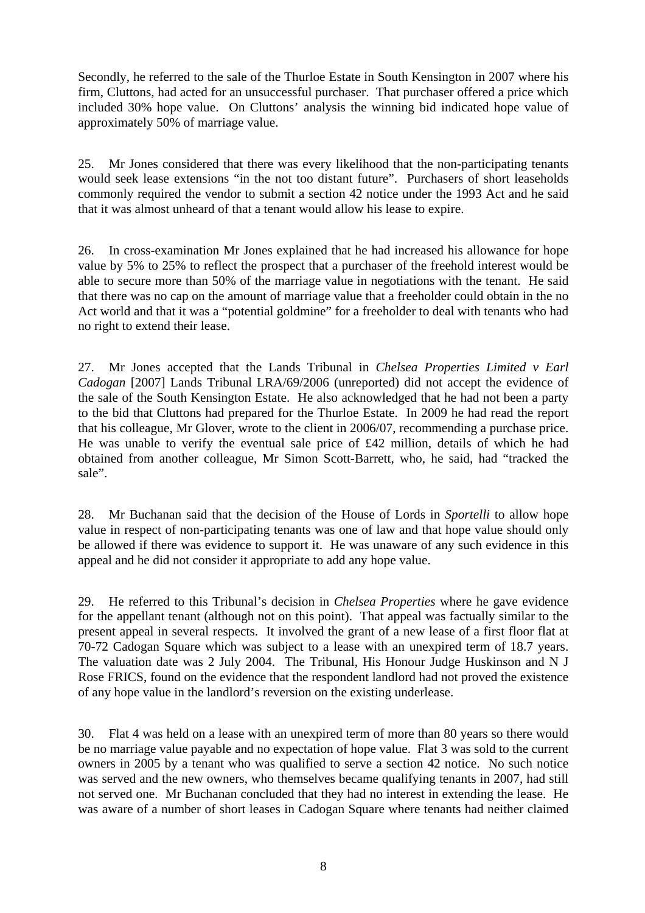Secondly, he referred to the sale of the Thurloe Estate in South Kensington in 2007 where his firm, Cluttons, had acted for an unsuccessful purchaser. That purchaser offered a price which included 30% hope value. On Cluttons' analysis the winning bid indicated hope value of approximately 50% of marriage value.

25. Mr Jones considered that there was every likelihood that the non-participating tenants would seek lease extensions "in the not too distant future". Purchasers of short leaseholds commonly required the vendor to submit a section 42 notice under the 1993 Act and he said that it was almost unheard of that a tenant would allow his lease to expire.

26. In cross-examination Mr Jones explained that he had increased his allowance for hope value by 5% to 25% to reflect the prospect that a purchaser of the freehold interest would be able to secure more than 50% of the marriage value in negotiations with the tenant. He said that there was no cap on the amount of marriage value that a freeholder could obtain in the no Act world and that it was a "potential goldmine" for a freeholder to deal with tenants who had no right to extend their lease.

27. Mr Jones accepted that the Lands Tribunal in *Chelsea Properties Limited v Earl Cadogan* [2007] Lands Tribunal LRA/69/2006 (unreported) did not accept the evidence of the sale of the South Kensington Estate. He also acknowledged that he had not been a party to the bid that Cluttons had prepared for the Thurloe Estate. In 2009 he had read the report that his colleague, Mr Glover, wrote to the client in 2006/07, recommending a purchase price. He was unable to verify the eventual sale price of £42 million, details of which he had obtained from another colleague, Mr Simon Scott-Barrett, who, he said, had "tracked the sale".

28. Mr Buchanan said that the decision of the House of Lords in *Sportelli* to allow hope value in respect of non-participating tenants was one of law and that hope value should only be allowed if there was evidence to support it. He was unaware of any such evidence in this appeal and he did not consider it appropriate to add any hope value.

29. He referred to this Tribunal's decision in *Chelsea Properties* where he gave evidence for the appellant tenant (although not on this point). That appeal was factually similar to the present appeal in several respects. It involved the grant of a new lease of a first floor flat at 70-72 Cadogan Square which was subject to a lease with an unexpired term of 18.7 years. The valuation date was 2 July 2004. The Tribunal, His Honour Judge Huskinson and N J Rose FRICS, found on the evidence that the respondent landlord had not proved the existence of any hope value in the landlord's reversion on the existing underlease.

30. Flat 4 was held on a lease with an unexpired term of more than 80 years so there would be no marriage value payable and no expectation of hope value. Flat 3 was sold to the current owners in 2005 by a tenant who was qualified to serve a section 42 notice. No such notice was served and the new owners, who themselves became qualifying tenants in 2007, had still not served one. Mr Buchanan concluded that they had no interest in extending the lease. He was aware of a number of short leases in Cadogan Square where tenants had neither claimed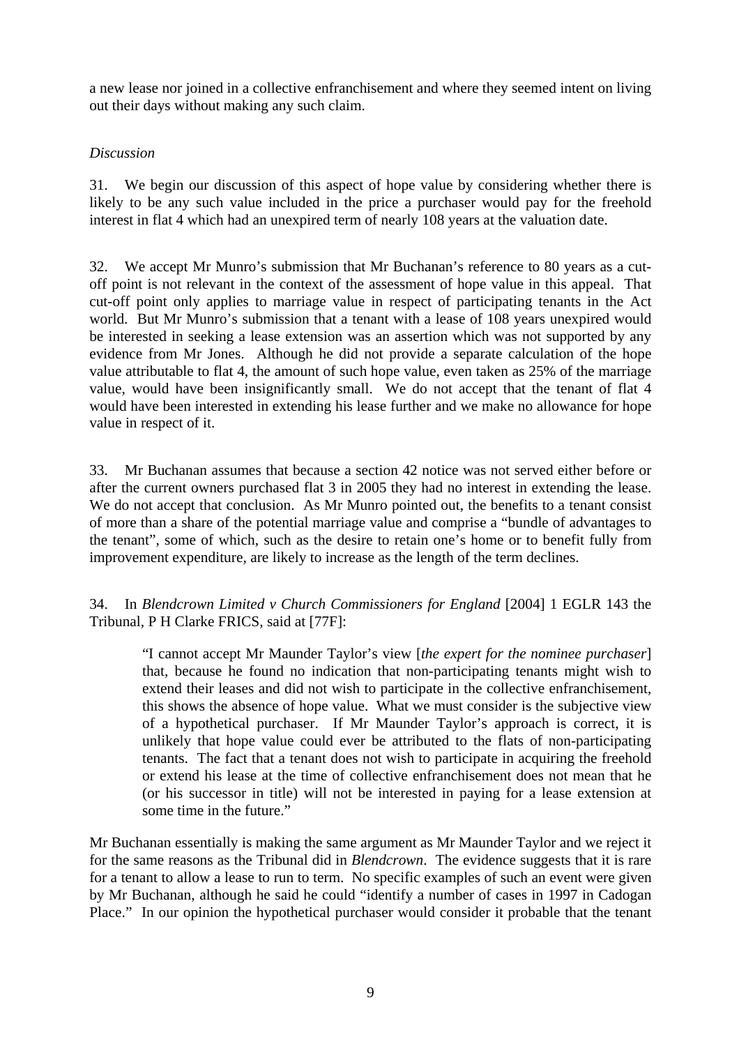a new lease nor joined in a collective enfranchisement and where they seemed intent on living out their days without making any such claim.

*Discussion*

31. We begin our discussion of this aspect of hope value by considering whether there is likely to be any such value included in the price a purchaser would pay for the freehold interest in flat 4 which had an unexpired term of nearly 108 years at the valuation date.

32. We accept Mr Munro's submission that Mr Buchanan's reference to 80 years as a cut-off point is not relevant in the context of the assessment of hope value in this appeal. That cut-off point only applies to marriage value in respect of participating tenants in the Act world. But Mr Munro's submission that a tenant with a lease of 108 years unexpired would be interested in seeking a lease extension was an assertion which was not supported by any evidence from Mr Jones. Although he did not provide a separate calculation of the hope value attributable to flat 4, the amount of such hope value, even taken as 25% of the marriage value, would have been insignificantly small. We do not accept that the tenant of flat 4 would have been interested in extending his lease further and we make no allowance for hope value in respect of it.

33. Mr Buchanan assumes that because a section 42 notice was not served either before or after the current owners purchased flat 3 in 2005 they had no interest in extending the lease. We do not accept that conclusion. As Mr Munro pointed out, the benefits to a tenant consist of more than a share of the potential marriage value and comprise a "bundle of advantages to the tenant", some of which, such as the desire to retain one's home or to benefit fully from improvement expenditure, are likely to increase as the length of the term declines.

34. In *Blendcrown Limited v Church Commissioners for England* [2004] 1 EGLR 143 the Tribunal, P H Clarke FRICS, said at [77F]:

> "I cannot accept Mr Maunder Taylor's view [*the expert for the nominee purchaser*] that, because he found no indication that non-participating tenants might wish to extend their leases and did not wish to participate in the collective enfranchisement, this shows the absence of hope value. What we must consider is the subjective view of a hypothetical purchaser. If Mr Maunder Taylor's approach is correct, it is unlikely that hope value could ever be attributed to the flats of non-participating tenants. The fact that a tenant does not wish to participate in acquiring the freehold or extend his lease at the time of collective enfranchisement does not mean that he (or his successor in title) will not be interested in paying for a lease extension at some time in the future."

Mr Buchanan essentially is making the same argument as Mr Maunder Taylor and we reject it for the same reasons as the Tribunal did in *Blendcrown*. The evidence suggests that it is rare for a tenant to allow a lease to run to term. No specific examples of such an event were given by Mr Buchanan, although he said he could "identify a number of cases in 1997 in Cadogan Place." In our opinion the hypothetical purchaser would consider it probable that the tenant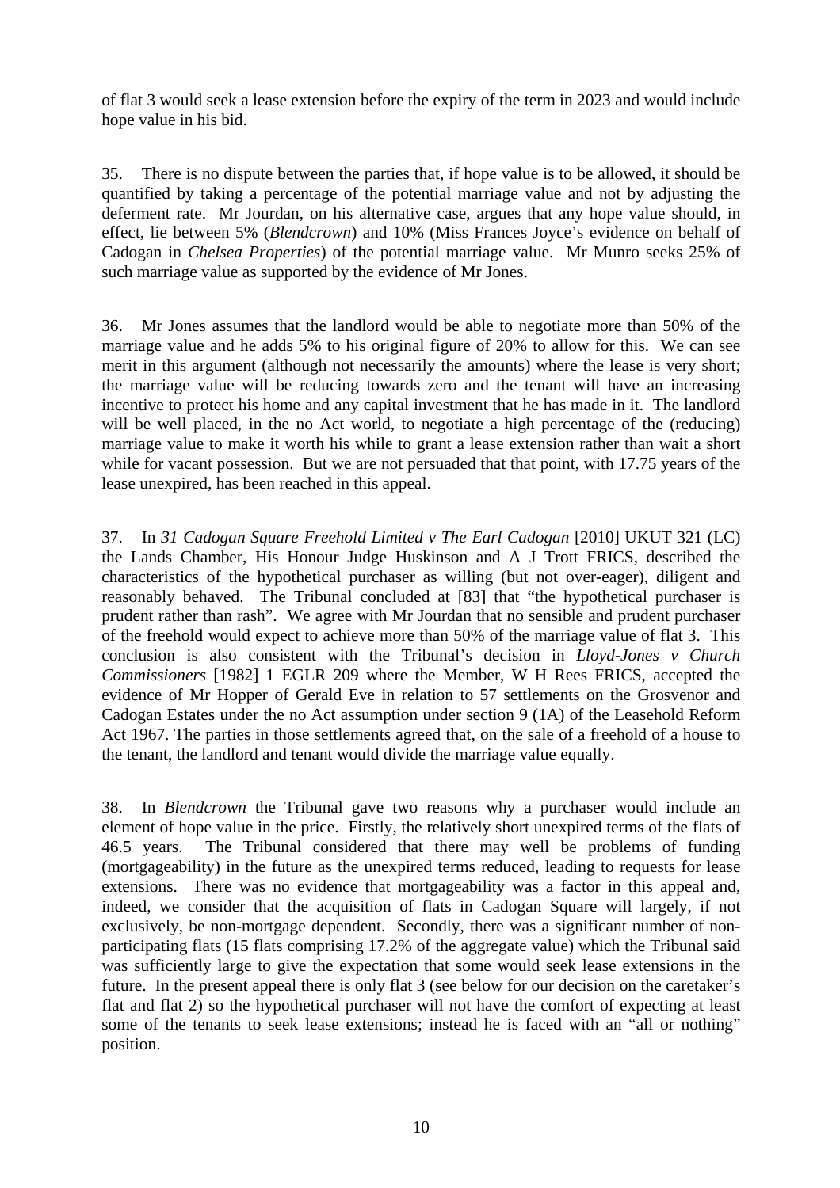of flat 3 would seek a lease extension before the expiry of the term in 2023 and would include hope value in his bid.

35. There is no dispute between the parties that, if hope value is to be allowed, it should be quantified by taking a percentage of the potential marriage value and not by adjusting the deferment rate. Mr Jourdan, on his alternative case, argues that any hope value should, in effect, lie between 5% (*Blendcrown*) and 10% (Miss Frances Joyce's evidence on behalf of Cadogan in *Chelsea Properties*) of the potential marriage value. Mr Munro seeks 25% of such marriage value as supported by the evidence of Mr Jones.

36. Mr Jones assumes that the landlord would be able to negotiate more than 50% of the marriage value and he adds 5% to his original figure of 20% to allow for this. We can see merit in this argument (although not necessarily the amounts) where the lease is very short; the marriage value will be reducing towards zero and the tenant will have an increasing incentive to protect his home and any capital investment that he has made in it. The landlord will be well placed, in the no Act world, to negotiate a high percentage of the (reducing) marriage value to make it worth his while to grant a lease extension rather than wait a short while for vacant possession. But we are not persuaded that that point, with 17.75 years of the lease unexpired, has been reached in this appeal.

37. In *31 Cadogan Square Freehold Limited v The Earl Cadogan* [2010] UKUT 321 (LC) the Lands Chamber, His Honour Judge Huskinson and A J Trott FRICS, described the characteristics of the hypothetical purchaser as willing (but not over-eager), diligent and reasonably behaved. The Tribunal concluded at [83] that "the hypothetical purchaser is prudent rather than rash". We agree with Mr Jourdan that no sensible and prudent purchaser of the freehold would expect to achieve more than 50% of the marriage value of flat 3. This conclusion is also consistent with the Tribunal's decision in *Lloyd-Jones v Church Commissioners* [1982] 1 EGLR 209 where the Member, W H Rees FRICS, accepted the evidence of Mr Hopper of Gerald Eve in relation to 57 settlements on the Grosvenor and Cadogan Estates under the no Act assumption under section 9 (1A) of the Leasehold Reform Act 1967. The parties in those settlements agreed that, on the sale of a freehold of a house to the tenant, the landlord and tenant would divide the marriage value equally.

38. In *Blendcrown* the Tribunal gave two reasons why a purchaser would include an element of hope value in the price. Firstly, the relatively short unexpired terms of the flats of 46.5 years. The Tribunal considered that there may well be problems of funding (mortgageability) in the future as the unexpired terms reduced, leading to requests for lease extensions. There was no evidence that mortgageability was a factor in this appeal and, indeed, we consider that the acquisition of flats in Cadogan Square will largely, if not exclusively, be non-mortgage dependent. Secondly, there was a significant number of non-participating flats (15 flats comprising 17.2% of the aggregate value) which the Tribunal said was sufficiently large to give the expectation that some would seek lease extensions in the future. In the present appeal there is only flat 3 (see below for our decision on the caretaker's flat and flat 2) so the hypothetical purchaser will not have the comfort of expecting at least some of the tenants to seek lease extensions; instead he is faced with an "all or nothing" position.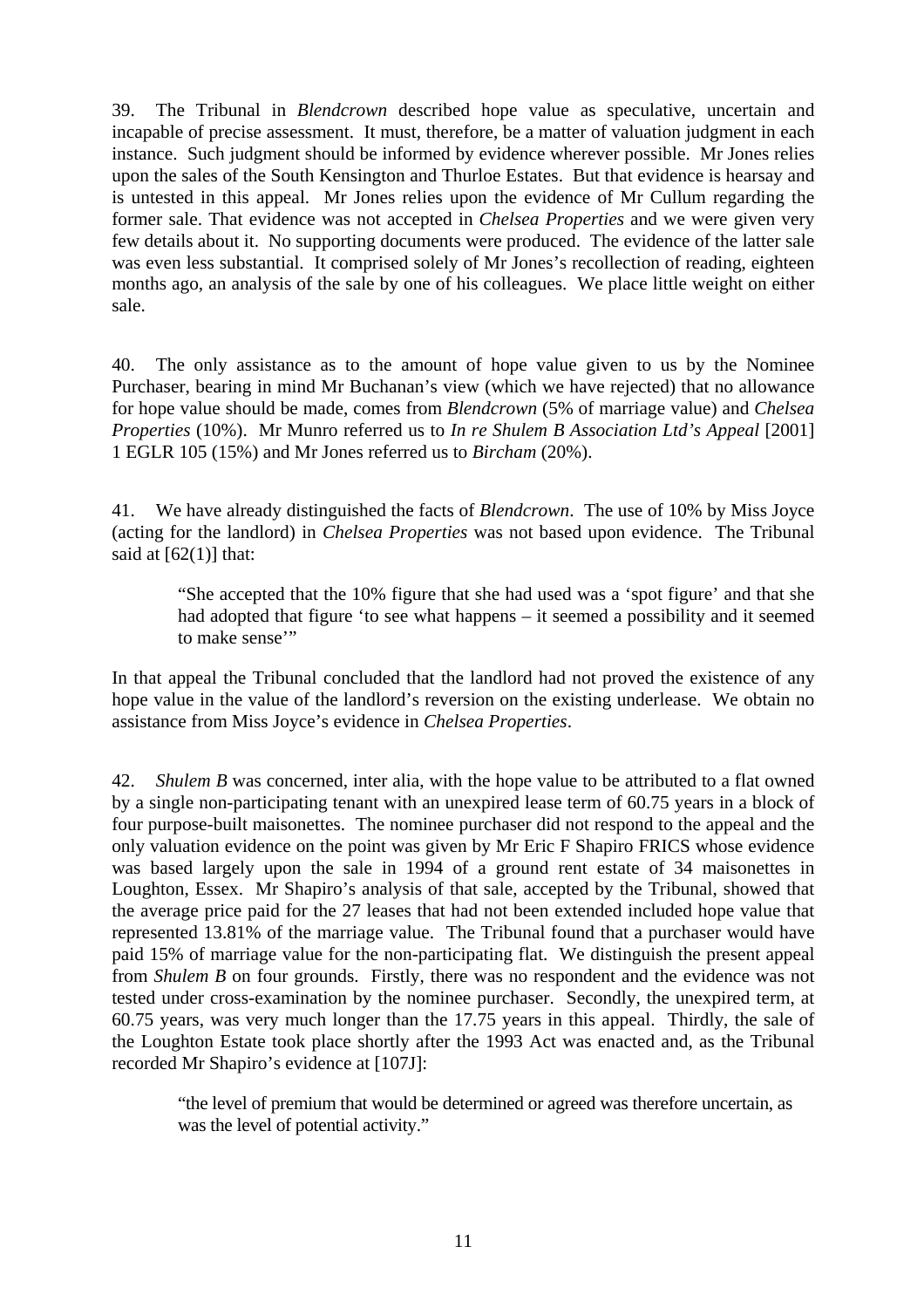39. The Tribunal in *Blendcrown* described hope value as speculative, uncertain and incapable of precise assessment. It must, therefore, be a matter of valuation judgment in each instance. Such judgment should be informed by evidence wherever possible. Mr Jones relies upon the sales of the South Kensington and Thurloe Estates. But that evidence is hearsay and is untested in this appeal. Mr Jones relies upon the evidence of Mr Cullum regarding the former sale. That evidence was not accepted in *Chelsea Properties* and we were given very few details about it. No supporting documents were produced. The evidence of the latter sale was even less substantial. It comprised solely of Mr Jones's recollection of reading, eighteen months ago, an analysis of the sale by one of his colleagues. We place little weight on either sale.

40. The only assistance as to the amount of hope value given to us by the Nominee Purchaser, bearing in mind Mr Buchanan's view (which we have rejected) that no allowance for hope value should be made, comes from *Blendcrown* (5% of marriage value) and *Chelsea Properties* (10%). Mr Munro referred us to *In re Shulem B Association Ltd's Appeal* [2001] 1 EGLR 105 (15%) and Mr Jones referred us to *Bircham* (20%).

41. We have already distinguished the facts of *Blendcrown*. The use of 10% by Miss Joyce (acting for the landlord) in *Chelsea Properties* was not based upon evidence. The Tribunal said at [62(1)] that:

> "She accepted that the 10% figure that she had used was a 'spot figure' and that she had adopted that figure 'to see what happens – it seemed a possibility and it seemed to make sense'"

In that appeal the Tribunal concluded that the landlord had not proved the existence of any hope value in the value of the landlord's reversion on the existing underlease. We obtain no assistance from Miss Joyce's evidence in *Chelsea Properties*.

42. *Shulem B* was concerned, inter alia, with the hope value to be attributed to a flat owned by a single non-participating tenant with an unexpired lease term of 60.75 years in a block of four purpose-built maisonettes. The nominee purchaser did not respond to the appeal and the only valuation evidence on the point was given by Mr Eric F Shapiro FRICS whose evidence was based largely upon the sale in 1994 of a ground rent estate of 34 maisonettes in Loughton, Essex. Mr Shapiro's analysis of that sale, accepted by the Tribunal, showed that the average price paid for the 27 leases that had not been extended included hope value that represented 13.81% of the marriage value. The Tribunal found that a purchaser would have paid 15% of marriage value for the non-participating flat. We distinguish the present appeal from *Shulem B* on four grounds. Firstly, there was no respondent and the evidence was not tested under cross-examination by the nominee purchaser. Secondly, the unexpired term, at 60.75 years, was very much longer than the 17.75 years in this appeal. Thirdly, the sale of the Loughton Estate took place shortly after the 1993 Act was enacted and, as the Tribunal recorded Mr Shapiro's evidence at [107J]:

> "the level of premium that would be determined or agreed was therefore uncertain, as was the level of potential activity."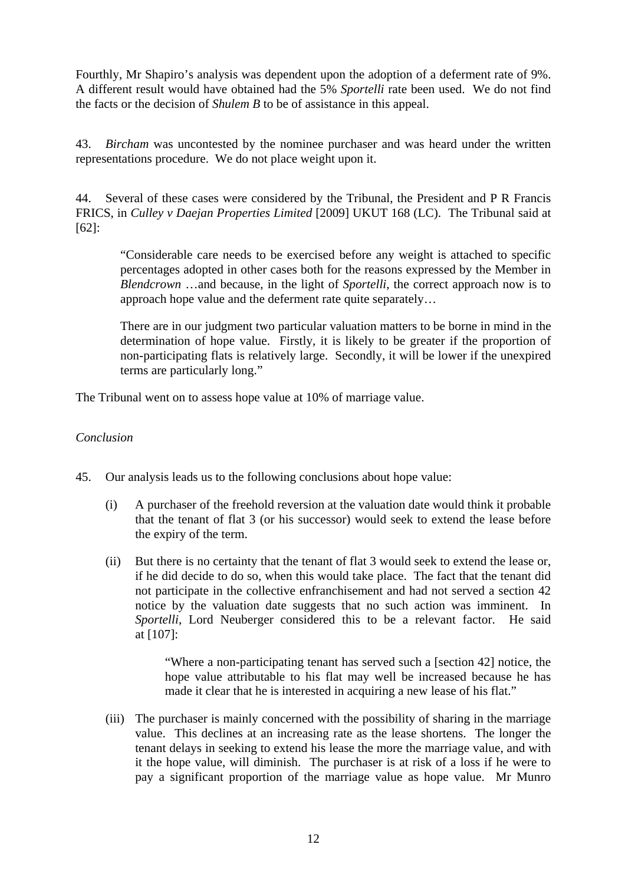Fourthly, Mr Shapiro's analysis was dependent upon the adoption of a deferment rate of 9%. A different result would have obtained had the 5% *Sportelli* rate been used. We do not find the facts or the decision of *Shulem B* to be of assistance in this appeal.

43. *Bircham* was uncontested by the nominee purchaser and was heard under the written representations procedure. We do not place weight upon it.

44. Several of these cases were considered by the Tribunal, the President and P R Francis FRICS, in *Culley v Daejan Properties Limited* [2009] UKUT 168 (LC). The Tribunal said at [62]:

> "Considerable care needs to be exercised before any weight is attached to specific percentages adopted in other cases both for the reasons expressed by the Member in *Blendcrown* …and because, in the light of *Sportelli*, the correct approach now is to approach hope value and the deferment rate quite separately…
>
> There are in our judgment two particular valuation matters to be borne in mind in the determination of hope value. Firstly, it is likely to be greater if the proportion of non-participating flats is relatively large. Secondly, it will be lower if the unexpired terms are particularly long."

The Tribunal went on to assess hope value at 10% of marriage value.

*Conclusion*

45. Our analysis leads us to the following conclusions about hope value:

(i) A purchaser of the freehold reversion at the valuation date would think it probable that the tenant of flat 3 (or his successor) would seek to extend the lease before the expiry of the term.

(ii) But there is no certainty that the tenant of flat 3 would seek to extend the lease or, if he did decide to do so, when this would take place. The fact that the tenant did not participate in the collective enfranchisement and had not served a section 42 notice by the valuation date suggests that no such action was imminent. In *Sportelli*, Lord Neuberger considered this to be a relevant factor. He said at [107]:

> "Where a non-participating tenant has served such a [section 42] notice, the hope value attributable to his flat may well be increased because he has made it clear that he is interested in acquiring a new lease of his flat."

(iii) The purchaser is mainly concerned with the possibility of sharing in the marriage value. This declines at an increasing rate as the lease shortens. The longer the tenant delays in seeking to extend his lease the more the marriage value, and with it the hope value, will diminish. The purchaser is at risk of a loss if he were to pay a significant proportion of the marriage value as hope value. Mr Munro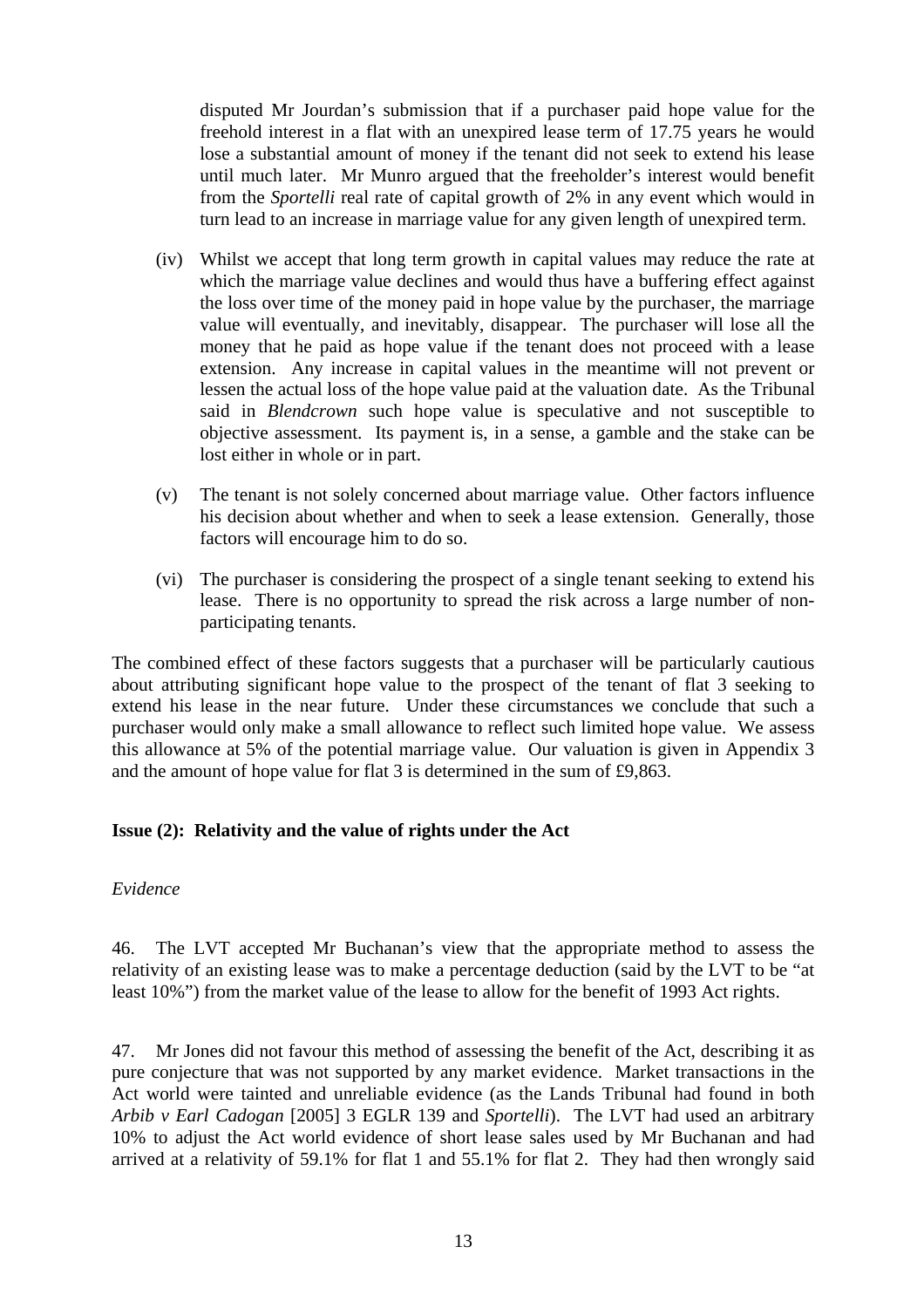disputed Mr Jourdan's submission that if a purchaser paid hope value for the freehold interest in a flat with an unexpired lease term of 17.75 years he would lose a substantial amount of money if the tenant did not seek to extend his lease until much later. Mr Munro argued that the freeholder's interest would benefit from the *Sportelli* real rate of capital growth of 2% in any event which would in turn lead to an increase in marriage value for any given length of unexpired term.

(iv) Whilst we accept that long term growth in capital values may reduce the rate at which the marriage value declines and would thus have a buffering effect against the loss over time of the money paid in hope value by the purchaser, the marriage value will eventually, and inevitably, disappear. The purchaser will lose all the money that he paid as hope value if the tenant does not proceed with a lease extension. Any increase in capital values in the meantime will not prevent or lessen the actual loss of the hope value paid at the valuation date. As the Tribunal said in *Blendcrown* such hope value is speculative and not susceptible to objective assessment. Its payment is, in a sense, a gamble and the stake can be lost either in whole or in part.

(v) The tenant is not solely concerned about marriage value. Other factors influence his decision about whether and when to seek a lease extension. Generally, those factors will encourage him to do so.

(vi) The purchaser is considering the prospect of a single tenant seeking to extend his lease. There is no opportunity to spread the risk across a large number of non-participating tenants.

The combined effect of these factors suggests that a purchaser will be particularly cautious about attributing significant hope value to the prospect of the tenant of flat 3 seeking to extend his lease in the near future. Under these circumstances we conclude that such a purchaser would only make a small allowance to reflect such limited hope value. We assess this allowance at 5% of the potential marriage value. Our valuation is given in Appendix 3 and the amount of hope value for flat 3 is determined in the sum of £9,863.

**Issue (2): Relativity and the value of rights under the Act**

*Evidence*

46. The LVT accepted Mr Buchanan's view that the appropriate method to assess the relativity of an existing lease was to make a percentage deduction (said by the LVT to be "at least 10%") from the market value of the lease to allow for the benefit of 1993 Act rights.

47. Mr Jones did not favour this method of assessing the benefit of the Act, describing it as pure conjecture that was not supported by any market evidence. Market transactions in the Act world were tainted and unreliable evidence (as the Lands Tribunal had found in both *Arbib v Earl Cadogan* [2005] 3 EGLR 139 and *Sportelli*). The LVT had used an arbitrary 10% to adjust the Act world evidence of short lease sales used by Mr Buchanan and had arrived at a relativity of 59.1% for flat 1 and 55.1% for flat 2. They had then wrongly said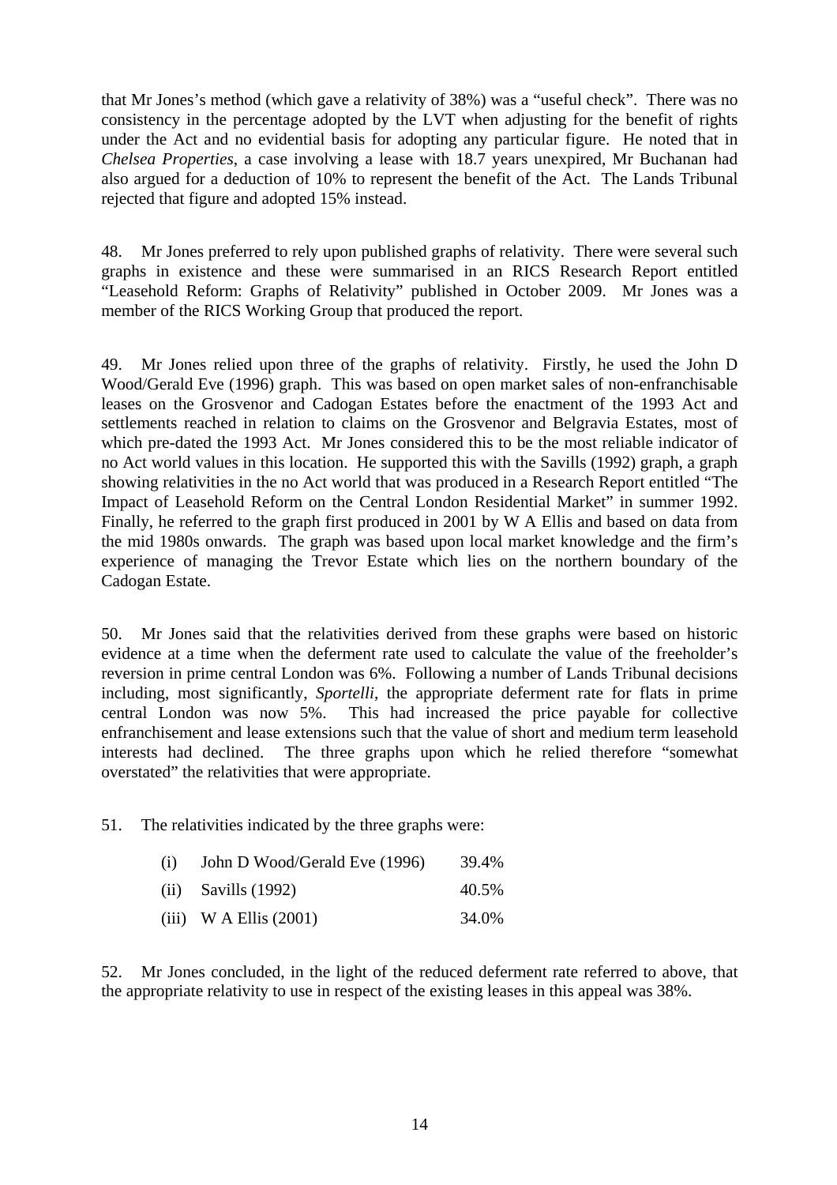that Mr Jones's method (which gave a relativity of 38%) was a "useful check". There was no consistency in the percentage adopted by the LVT when adjusting for the benefit of rights under the Act and no evidential basis for adopting any particular figure. He noted that in *Chelsea Properties*, a case involving a lease with 18.7 years unexpired, Mr Buchanan had also argued for a deduction of 10% to represent the benefit of the Act. The Lands Tribunal rejected that figure and adopted 15% instead.

48. Mr Jones preferred to rely upon published graphs of relativity. There were several such graphs in existence and these were summarised in an RICS Research Report entitled "Leasehold Reform: Graphs of Relativity" published in October 2009. Mr Jones was a member of the RICS Working Group that produced the report.

49. Mr Jones relied upon three of the graphs of relativity. Firstly, he used the John D Wood/Gerald Eve (1996) graph. This was based on open market sales of non-enfranchisable leases on the Grosvenor and Cadogan Estates before the enactment of the 1993 Act and settlements reached in relation to claims on the Grosvenor and Belgravia Estates, most of which pre-dated the 1993 Act. Mr Jones considered this to be the most reliable indicator of no Act world values in this location. He supported this with the Savills (1992) graph, a graph showing relativities in the no Act world that was produced in a Research Report entitled "The Impact of Leasehold Reform on the Central London Residential Market" in summer 1992. Finally, he referred to the graph first produced in 2001 by W A Ellis and based on data from the mid 1980s onwards. The graph was based upon local market knowledge and the firm's experience of managing the Trevor Estate which lies on the northern boundary of the Cadogan Estate.

50. Mr Jones said that the relativities derived from these graphs were based on historic evidence at a time when the deferment rate used to calculate the value of the freeholder's reversion in prime central London was 6%. Following a number of Lands Tribunal decisions including, most significantly, *Sportelli*, the appropriate deferment rate for flats in prime central London was now 5%. This had increased the price payable for collective enfranchisement and lease extensions such that the value of short and medium term leasehold interests had declined. The three graphs upon which he relied therefore "somewhat overstated" the relativities that were appropriate.

51. The relativities indicated by the three graphs were:

| | | |
|---|---|---|
| (i) | John D Wood/Gerald Eve (1996) | 39.4% |
| (ii) | Savills (1992) | 40.5% |
| (iii) | W A Ellis (2001) | 34.0% |

52. Mr Jones concluded, in the light of the reduced deferment rate referred to above, that the appropriate relativity to use in respect of the existing leases in this appeal was 38%.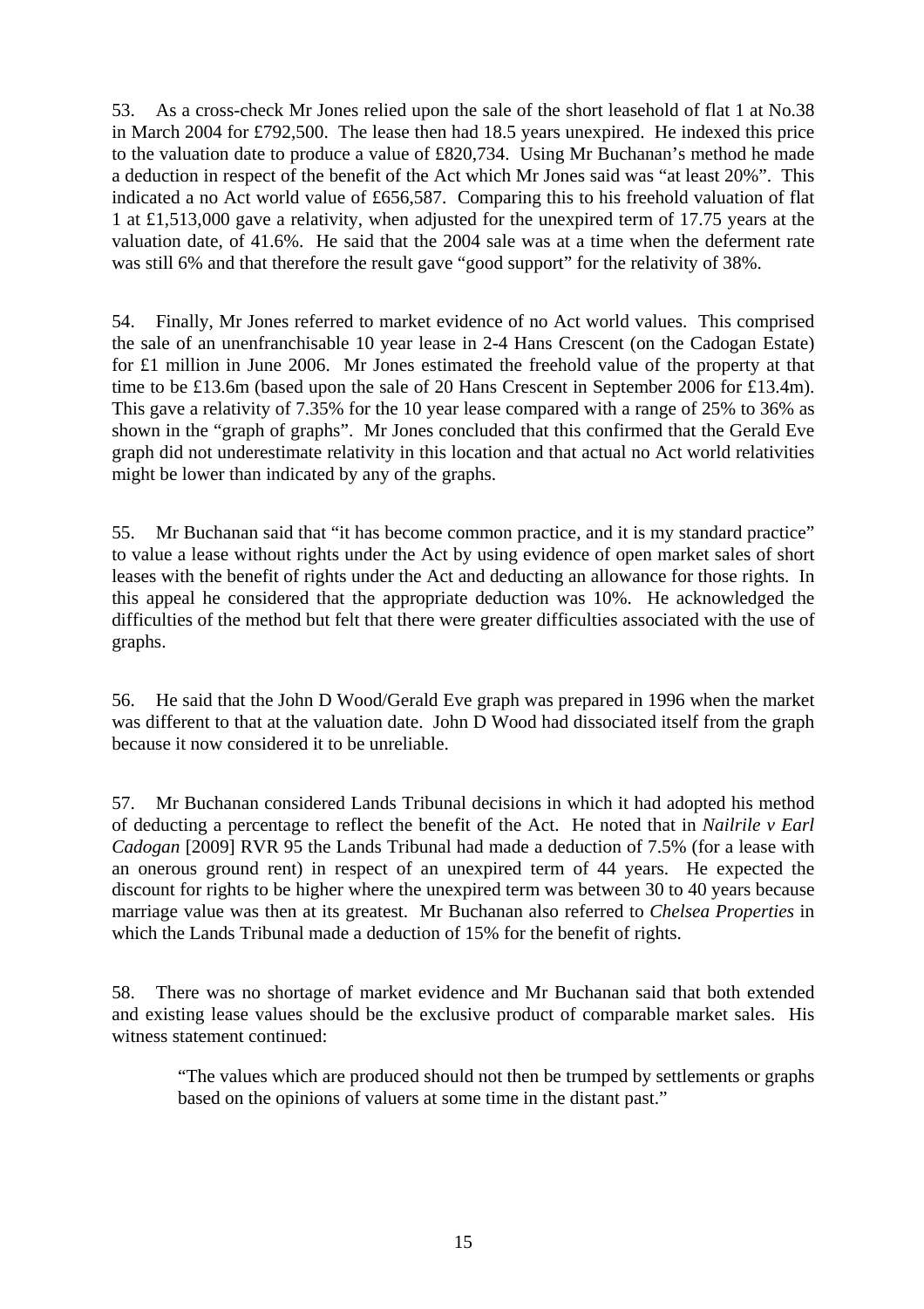53. As a cross-check Mr Jones relied upon the sale of the short leasehold of flat 1 at No.38 in March 2004 for £792,500. The lease then had 18.5 years unexpired. He indexed this price to the valuation date to produce a value of £820,734. Using Mr Buchanan's method he made a deduction in respect of the benefit of the Act which Mr Jones said was "at least 20%". This indicated a no Act world value of £656,587. Comparing this to his freehold valuation of flat 1 at £1,513,000 gave a relativity, when adjusted for the unexpired term of 17.75 years at the valuation date, of 41.6%. He said that the 2004 sale was at a time when the deferment rate was still 6% and that therefore the result gave "good support" for the relativity of 38%.

54. Finally, Mr Jones referred to market evidence of no Act world values. This comprised the sale of an unenfranchisable 10 year lease in 2-4 Hans Crescent (on the Cadogan Estate) for £1 million in June 2006. Mr Jones estimated the freehold value of the property at that time to be £13.6m (based upon the sale of 20 Hans Crescent in September 2006 for £13.4m). This gave a relativity of 7.35% for the 10 year lease compared with a range of 25% to 36% as shown in the "graph of graphs". Mr Jones concluded that this confirmed that the Gerald Eve graph did not underestimate relativity in this location and that actual no Act world relativities might be lower than indicated by any of the graphs.

55. Mr Buchanan said that "it has become common practice, and it is my standard practice" to value a lease without rights under the Act by using evidence of open market sales of short leases with the benefit of rights under the Act and deducting an allowance for those rights. In this appeal he considered that the appropriate deduction was 10%. He acknowledged the difficulties of the method but felt that there were greater difficulties associated with the use of graphs.

56. He said that the John D Wood/Gerald Eve graph was prepared in 1996 when the market was different to that at the valuation date. John D Wood had dissociated itself from the graph because it now considered it to be unreliable.

57. Mr Buchanan considered Lands Tribunal decisions in which it had adopted his method of deducting a percentage to reflect the benefit of the Act. He noted that in *Nailrile v Earl Cadogan* [2009] RVR 95 the Lands Tribunal had made a deduction of 7.5% (for a lease with an onerous ground rent) in respect of an unexpired term of 44 years. He expected the discount for rights to be higher where the unexpired term was between 30 to 40 years because marriage value was then at its greatest. Mr Buchanan also referred to *Chelsea Properties* in which the Lands Tribunal made a deduction of 15% for the benefit of rights.

58. There was no shortage of market evidence and Mr Buchanan said that both extended and existing lease values should be the exclusive product of comparable market sales. His witness statement continued:

> "The values which are produced should not then be trumped by settlements or graphs based on the opinions of valuers at some time in the distant past."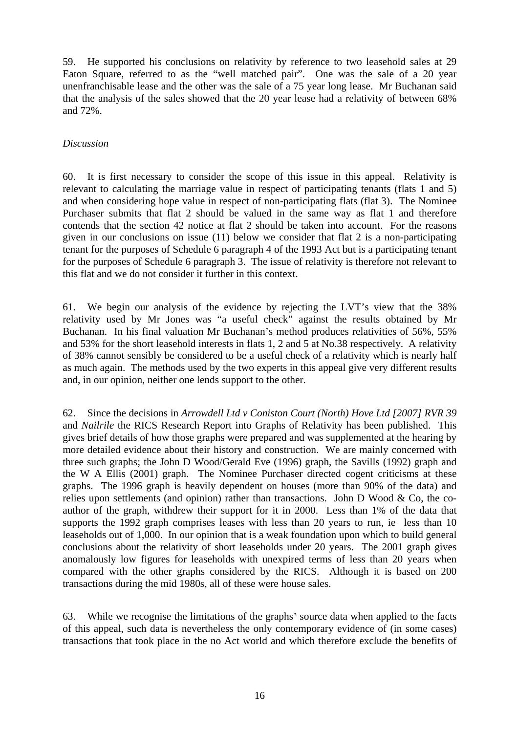59. He supported his conclusions on relativity by reference to two leasehold sales at 29 Eaton Square, referred to as the "well matched pair". One was the sale of a 20 year unenfranchisable lease and the other was the sale of a 75 year long lease. Mr Buchanan said that the analysis of the sales showed that the 20 year lease had a relativity of between 68% and 72%.

*Discussion*

60. It is first necessary to consider the scope of this issue in this appeal. Relativity is relevant to calculating the marriage value in respect of participating tenants (flats 1 and 5) and when considering hope value in respect of non-participating flats (flat 3). The Nominee Purchaser submits that flat 2 should be valued in the same way as flat 1 and therefore contends that the section 42 notice at flat 2 should be taken into account. For the reasons given in our conclusions on issue (11) below we consider that flat 2 is a non-participating tenant for the purposes of Schedule 6 paragraph 4 of the 1993 Act but is a participating tenant for the purposes of Schedule 6 paragraph 3. The issue of relativity is therefore not relevant to this flat and we do not consider it further in this context.

61. We begin our analysis of the evidence by rejecting the LVT's view that the 38% relativity used by Mr Jones was "a useful check" against the results obtained by Mr Buchanan. In his final valuation Mr Buchanan's method produces relativities of 56%, 55% and 53% for the short leasehold interests in flats 1, 2 and 5 at No.38 respectively. A relativity of 38% cannot sensibly be considered to be a useful check of a relativity which is nearly half as much again. The methods used by the two experts in this appeal give very different results and, in our opinion, neither one lends support to the other.

62. Since the decisions in *Arrowdell Ltd v Coniston Court (North) Hove Ltd [2007] RVR 39* and *Nailrile* the RICS Research Report into Graphs of Relativity has been published. This gives brief details of how those graphs were prepared and was supplemented at the hearing by more detailed evidence about their history and construction. We are mainly concerned with three such graphs; the John D Wood/Gerald Eve (1996) graph, the Savills (1992) graph and the W A Ellis (2001) graph. The Nominee Purchaser directed cogent criticisms at these graphs. The 1996 graph is heavily dependent on houses (more than 90% of the data) and relies upon settlements (and opinion) rather than transactions. John D Wood & Co, the co-author of the graph, withdrew their support for it in 2000. Less than 1% of the data that supports the 1992 graph comprises leases with less than 20 years to run, ie less than 10 leaseholds out of 1,000. In our opinion that is a weak foundation upon which to build general conclusions about the relativity of short leaseholds under 20 years. The 2001 graph gives anomalously low figures for leaseholds with unexpired terms of less than 20 years when compared with the other graphs considered by the RICS. Although it is based on 200 transactions during the mid 1980s, all of these were house sales.

63. While we recognise the limitations of the graphs' source data when applied to the facts of this appeal, such data is nevertheless the only contemporary evidence of (in some cases) transactions that took place in the no Act world and which therefore exclude the benefits of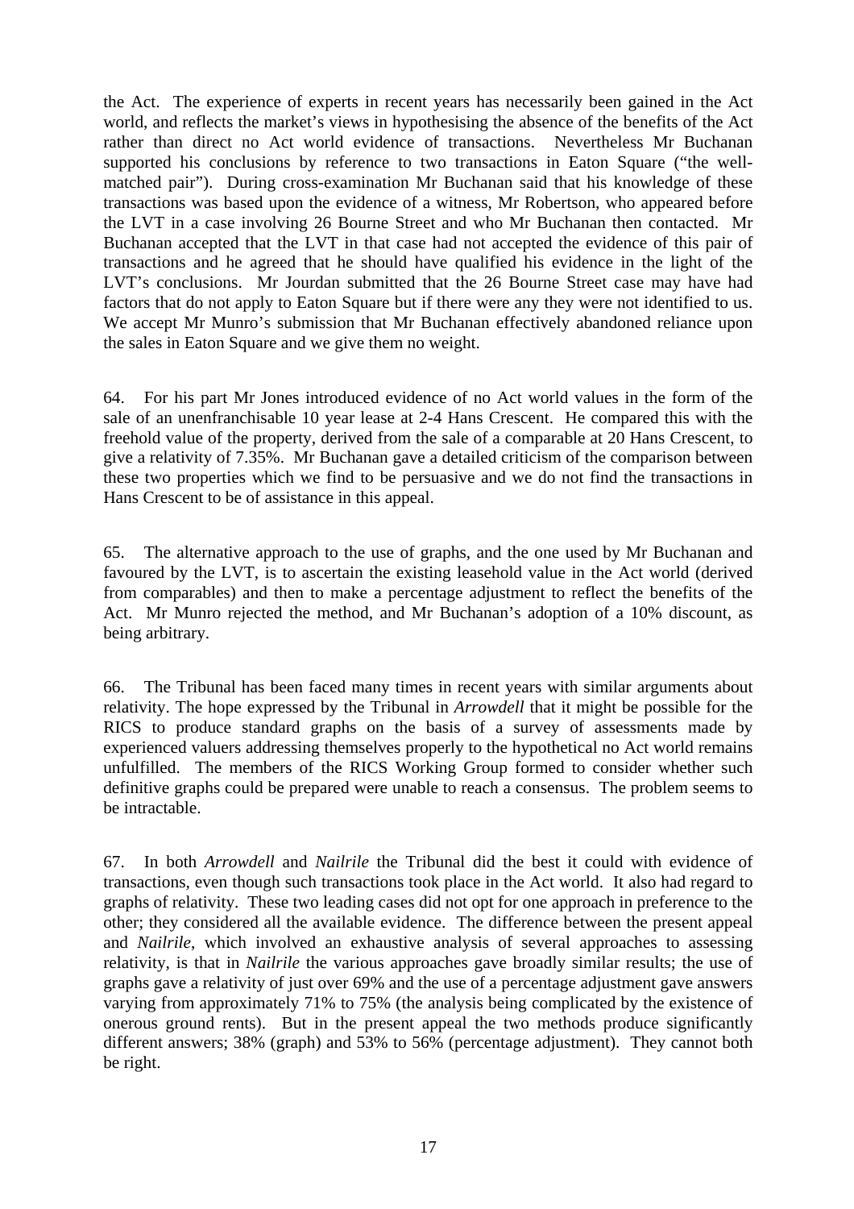the Act. The experience of experts in recent years has necessarily been gained in the Act world, and reflects the market's views in hypothesising the absence of the benefits of the Act rather than direct no Act world evidence of transactions. Nevertheless Mr Buchanan supported his conclusions by reference to two transactions in Eaton Square ("the well-matched pair"). During cross-examination Mr Buchanan said that his knowledge of these transactions was based upon the evidence of a witness, Mr Robertson, who appeared before the LVT in a case involving 26 Bourne Street and who Mr Buchanan then contacted. Mr Buchanan accepted that the LVT in that case had not accepted the evidence of this pair of transactions and he agreed that he should have qualified his evidence in the light of the LVT's conclusions. Mr Jourdan submitted that the 26 Bourne Street case may have had factors that do not apply to Eaton Square but if there were any they were not identified to us. We accept Mr Munro's submission that Mr Buchanan effectively abandoned reliance upon the sales in Eaton Square and we give them no weight.

64. For his part Mr Jones introduced evidence of no Act world values in the form of the sale of an unenfranchisable 10 year lease at 2-4 Hans Crescent. He compared this with the freehold value of the property, derived from the sale of a comparable at 20 Hans Crescent, to give a relativity of 7.35%. Mr Buchanan gave a detailed criticism of the comparison between these two properties which we find to be persuasive and we do not find the transactions in Hans Crescent to be of assistance in this appeal.

65. The alternative approach to the use of graphs, and the one used by Mr Buchanan and favoured by the LVT, is to ascertain the existing leasehold value in the Act world (derived from comparables) and then to make a percentage adjustment to reflect the benefits of the Act. Mr Munro rejected the method, and Mr Buchanan's adoption of a 10% discount, as being arbitrary.

66. The Tribunal has been faced many times in recent years with similar arguments about relativity. The hope expressed by the Tribunal in *Arrowdell* that it might be possible for the RICS to produce standard graphs on the basis of a survey of assessments made by experienced valuers addressing themselves properly to the hypothetical no Act world remains unfulfilled. The members of the RICS Working Group formed to consider whether such definitive graphs could be prepared were unable to reach a consensus. The problem seems to be intractable.

67. In both *Arrowdell* and *Nailrile* the Tribunal did the best it could with evidence of transactions, even though such transactions took place in the Act world. It also had regard to graphs of relativity. These two leading cases did not opt for one approach in preference to the other; they considered all the available evidence. The difference between the present appeal and *Nailrile*, which involved an exhaustive analysis of several approaches to assessing relativity, is that in *Nailrile* the various approaches gave broadly similar results; the use of graphs gave a relativity of just over 69% and the use of a percentage adjustment gave answers varying from approximately 71% to 75% (the analysis being complicated by the existence of onerous ground rents). But in the present appeal the two methods produce significantly different answers; 38% (graph) and 53% to 56% (percentage adjustment). They cannot both be right.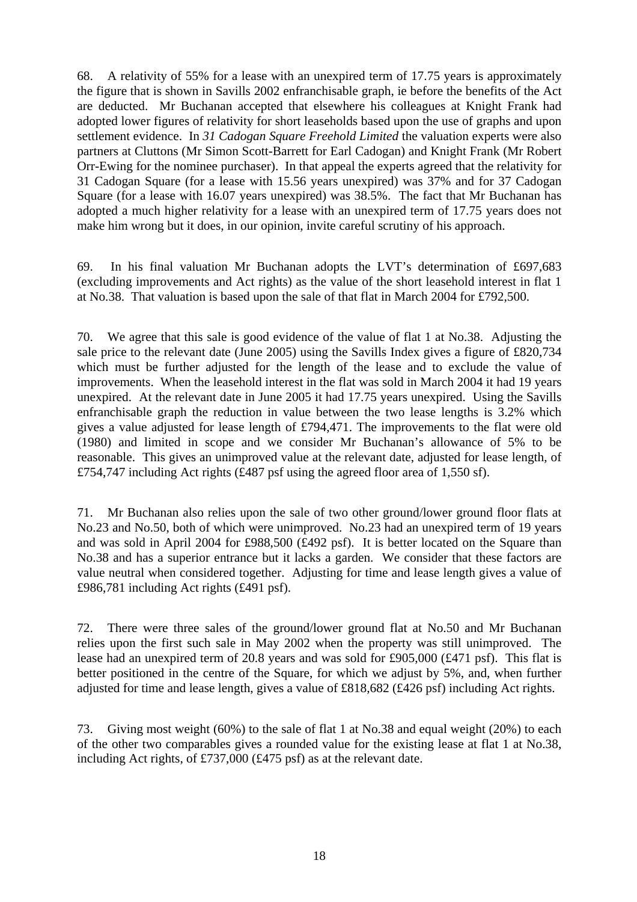68. A relativity of 55% for a lease with an unexpired term of 17.75 years is approximately the figure that is shown in Savills 2002 enfranchisable graph, ie before the benefits of the Act are deducted. Mr Buchanan accepted that elsewhere his colleagues at Knight Frank had adopted lower figures of relativity for short leaseholds based upon the use of graphs and upon settlement evidence. In *31 Cadogan Square Freehold Limited* the valuation experts were also partners at Cluttons (Mr Simon Scott-Barrett for Earl Cadogan) and Knight Frank (Mr Robert Orr-Ewing for the nominee purchaser). In that appeal the experts agreed that the relativity for 31 Cadogan Square (for a lease with 15.56 years unexpired) was 37% and for 37 Cadogan Square (for a lease with 16.07 years unexpired) was 38.5%. The fact that Mr Buchanan has adopted a much higher relativity for a lease with an unexpired term of 17.75 years does not make him wrong but it does, in our opinion, invite careful scrutiny of his approach.

69. In his final valuation Mr Buchanan adopts the LVT's determination of £697,683 (excluding improvements and Act rights) as the value of the short leasehold interest in flat 1 at No.38. That valuation is based upon the sale of that flat in March 2004 for £792,500.

70. We agree that this sale is good evidence of the value of flat 1 at No.38. Adjusting the sale price to the relevant date (June 2005) using the Savills Index gives a figure of £820,734 which must be further adjusted for the length of the lease and to exclude the value of improvements. When the leasehold interest in the flat was sold in March 2004 it had 19 years unexpired. At the relevant date in June 2005 it had 17.75 years unexpired. Using the Savills enfranchisable graph the reduction in value between the two lease lengths is 3.2% which gives a value adjusted for lease length of £794,471. The improvements to the flat were old (1980) and limited in scope and we consider Mr Buchanan's allowance of 5% to be reasonable. This gives an unimproved value at the relevant date, adjusted for lease length, of £754,747 including Act rights (£487 psf using the agreed floor area of 1,550 sf).

71. Mr Buchanan also relies upon the sale of two other ground/lower ground floor flats at No.23 and No.50, both of which were unimproved. No.23 had an unexpired term of 19 years and was sold in April 2004 for £988,500 (£492 psf). It is better located on the Square than No.38 and has a superior entrance but it lacks a garden. We consider that these factors are value neutral when considered together. Adjusting for time and lease length gives a value of £986,781 including Act rights (£491 psf).

72. There were three sales of the ground/lower ground flat at No.50 and Mr Buchanan relies upon the first such sale in May 2002 when the property was still unimproved. The lease had an unexpired term of 20.8 years and was sold for £905,000 (£471 psf). This flat is better positioned in the centre of the Square, for which we adjust by 5%, and, when further adjusted for time and lease length, gives a value of £818,682 (£426 psf) including Act rights.

73. Giving most weight (60%) to the sale of flat 1 at No.38 and equal weight (20%) to each of the other two comparables gives a rounded value for the existing lease at flat 1 at No.38, including Act rights, of £737,000 (£475 psf) as at the relevant date.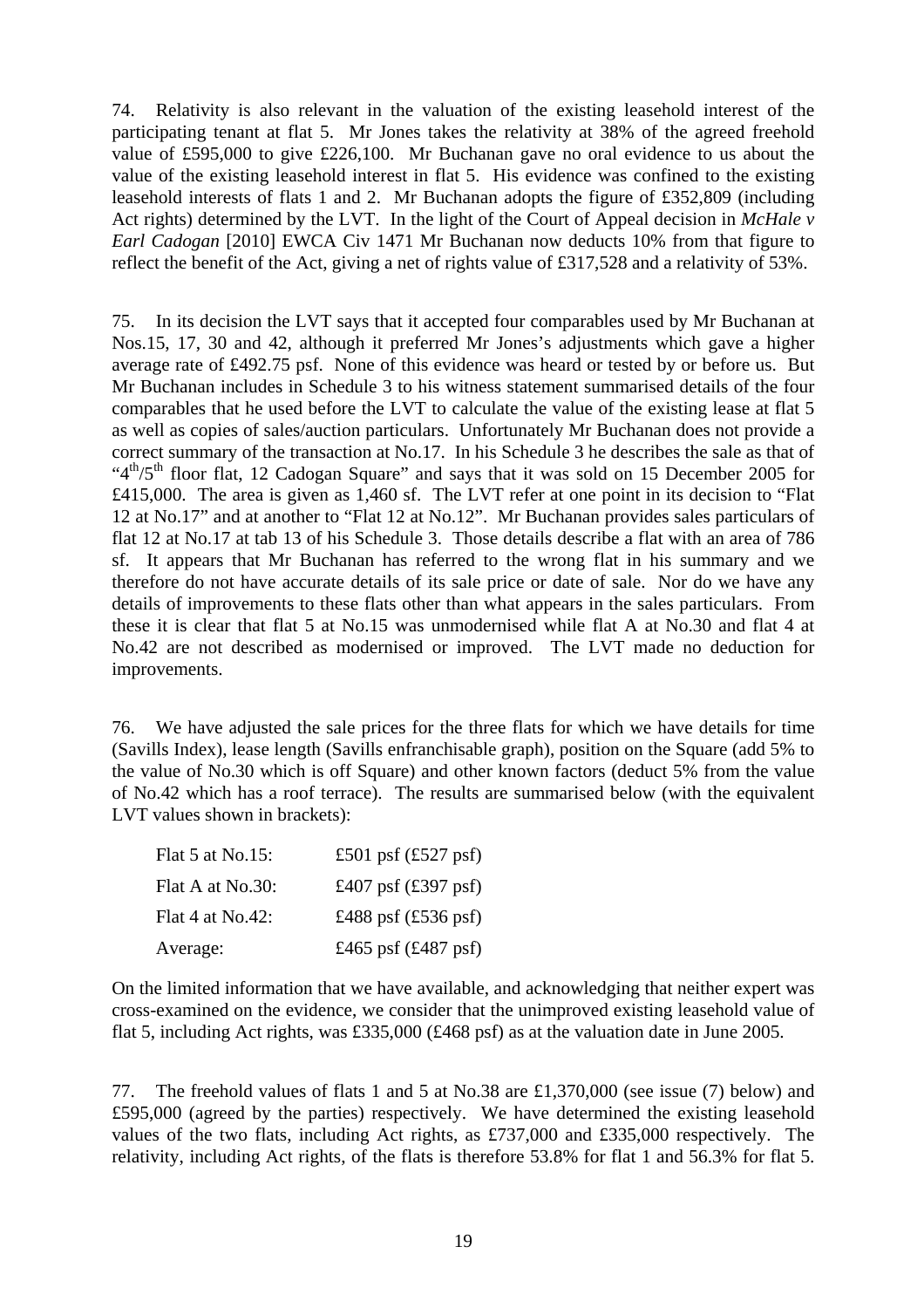74. Relativity is also relevant in the valuation of the existing leasehold interest of the participating tenant at flat 5. Mr Jones takes the relativity at 38% of the agreed freehold value of £595,000 to give £226,100. Mr Buchanan gave no oral evidence to us about the value of the existing leasehold interest in flat 5. His evidence was confined to the existing leasehold interests of flats 1 and 2. Mr Buchanan adopts the figure of £352,809 (including Act rights) determined by the LVT. In the light of the Court of Appeal decision in *McHale v Earl Cadogan* [2010] EWCA Civ 1471 Mr Buchanan now deducts 10% from that figure to reflect the benefit of the Act, giving a net of rights value of £317,528 and a relativity of 53%.

75. In its decision the LVT says that it accepted four comparables used by Mr Buchanan at Nos.15, 17, 30 and 42, although it preferred Mr Jones's adjustments which gave a higher average rate of £492.75 psf. None of this evidence was heard or tested by or before us. But Mr Buchanan includes in Schedule 3 to his witness statement summarised details of the four comparables that he used before the LVT to calculate the value of the existing lease at flat 5 as well as copies of sales/auction particulars. Unfortunately Mr Buchanan does not provide a correct summary of the transaction at No.17. In his Schedule 3 he describes the sale as that of "4th/5th floor flat, 12 Cadogan Square" and says that it was sold on 15 December 2005 for £415,000. The area is given as 1,460 sf. The LVT refer at one point in its decision to "Flat 12 at No.17" and at another to "Flat 12 at No.12". Mr Buchanan provides sales particulars of flat 12 at No.17 at tab 13 of his Schedule 3. Those details describe a flat with an area of 786 sf. It appears that Mr Buchanan has referred to the wrong flat in his summary and we therefore do not have accurate details of its sale price or date of sale. Nor do we have any details of improvements to these flats other than what appears in the sales particulars. From these it is clear that flat 5 at No.15 was unmodernised while flat A at No.30 and flat 4 at No.42 are not described as modernised or improved. The LVT made no deduction for improvements.

76. We have adjusted the sale prices for the three flats for which we have details for time (Savills Index), lease length (Savills enfranchisable graph), position on the Square (add 5% to the value of No.30 which is off Square) and other known factors (deduct 5% from the value of No.42 which has a roof terrace). The results are summarised below (with the equivalent LVT values shown in brackets):

| | |
|---|---|
| Flat 5 at No.15: | £501 psf (£527 psf) |
| Flat A at No.30: | £407 psf (£397 psf) |
| Flat 4 at No.42: | £488 psf (£536 psf) |
| Average: | £465 psf (£487 psf) |

On the limited information that we have available, and acknowledging that neither expert was cross-examined on the evidence, we consider that the unimproved existing leasehold value of flat 5, including Act rights, was £335,000 (£468 psf) as at the valuation date in June 2005.

77. The freehold values of flats 1 and 5 at No.38 are £1,370,000 (see issue (7) below) and £595,000 (agreed by the parties) respectively. We have determined the existing leasehold values of the two flats, including Act rights, as £737,000 and £335,000 respectively. The relativity, including Act rights, of the flats is therefore 53.8% for flat 1 and 56.3% for flat 5.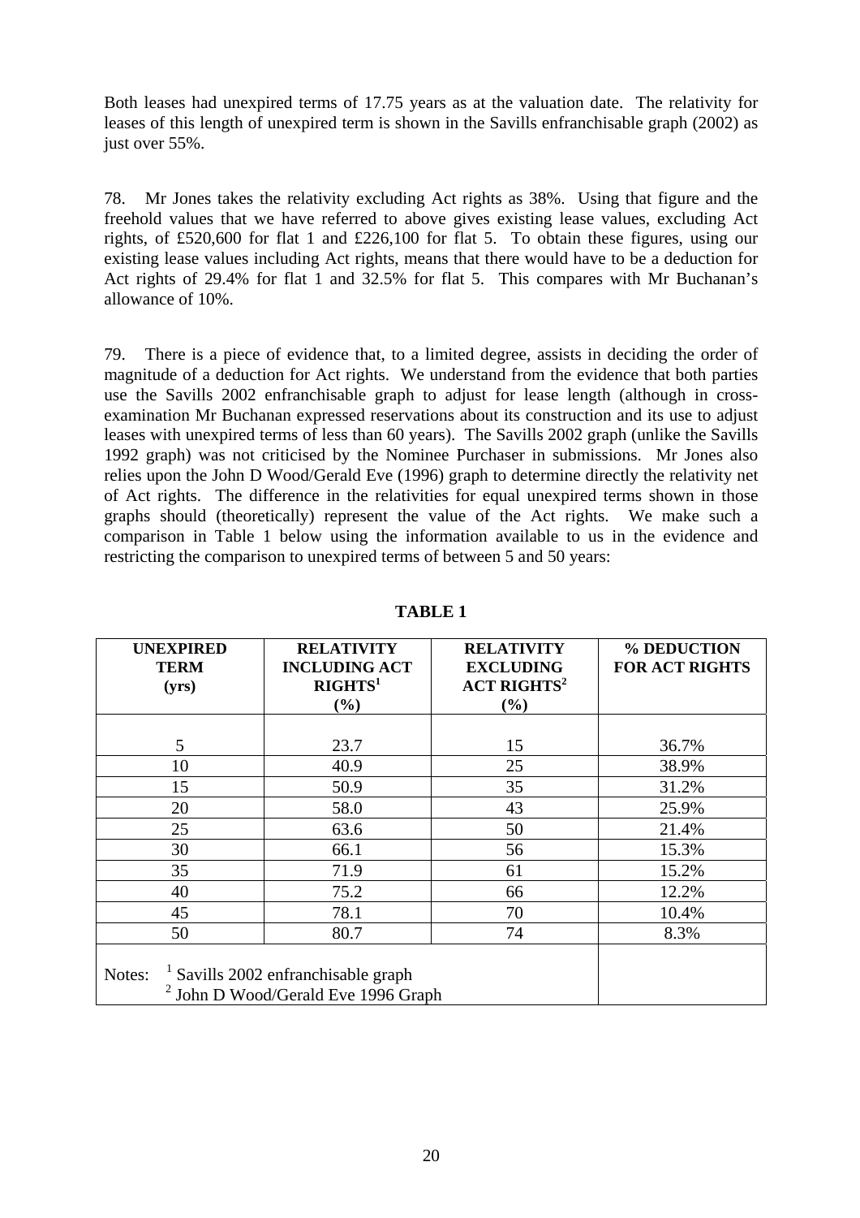Both leases had unexpired terms of 17.75 years as at the valuation date. The relativity for leases of this length of unexpired term is shown in the Savills enfranchisable graph (2002) as just over 55%.

78. Mr Jones takes the relativity excluding Act rights as 38%. Using that figure and the freehold values that we have referred to above gives existing lease values, excluding Act rights, of £520,600 for flat 1 and £226,100 for flat 5. To obtain these figures, using our existing lease values including Act rights, means that there would have to be a deduction for Act rights of 29.4% for flat 1 and 32.5% for flat 5. This compares with Mr Buchanan's allowance of 10%.

79. There is a piece of evidence that, to a limited degree, assists in deciding the order of magnitude of a deduction for Act rights. We understand from the evidence that both parties use the Savills 2002 enfranchisable graph to adjust for lease length (although in cross-examination Mr Buchanan expressed reservations about its construction and its use to adjust leases with unexpired terms of less than 60 years). The Savills 2002 graph (unlike the Savills 1992 graph) was not criticised by the Nominee Purchaser in submissions. Mr Jones also relies upon the John D Wood/Gerald Eve (1996) graph to determine directly the relativity net of Act rights. The difference in the relativities for equal unexpired terms shown in those graphs should (theoretically) represent the value of the Act rights. We make such a comparison in Table 1 below using the information available to us in the evidence and restricting the comparison to unexpired terms of between 5 and 50 years:

**TABLE 1**

| UNEXPIRED TERM (yrs) | RELATIVITY INCLUDING ACT RIGHTS[1] (%) | RELATIVITY EXCLUDING ACT RIGHTS[2] (%) | % DEDUCTION FOR ACT RIGHTS |
|---|---|---|---|
| 5 | 23.7 | 15 | 36.7% |
| 10 | 40.9 | 25 | 38.9% |
| 15 | 50.9 | 35 | 31.2% |
| 20 | 58.0 | 43 | 25.9% |
| 25 | 63.6 | 50 | 21.4% |
| 30 | 66.1 | 56 | 15.3% |
| 35 | 71.9 | 61 | 15.2% |
| 40 | 75.2 | 66 | 12.2% |
| 45 | 78.1 | 70 | 10.4% |
| 50 | 80.7 | 74 | 8.3% |

Notes: [1] Savills 2002 enfranchisable graph
[2] John D Wood/Gerald Eve 1996 Graph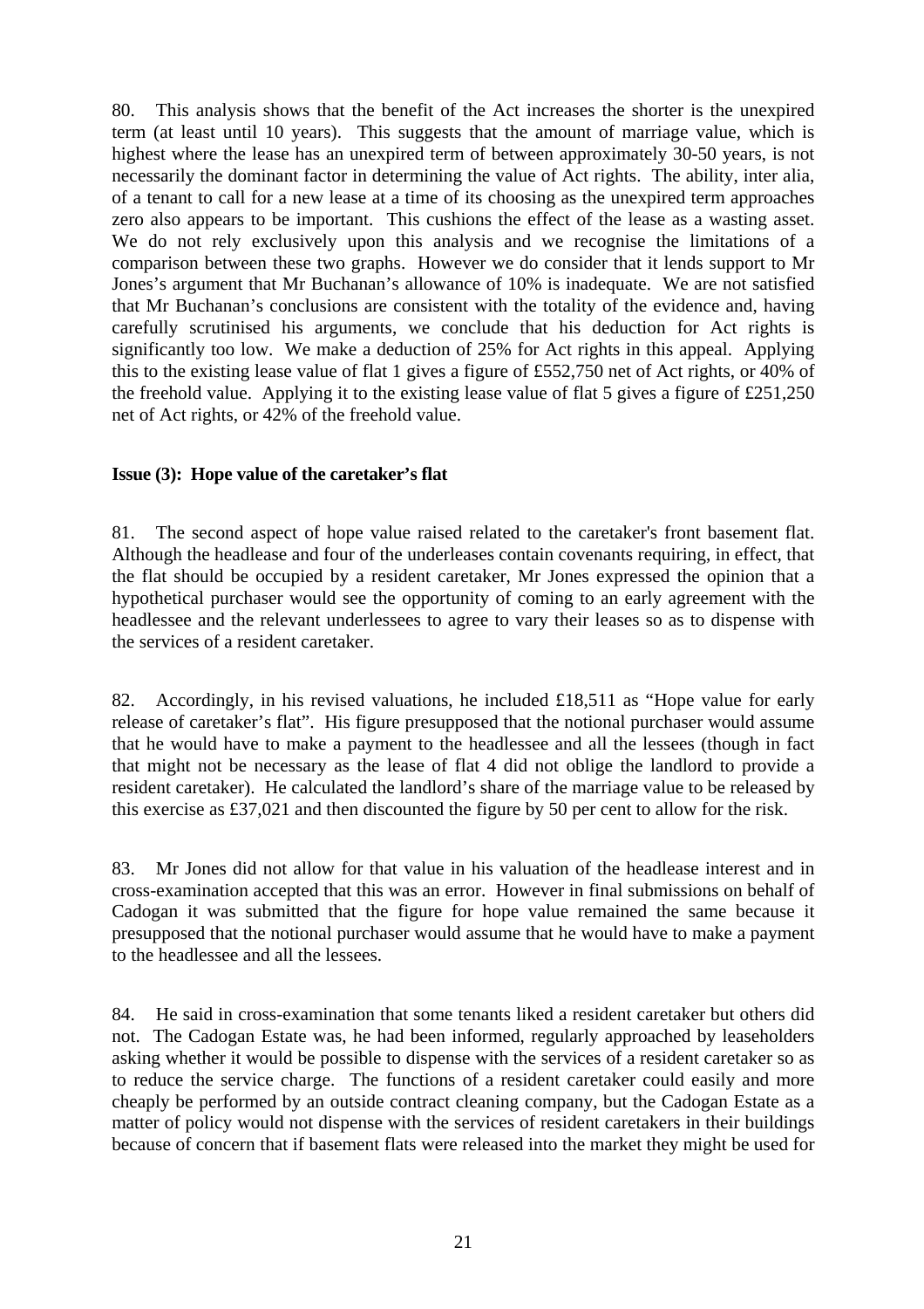80. This analysis shows that the benefit of the Act increases the shorter is the unexpired term (at least until 10 years). This suggests that the amount of marriage value, which is highest where the lease has an unexpired term of between approximately 30-50 years, is not necessarily the dominant factor in determining the value of Act rights. The ability, inter alia, of a tenant to call for a new lease at a time of its choosing as the unexpired term approaches zero also appears to be important. This cushions the effect of the lease as a wasting asset. We do not rely exclusively upon this analysis and we recognise the limitations of a comparison between these two graphs. However we do consider that it lends support to Mr Jones's argument that Mr Buchanan's allowance of 10% is inadequate. We are not satisfied that Mr Buchanan's conclusions are consistent with the totality of the evidence and, having carefully scrutinised his arguments, we conclude that his deduction for Act rights is significantly too low. We make a deduction of 25% for Act rights in this appeal. Applying this to the existing lease value of flat 1 gives a figure of £552,750 net of Act rights, or 40% of the freehold value. Applying it to the existing lease value of flat 5 gives a figure of £251,250 net of Act rights, or 42% of the freehold value.

**Issue (3): Hope value of the caretaker's flat**

81. The second aspect of hope value raised related to the caretaker's front basement flat. Although the headlease and four of the underleases contain covenants requiring, in effect, that the flat should be occupied by a resident caretaker, Mr Jones expressed the opinion that a hypothetical purchaser would see the opportunity of coming to an early agreement with the headlessee and the relevant underlessees to agree to vary their leases so as to dispense with the services of a resident caretaker.

82. Accordingly, in his revised valuations, he included £18,511 as "Hope value for early release of caretaker's flat". His figure presupposed that the notional purchaser would assume that he would have to make a payment to the headlessee and all the lessees (though in fact that might not be necessary as the lease of flat 4 did not oblige the landlord to provide a resident caretaker). He calculated the landlord's share of the marriage value to be released by this exercise as £37,021 and then discounted the figure by 50 per cent to allow for the risk.

83. Mr Jones did not allow for that value in his valuation of the headlease interest and in cross-examination accepted that this was an error. However in final submissions on behalf of Cadogan it was submitted that the figure for hope value remained the same because it presupposed that the notional purchaser would assume that he would have to make a payment to the headlessee and all the lessees.

84. He said in cross-examination that some tenants liked a resident caretaker but others did not. The Cadogan Estate was, he had been informed, regularly approached by leaseholders asking whether it would be possible to dispense with the services of a resident caretaker so as to reduce the service charge. The functions of a resident caretaker could easily and more cheaply be performed by an outside contract cleaning company, but the Cadogan Estate as a matter of policy would not dispense with the services of resident caretakers in their buildings because of concern that if basement flats were released into the market they might be used for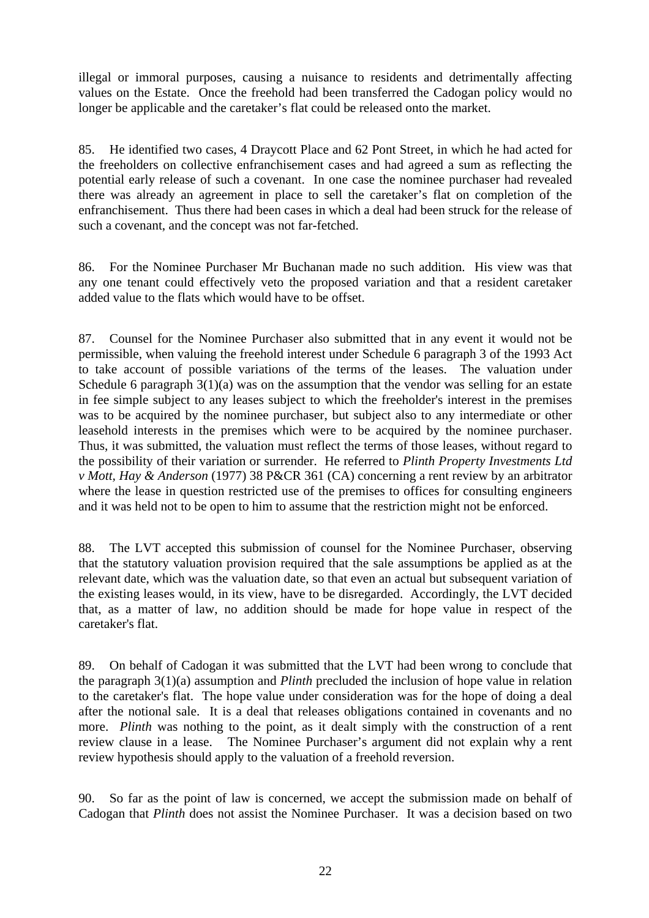illegal or immoral purposes, causing a nuisance to residents and detrimentally affecting values on the Estate. Once the freehold had been transferred the Cadogan policy would no longer be applicable and the caretaker's flat could be released onto the market.

85. He identified two cases, 4 Draycott Place and 62 Pont Street, in which he had acted for the freeholders on collective enfranchisement cases and had agreed a sum as reflecting the potential early release of such a covenant. In one case the nominee purchaser had revealed there was already an agreement in place to sell the caretaker's flat on completion of the enfranchisement. Thus there had been cases in which a deal had been struck for the release of such a covenant, and the concept was not far-fetched.

86. For the Nominee Purchaser Mr Buchanan made no such addition. His view was that any one tenant could effectively veto the proposed variation and that a resident caretaker added value to the flats which would have to be offset.

87. Counsel for the Nominee Purchaser also submitted that in any event it would not be permissible, when valuing the freehold interest under Schedule 6 paragraph 3 of the 1993 Act to take account of possible variations of the terms of the leases. The valuation under Schedule 6 paragraph 3(1)(a) was on the assumption that the vendor was selling for an estate in fee simple subject to any leases subject to which the freeholder's interest in the premises was to be acquired by the nominee purchaser, but subject also to any intermediate or other leasehold interests in the premises which were to be acquired by the nominee purchaser. Thus, it was submitted, the valuation must reflect the terms of those leases, without regard to the possibility of their variation or surrender. He referred to *Plinth Property Investments Ltd v Mott, Hay & Anderson* (1977) 38 P&CR 361 (CA) concerning a rent review by an arbitrator where the lease in question restricted use of the premises to offices for consulting engineers and it was held not to be open to him to assume that the restriction might not be enforced.

88. The LVT accepted this submission of counsel for the Nominee Purchaser, observing that the statutory valuation provision required that the sale assumptions be applied as at the relevant date, which was the valuation date, so that even an actual but subsequent variation of the existing leases would, in its view, have to be disregarded. Accordingly, the LVT decided that, as a matter of law, no addition should be made for hope value in respect of the caretaker's flat.

89. On behalf of Cadogan it was submitted that the LVT had been wrong to conclude that the paragraph 3(1)(a) assumption and *Plinth* precluded the inclusion of hope value in relation to the caretaker's flat. The hope value under consideration was for the hope of doing a deal after the notional sale. It is a deal that releases obligations contained in covenants and no more. *Plinth* was nothing to the point, as it dealt simply with the construction of a rent review clause in a lease. The Nominee Purchaser's argument did not explain why a rent review hypothesis should apply to the valuation of a freehold reversion.

90. So far as the point of law is concerned, we accept the submission made on behalf of Cadogan that *Plinth* does not assist the Nominee Purchaser. It was a decision based on two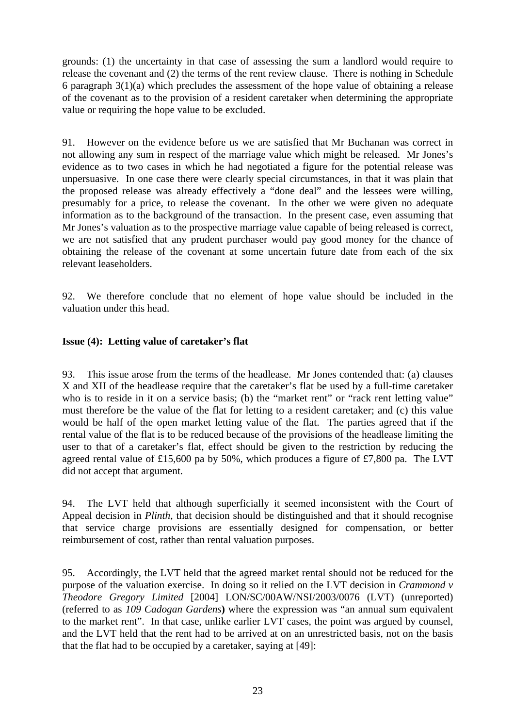grounds: (1) the uncertainty in that case of assessing the sum a landlord would require to release the covenant and (2) the terms of the rent review clause. There is nothing in Schedule 6 paragraph 3(1)(a) which precludes the assessment of the hope value of obtaining a release of the covenant as to the provision of a resident caretaker when determining the appropriate value or requiring the hope value to be excluded.

91. However on the evidence before us we are satisfied that Mr Buchanan was correct in not allowing any sum in respect of the marriage value which might be released. Mr Jones's evidence as to two cases in which he had negotiated a figure for the potential release was unpersuasive. In one case there were clearly special circumstances, in that it was plain that the proposed release was already effectively a "done deal" and the lessees were willing, presumably for a price, to release the covenant. In the other we were given no adequate information as to the background of the transaction. In the present case, even assuming that Mr Jones's valuation as to the prospective marriage value capable of being released is correct, we are not satisfied that any prudent purchaser would pay good money for the chance of obtaining the release of the covenant at some uncertain future date from each of the six relevant leaseholders.

92. We therefore conclude that no element of hope value should be included in the valuation under this head.

**Issue (4): Letting value of caretaker's flat**

93. This issue arose from the terms of the headlease. Mr Jones contended that: (a) clauses X and XII of the headlease require that the caretaker's flat be used by a full-time caretaker who is to reside in it on a service basis; (b) the "market rent" or "rack rent letting value" must therefore be the value of the flat for letting to a resident caretaker; and (c) this value would be half of the open market letting value of the flat. The parties agreed that if the rental value of the flat is to be reduced because of the provisions of the headlease limiting the user to that of a caretaker's flat, effect should be given to the restriction by reducing the agreed rental value of £15,600 pa by 50%, which produces a figure of £7,800 pa. The LVT did not accept that argument.

94. The LVT held that although superficially it seemed inconsistent with the Court of Appeal decision in *Plinth*, that decision should be distinguished and that it should recognise that service charge provisions are essentially designed for compensation, or better reimbursement of cost, rather than rental valuation purposes.

95. Accordingly, the LVT held that the agreed market rental should not be reduced for the purpose of the valuation exercise. In doing so it relied on the LVT decision in *Crammond v Theodore Gregory Limited* [2004] LON/SC/00AW/NSI/2003/0076 (LVT) (unreported) (referred to as *109 Cadogan Gardens*) where the expression was "an annual sum equivalent to the market rent". In that case, unlike earlier LVT cases, the point was argued by counsel, and the LVT held that the rent had to be arrived at on an unrestricted basis, not on the basis that the flat had to be occupied by a caretaker, saying at [49]: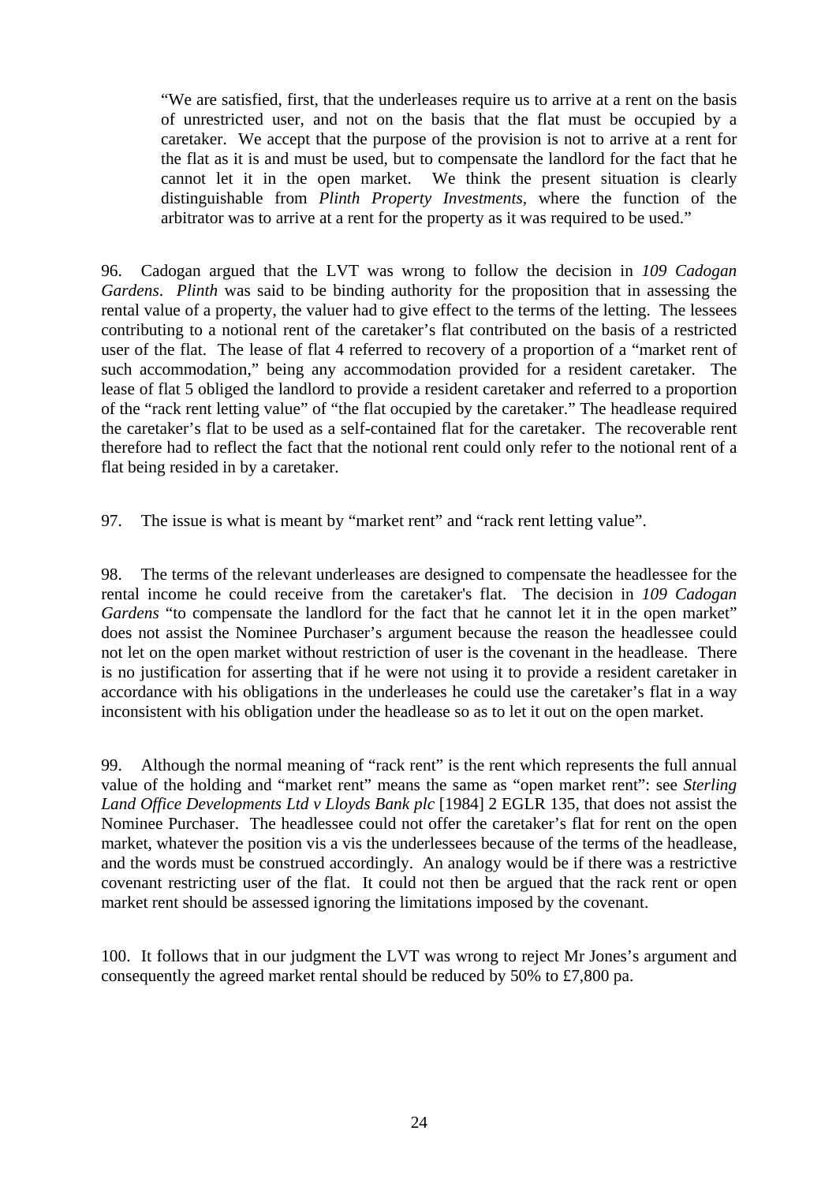> "We are satisfied, first, that the underleases require us to arrive at a rent on the basis of unrestricted user, and not on the basis that the flat must be occupied by a caretaker. We accept that the purpose of the provision is not to arrive at a rent for the flat as it is and must be used, but to compensate the landlord for the fact that he cannot let it in the open market. We think the present situation is clearly distinguishable from *Plinth Property Investments,* where the function of the arbitrator was to arrive at a rent for the property as it was required to be used."

96. Cadogan argued that the LVT was wrong to follow the decision in *109 Cadogan Gardens*. *Plinth* was said to be binding authority for the proposition that in assessing the rental value of a property, the valuer had to give effect to the terms of the letting. The lessees contributing to a notional rent of the caretaker's flat contributed on the basis of a restricted user of the flat. The lease of flat 4 referred to recovery of a proportion of a "market rent of such accommodation," being any accommodation provided for a resident caretaker. The lease of flat 5 obliged the landlord to provide a resident caretaker and referred to a proportion of the "rack rent letting value" of "the flat occupied by the caretaker." The headlease required the caretaker's flat to be used as a self-contained flat for the caretaker. The recoverable rent therefore had to reflect the fact that the notional rent could only refer to the notional rent of a flat being resided in by a caretaker.

97. The issue is what is meant by "market rent" and "rack rent letting value".

98. The terms of the relevant underleases are designed to compensate the headlessee for the rental income he could receive from the caretaker's flat. The decision in *109 Cadogan Gardens* "to compensate the landlord for the fact that he cannot let it in the open market" does not assist the Nominee Purchaser's argument because the reason the headlessee could not let on the open market without restriction of user is the covenant in the headlease. There is no justification for asserting that if he were not using it to provide a resident caretaker in accordance with his obligations in the underleases he could use the caretaker's flat in a way inconsistent with his obligation under the headlease so as to let it out on the open market.

99. Although the normal meaning of "rack rent" is the rent which represents the full annual value of the holding and "market rent" means the same as "open market rent": see *Sterling Land Office Developments Ltd v Lloyds Bank plc* [1984] 2 EGLR 135, that does not assist the Nominee Purchaser. The headlessee could not offer the caretaker's flat for rent on the open market, whatever the position vis a vis the underlessees because of the terms of the headlease, and the words must be construed accordingly. An analogy would be if there was a restrictive covenant restricting user of the flat. It could not then be argued that the rack rent or open market rent should be assessed ignoring the limitations imposed by the covenant.

100. It follows that in our judgment the LVT was wrong to reject Mr Jones's argument and consequently the agreed market rental should be reduced by 50% to £7,800 pa.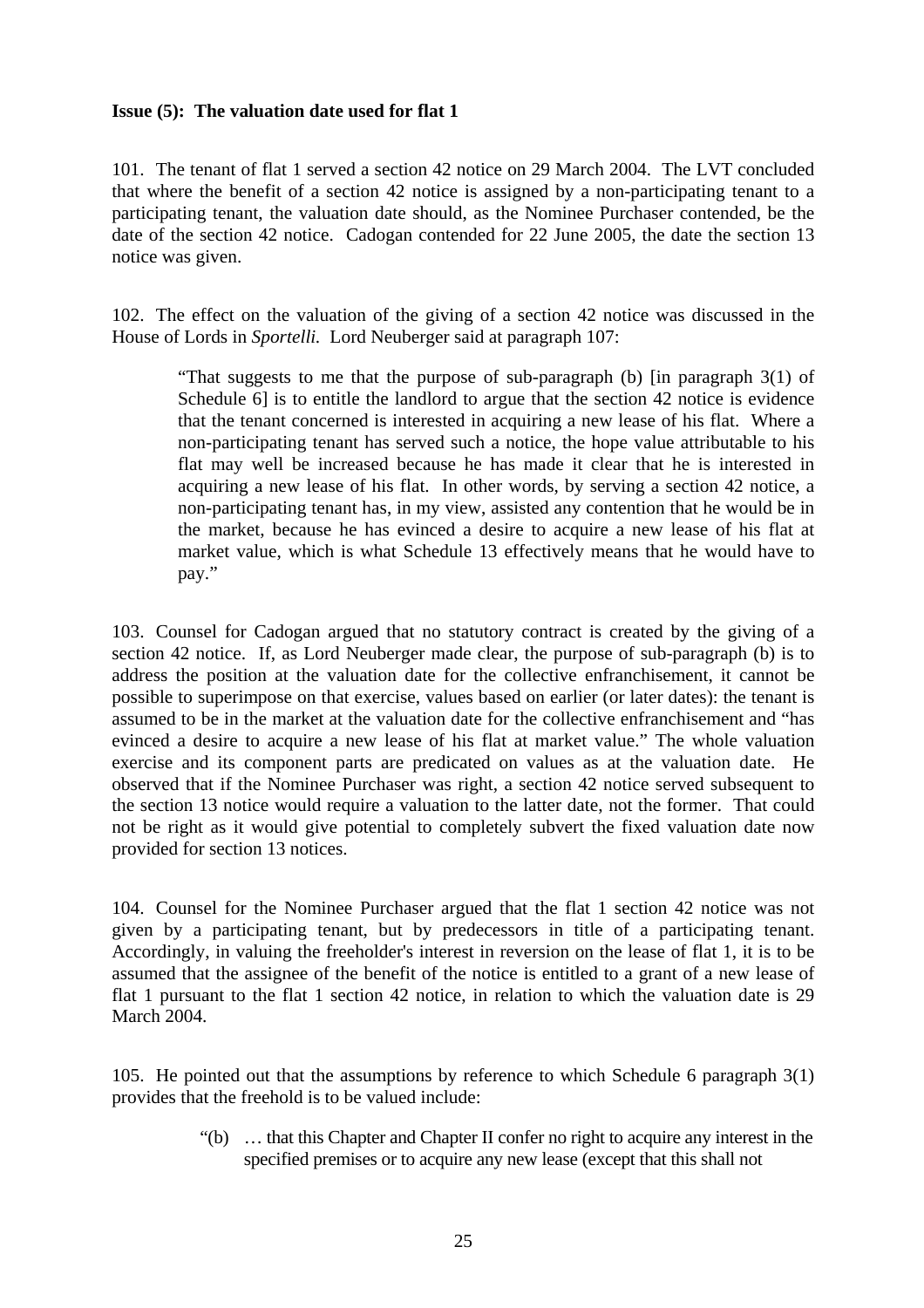**Issue (5): The valuation date used for flat 1**

101. The tenant of flat 1 served a section 42 notice on 29 March 2004. The LVT concluded that where the benefit of a section 42 notice is assigned by a non-participating tenant to a participating tenant, the valuation date should, as the Nominee Purchaser contended, be the date of the section 42 notice. Cadogan contended for 22 June 2005, the date the section 13 notice was given.

102. The effect on the valuation of the giving of a section 42 notice was discussed in the House of Lords in *Sportelli.* Lord Neuberger said at paragraph 107:

> "That suggests to me that the purpose of sub-paragraph (b) [in paragraph 3(1) of Schedule 6] is to entitle the landlord to argue that the section 42 notice is evidence that the tenant concerned is interested in acquiring a new lease of his flat. Where a non-participating tenant has served such a notice, the hope value attributable to his flat may well be increased because he has made it clear that he is interested in acquiring a new lease of his flat. In other words, by serving a section 42 notice, a non-participating tenant has, in my view, assisted any contention that he would be in the market, because he has evinced a desire to acquire a new lease of his flat at market value, which is what Schedule 13 effectively means that he would have to pay."

103. Counsel for Cadogan argued that no statutory contract is created by the giving of a section 42 notice. If, as Lord Neuberger made clear, the purpose of sub-paragraph (b) is to address the position at the valuation date for the collective enfranchisement, it cannot be possible to superimpose on that exercise, values based on earlier (or later dates): the tenant is assumed to be in the market at the valuation date for the collective enfranchisement and "has evinced a desire to acquire a new lease of his flat at market value." The whole valuation exercise and its component parts are predicated on values as at the valuation date. He observed that if the Nominee Purchaser was right, a section 42 notice served subsequent to the section 13 notice would require a valuation to the latter date, not the former. That could not be right as it would give potential to completely subvert the fixed valuation date now provided for section 13 notices.

104. Counsel for the Nominee Purchaser argued that the flat 1 section 42 notice was not given by a participating tenant, but by predecessors in title of a participating tenant. Accordingly, in valuing the freeholder's interest in reversion on the lease of flat 1, it is to be assumed that the assignee of the benefit of the notice is entitled to a grant of a new lease of flat 1 pursuant to the flat 1 section 42 notice, in relation to which the valuation date is 29 March 2004.

105. He pointed out that the assumptions by reference to which Schedule 6 paragraph 3(1) provides that the freehold is to be valued include:

> "(b) … that this Chapter and Chapter II confer no right to acquire any interest in the specified premises or to acquire any new lease (except that this shall not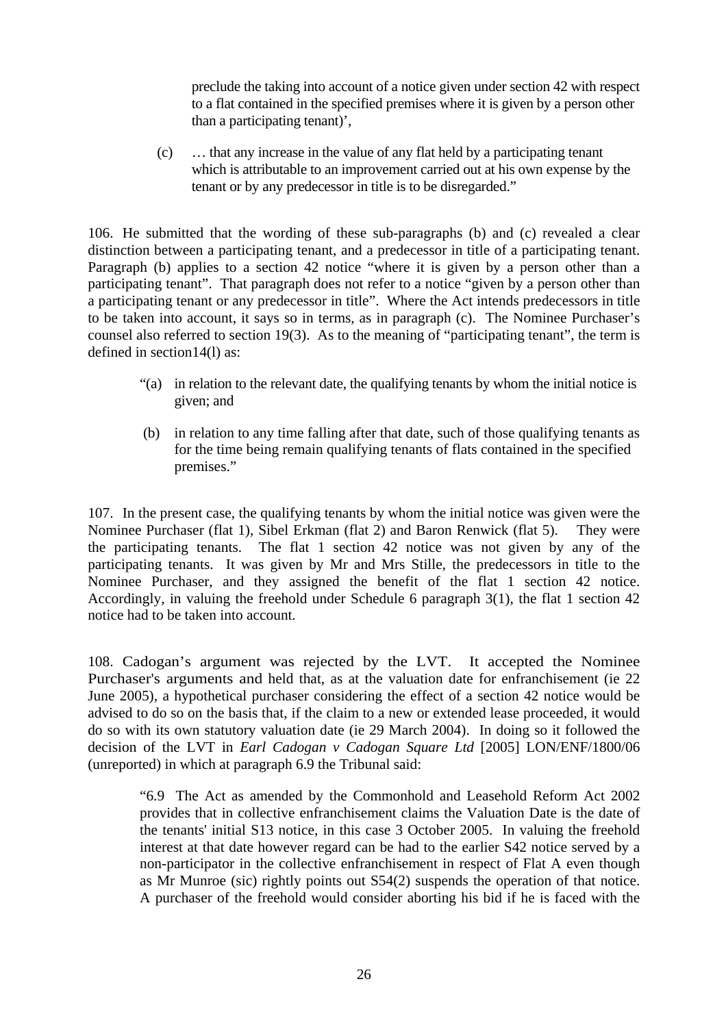preclude the taking into account of a notice given under section 42 with respect to a flat contained in the specified premises where it is given by a person other than a participating tenant)',

(c) … that any increase in the value of any flat held by a participating tenant which is attributable to an improvement carried out at his own expense by the tenant or by any predecessor in title is to be disregarded."

106. He submitted that the wording of these sub-paragraphs (b) and (c) revealed a clear distinction between a participating tenant, and a predecessor in title of a participating tenant. Paragraph (b) applies to a section 42 notice "where it is given by a person other than a participating tenant". That paragraph does not refer to a notice "given by a person other than a participating tenant or any predecessor in title". Where the Act intends predecessors in title to be taken into account, it says so in terms, as in paragraph (c). The Nominee Purchaser's counsel also referred to section 19(3). As to the meaning of "participating tenant", the term is defined in section14(l) as:

"(a) in relation to the relevant date, the qualifying tenants by whom the initial notice is given; and

(b) in relation to any time falling after that date, such of those qualifying tenants as for the time being remain qualifying tenants of flats contained in the specified premises."

107. In the present case, the qualifying tenants by whom the initial notice was given were the Nominee Purchaser (flat 1), Sibel Erkman (flat 2) and Baron Renwick (flat 5). They were the participating tenants. The flat 1 section 42 notice was not given by any of the participating tenants. It was given by Mr and Mrs Stille, the predecessors in title to the Nominee Purchaser, and they assigned the benefit of the flat 1 section 42 notice. Accordingly, in valuing the freehold under Schedule 6 paragraph 3(1), the flat 1 section 42 notice had to be taken into account.

108. Cadogan's argument was rejected by the LVT. It accepted the Nominee Purchaser's arguments and held that, as at the valuation date for enfranchisement (ie 22 June 2005), a hypothetical purchaser considering the effect of a section 42 notice would be advised to do so on the basis that, if the claim to a new or extended lease proceeded, it would do so with its own statutory valuation date (ie 29 March 2004). In doing so it followed the decision of the LVT in *Earl Cadogan v Cadogan Square Ltd* [2005] LON/ENF/1800/06 (unreported) in which at paragraph 6.9 the Tribunal said:

"6.9 The Act as amended by the Commonhold and Leasehold Reform Act 2002 provides that in collective enfranchisement claims the Valuation Date is the date of the tenants' initial S13 notice, in this case 3 October 2005. In valuing the freehold interest at that date however regard can be had to the earlier S42 notice served by a non-participator in the collective enfranchisement in respect of Flat A even though as Mr Munroe (sic) rightly points out S54(2) suspends the operation of that notice. A purchaser of the freehold would consider aborting his bid if he is faced with the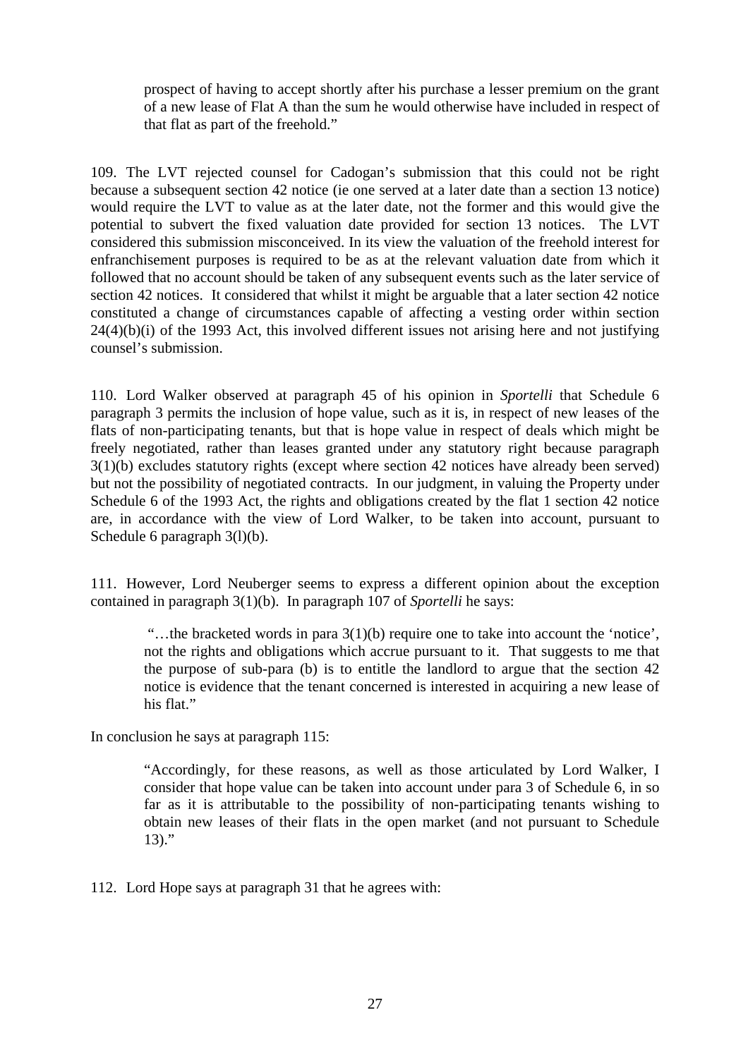> prospect of having to accept shortly after his purchase a lesser premium on the grant of a new lease of Flat A than the sum he would otherwise have included in respect of that flat as part of the freehold."

109. The LVT rejected counsel for Cadogan's submission that this could not be right because a subsequent section 42 notice (ie one served at a later date than a section 13 notice) would require the LVT to value as at the later date, not the former and this would give the potential to subvert the fixed valuation date provided for section 13 notices. The LVT considered this submission misconceived. In its view the valuation of the freehold interest for enfranchisement purposes is required to be as at the relevant valuation date from which it followed that no account should be taken of any subsequent events such as the later service of section 42 notices. It considered that whilst it might be arguable that a later section 42 notice constituted a change of circumstances capable of affecting a vesting order within section 24(4)(b)(i) of the 1993 Act, this involved different issues not arising here and not justifying counsel's submission.

110. Lord Walker observed at paragraph 45 of his opinion in *Sportelli* that Schedule 6 paragraph 3 permits the inclusion of hope value, such as it is, in respect of new leases of the flats of non-participating tenants, but that is hope value in respect of deals which might be freely negotiated, rather than leases granted under any statutory right because paragraph 3(1)(b) excludes statutory rights (except where section 42 notices have already been served) but not the possibility of negotiated contracts. In our judgment, in valuing the Property under Schedule 6 of the 1993 Act, the rights and obligations created by the flat 1 section 42 notice are, in accordance with the view of Lord Walker, to be taken into account, pursuant to Schedule 6 paragraph 3(l)(b).

111. However, Lord Neuberger seems to express a different opinion about the exception contained in paragraph 3(1)(b). In paragraph 107 of *Sportelli* he says:

> "…the bracketed words in para 3(1)(b) require one to take into account the 'notice', not the rights and obligations which accrue pursuant to it. That suggests to me that the purpose of sub-para (b) is to entitle the landlord to argue that the section 42 notice is evidence that the tenant concerned is interested in acquiring a new lease of his flat."

In conclusion he says at paragraph 115:

> "Accordingly, for these reasons, as well as those articulated by Lord Walker, I consider that hope value can be taken into account under para 3 of Schedule 6, in so far as it is attributable to the possibility of non-participating tenants wishing to obtain new leases of their flats in the open market (and not pursuant to Schedule 13)."

112. Lord Hope says at paragraph 31 that he agrees with: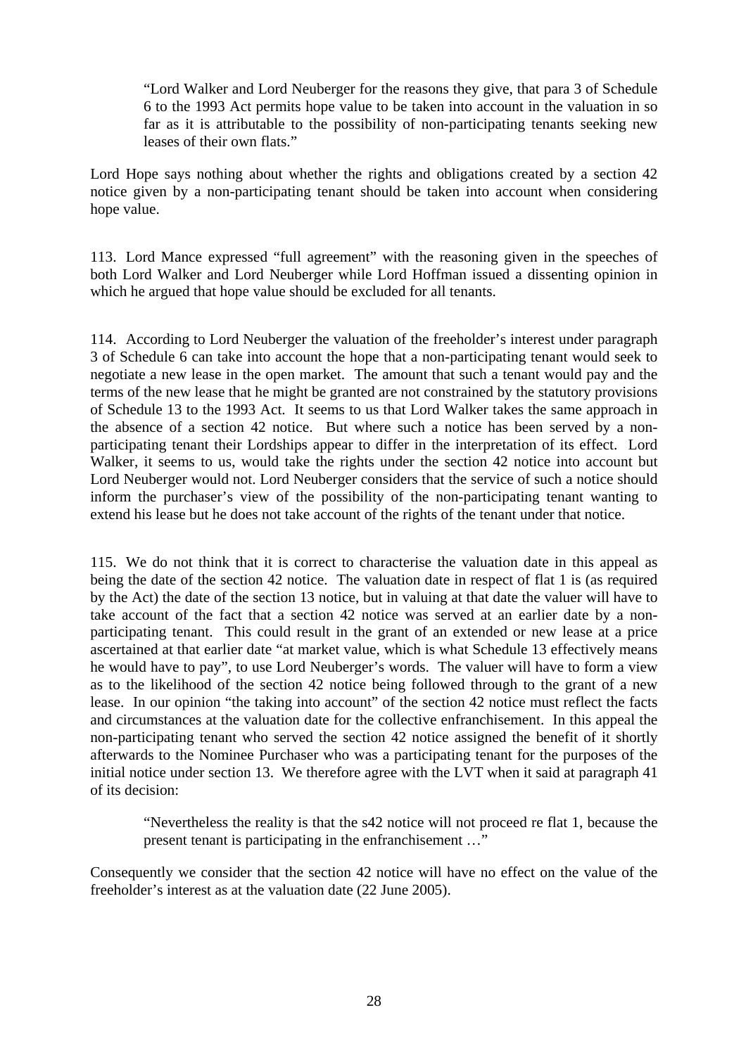> "Lord Walker and Lord Neuberger for the reasons they give, that para 3 of Schedule 6 to the 1993 Act permits hope value to be taken into account in the valuation in so far as it is attributable to the possibility of non-participating tenants seeking new leases of their own flats."

Lord Hope says nothing about whether the rights and obligations created by a section 42 notice given by a non-participating tenant should be taken into account when considering hope value.

113. Lord Mance expressed "full agreement" with the reasoning given in the speeches of both Lord Walker and Lord Neuberger while Lord Hoffman issued a dissenting opinion in which he argued that hope value should be excluded for all tenants.

114. According to Lord Neuberger the valuation of the freeholder's interest under paragraph 3 of Schedule 6 can take into account the hope that a non-participating tenant would seek to negotiate a new lease in the open market. The amount that such a tenant would pay and the terms of the new lease that he might be granted are not constrained by the statutory provisions of Schedule 13 to the 1993 Act. It seems to us that Lord Walker takes the same approach in the absence of a section 42 notice. But where such a notice has been served by a non-participating tenant their Lordships appear to differ in the interpretation of its effect. Lord Walker, it seems to us, would take the rights under the section 42 notice into account but Lord Neuberger would not. Lord Neuberger considers that the service of such a notice should inform the purchaser's view of the possibility of the non-participating tenant wanting to extend his lease but he does not take account of the rights of the tenant under that notice.

115. We do not think that it is correct to characterise the valuation date in this appeal as being the date of the section 42 notice. The valuation date in respect of flat 1 is (as required by the Act) the date of the section 13 notice, but in valuing at that date the valuer will have to take account of the fact that a section 42 notice was served at an earlier date by a non-participating tenant. This could result in the grant of an extended or new lease at a price ascertained at that earlier date "at market value, which is what Schedule 13 effectively means he would have to pay", to use Lord Neuberger's words. The valuer will have to form a view as to the likelihood of the section 42 notice being followed through to the grant of a new lease. In our opinion "the taking into account" of the section 42 notice must reflect the facts and circumstances at the valuation date for the collective enfranchisement. In this appeal the non-participating tenant who served the section 42 notice assigned the benefit of it shortly afterwards to the Nominee Purchaser who was a participating tenant for the purposes of the initial notice under section 13. We therefore agree with the LVT when it said at paragraph 41 of its decision:

> "Nevertheless the reality is that the s42 notice will not proceed re flat 1, because the present tenant is participating in the enfranchisement …"

Consequently we consider that the section 42 notice will have no effect on the value of the freeholder's interest as at the valuation date (22 June 2005).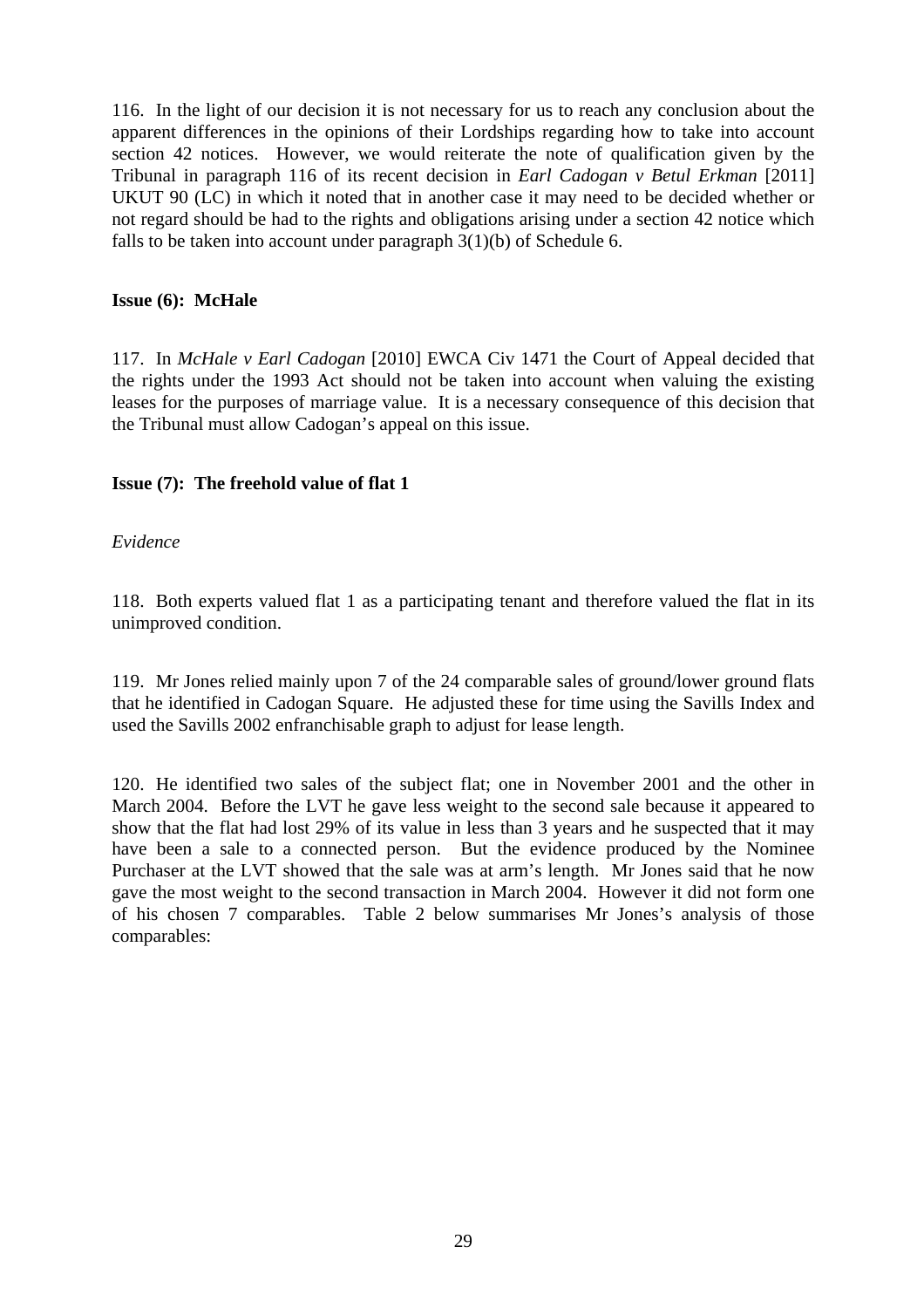116. In the light of our decision it is not necessary for us to reach any conclusion about the apparent differences in the opinions of their Lordships regarding how to take into account section 42 notices. However, we would reiterate the note of qualification given by the Tribunal in paragraph 116 of its recent decision in *Earl Cadogan v Betul Erkman* [2011] UKUT 90 (LC) in which it noted that in another case it may need to be decided whether or not regard should be had to the rights and obligations arising under a section 42 notice which falls to be taken into account under paragraph 3(1)(b) of Schedule 6.

**Issue (6): McHale**

117. In *McHale v Earl Cadogan* [2010] EWCA Civ 1471 the Court of Appeal decided that the rights under the 1993 Act should not be taken into account when valuing the existing leases for the purposes of marriage value. It is a necessary consequence of this decision that the Tribunal must allow Cadogan's appeal on this issue.

**Issue (7): The freehold value of flat 1**

*Evidence*

118. Both experts valued flat 1 as a participating tenant and therefore valued the flat in its unimproved condition.

119. Mr Jones relied mainly upon 7 of the 24 comparable sales of ground/lower ground flats that he identified in Cadogan Square. He adjusted these for time using the Savills Index and used the Savills 2002 enfranchisable graph to adjust for lease length.

120. He identified two sales of the subject flat; one in November 2001 and the other in March 2004. Before the LVT he gave less weight to the second sale because it appeared to show that the flat had lost 29% of its value in less than 3 years and he suspected that it may have been a sale to a connected person. But the evidence produced by the Nominee Purchaser at the LVT showed that the sale was at arm's length. Mr Jones said that he now gave the most weight to the second transaction in March 2004. However it did not form one of his chosen 7 comparables. Table 2 below summarises Mr Jones's analysis of those comparables: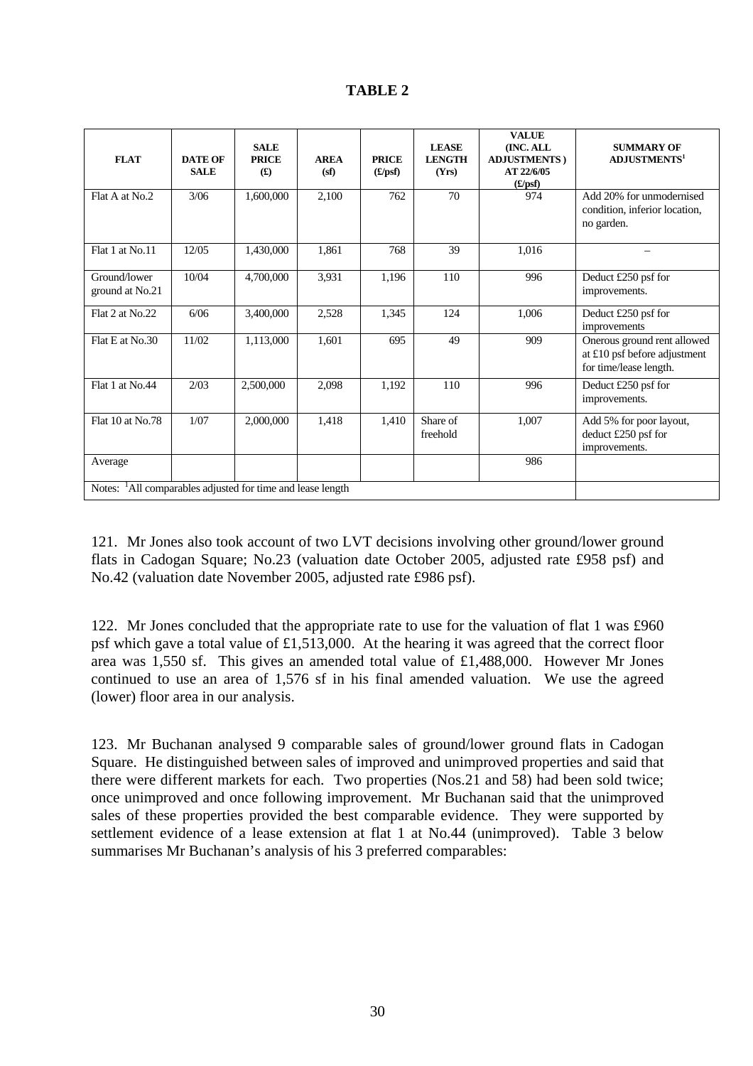**TABLE 2**

| FLAT | DATE OF SALE | SALE PRICE (£) | AREA (sf) | PRICE (£/psf) | LEASE LENGTH (Yrs) | VALUE (INC. ALL ADJUSTMENTS ) AT 22/6/05 (£/psf) | SUMMARY OF ADJUSTMENTS[1] |
|---|---|---|---|---|---|---|---|
| Flat A at No.2 | 3/06 | 1,600,000 | 2,100 | 762 | 70 | 974 | Add 20% for unmodernised condition, inferior location, no garden. |
| Flat 1 at No.11 | 12/05 | 1,430,000 | 1,861 | 768 | 39 | 1,016 | – |
| Ground/lower ground at No.21 | 10/04 | 4,700,000 | 3,931 | 1,196 | 110 | 996 | Deduct £250 psf for improvements. |
| Flat 2 at No.22 | 6/06 | 3,400,000 | 2,528 | 1,345 | 124 | 1,006 | Deduct £250 psf for improvements |
| Flat E at No.30 | 11/02 | 1,113,000 | 1,601 | 695 | 49 | 909 | Onerous ground rent allowed at £10 psf before adjustment for time/lease length. |
| Flat 1 at No.44 | 2/03 | 2,500,000 | 2,098 | 1,192 | 110 | 996 | Deduct £250 psf for improvements. |
| Flat 10 at No.78 | 1/07 | 2,000,000 | 1,418 | 1,410 | Share of freehold | 1,007 | Add 5% for poor layout, deduct £250 psf for improvements. |
| Average | | | | | | 986 | |
| Notes: [1]All comparables adjusted for time and lease length | | | | | | | |

121. Mr Jones also took account of two LVT decisions involving other ground/lower ground flats in Cadogan Square; No.23 (valuation date October 2005, adjusted rate £958 psf) and No.42 (valuation date November 2005, adjusted rate £986 psf).

122. Mr Jones concluded that the appropriate rate to use for the valuation of flat 1 was £960 psf which gave a total value of £1,513,000. At the hearing it was agreed that the correct floor area was 1,550 sf. This gives an amended total value of £1,488,000. However Mr Jones continued to use an area of 1,576 sf in his final amended valuation. We use the agreed (lower) floor area in our analysis.

123. Mr Buchanan analysed 9 comparable sales of ground/lower ground flats in Cadogan Square. He distinguished between sales of improved and unimproved properties and said that there were different markets for each. Two properties (Nos.21 and 58) had been sold twice; once unimproved and once following improvement. Mr Buchanan said that the unimproved sales of these properties provided the best comparable evidence. They were supported by settlement evidence of a lease extension at flat 1 at No.44 (unimproved). Table 3 below summarises Mr Buchanan's analysis of his 3 preferred comparables: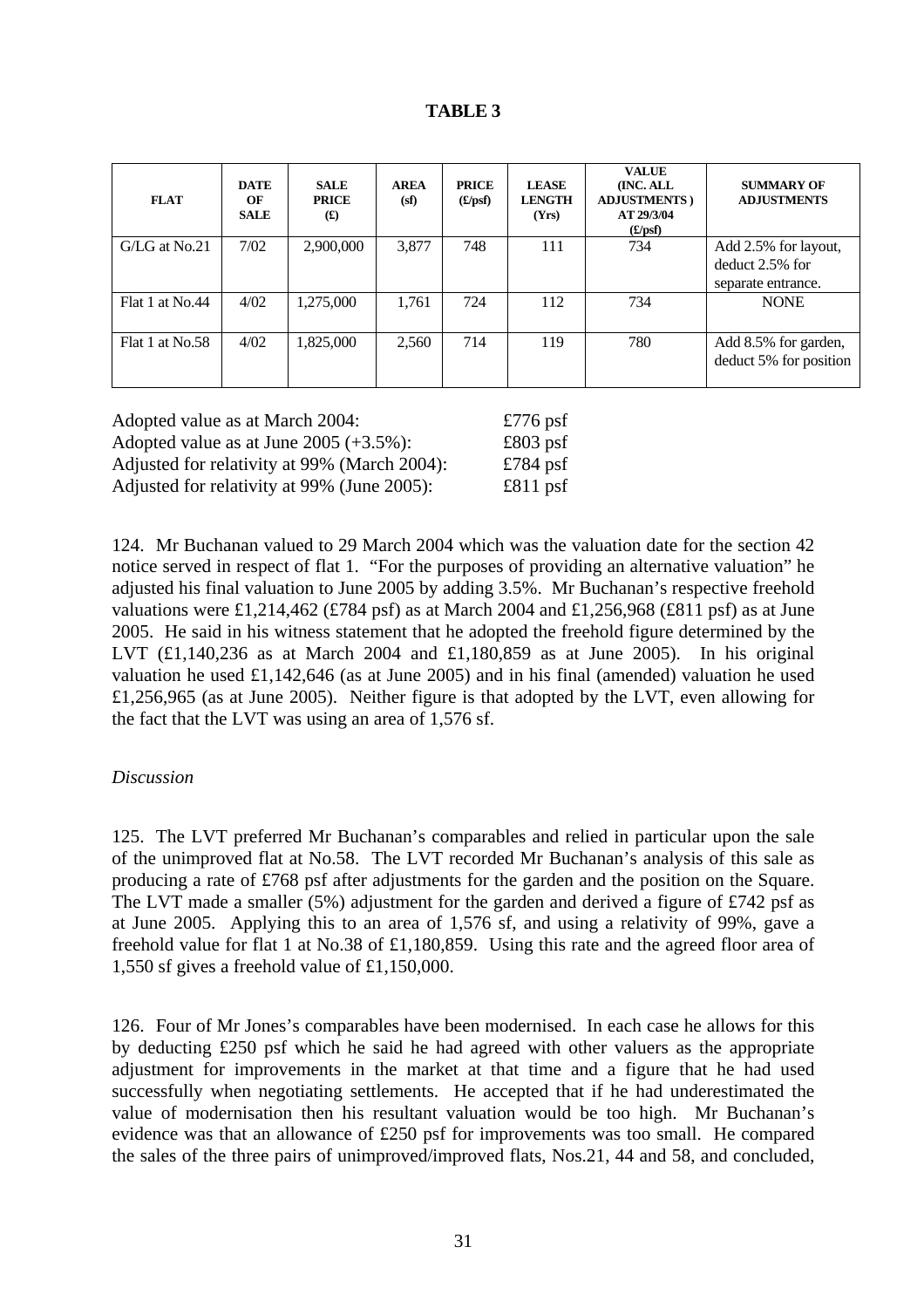**TABLE 3**

| FLAT | DATE OF SALE | SALE PRICE (£) | AREA (sf) | PRICE (£/psf) | LEASE LENGTH (Yrs) | VALUE (INC. ALL ADJUSTMENTS ) AT 29/3/04 (£/psf) | SUMMARY OF ADJUSTMENTS |
|---|---|---|---|---|---|---|---|
| G/LG at No.21 | 7/02 | 2,900,000 | 3,877 | 748 | 111 | 734 | Add 2.5% for layout, deduct 2.5% for separate entrance. |
| Flat 1 at No.44 | 4/02 | 1,275,000 | 1,761 | 724 | 112 | 734 | NONE |
| Flat 1 at No.58 | 4/02 | 1,825,000 | 2,560 | 714 | 119 | 780 | Add 8.5% for garden, deduct 5% for position |

| | |
|---|---|
| Adopted value as at March 2004: | £776 psf |
| Adopted value as at June 2005 (+3.5%): | £803 psf |
| Adjusted for relativity at 99% (March 2004): | £784 psf |
| Adjusted for relativity at 99% (June 2005): | £811 psf |

124. Mr Buchanan valued to 29 March 2004 which was the valuation date for the section 42 notice served in respect of flat 1. "For the purposes of providing an alternative valuation" he adjusted his final valuation to June 2005 by adding 3.5%. Mr Buchanan's respective freehold valuations were £1,214,462 (£784 psf) as at March 2004 and £1,256,968 (£811 psf) as at June 2005. He said in his witness statement that he adopted the freehold figure determined by the LVT (£1,140,236 as at March 2004 and £1,180,859 as at June 2005). In his original valuation he used £1,142,646 (as at June 2005) and in his final (amended) valuation he used £1,256,965 (as at June 2005). Neither figure is that adopted by the LVT, even allowing for the fact that the LVT was using an area of 1,576 sf.

*Discussion*

125. The LVT preferred Mr Buchanan's comparables and relied in particular upon the sale of the unimproved flat at No.58. The LVT recorded Mr Buchanan's analysis of this sale as producing a rate of £768 psf after adjustments for the garden and the position on the Square. The LVT made a smaller (5%) adjustment for the garden and derived a figure of £742 psf as at June 2005. Applying this to an area of 1,576 sf, and using a relativity of 99%, gave a freehold value for flat 1 at No.38 of £1,180,859. Using this rate and the agreed floor area of 1,550 sf gives a freehold value of £1,150,000.

126. Four of Mr Jones's comparables have been modernised. In each case he allows for this by deducting £250 psf which he said he had agreed with other valuers as the appropriate adjustment for improvements in the market at that time and a figure that he had used successfully when negotiating settlements. He accepted that if he had underestimated the value of modernisation then his resultant valuation would be too high. Mr Buchanan's evidence was that an allowance of £250 psf for improvements was too small. He compared the sales of the three pairs of unimproved/improved flats, Nos.21, 44 and 58, and concluded,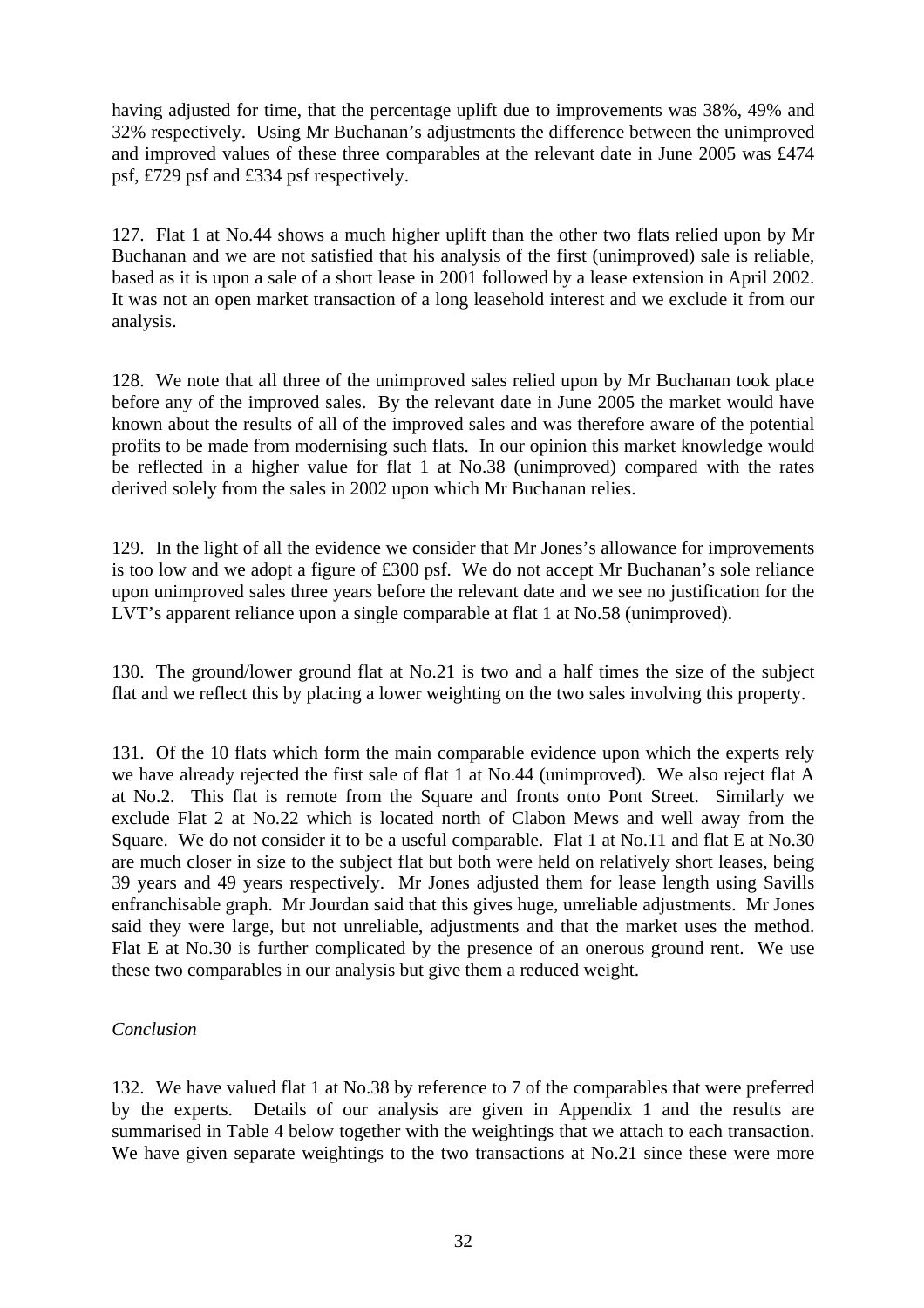having adjusted for time, that the percentage uplift due to improvements was 38%, 49% and 32% respectively. Using Mr Buchanan's adjustments the difference between the unimproved and improved values of these three comparables at the relevant date in June 2005 was £474 psf, £729 psf and £334 psf respectively.

127. Flat 1 at No.44 shows a much higher uplift than the other two flats relied upon by Mr Buchanan and we are not satisfied that his analysis of the first (unimproved) sale is reliable, based as it is upon a sale of a short lease in 2001 followed by a lease extension in April 2002. It was not an open market transaction of a long leasehold interest and we exclude it from our analysis.

128. We note that all three of the unimproved sales relied upon by Mr Buchanan took place before any of the improved sales. By the relevant date in June 2005 the market would have known about the results of all of the improved sales and was therefore aware of the potential profits to be made from modernising such flats. In our opinion this market knowledge would be reflected in a higher value for flat 1 at No.38 (unimproved) compared with the rates derived solely from the sales in 2002 upon which Mr Buchanan relies.

129. In the light of all the evidence we consider that Mr Jones's allowance for improvements is too low and we adopt a figure of £300 psf. We do not accept Mr Buchanan's sole reliance upon unimproved sales three years before the relevant date and we see no justification for the LVT's apparent reliance upon a single comparable at flat 1 at No.58 (unimproved).

130. The ground/lower ground flat at No.21 is two and a half times the size of the subject flat and we reflect this by placing a lower weighting on the two sales involving this property.

131. Of the 10 flats which form the main comparable evidence upon which the experts rely we have already rejected the first sale of flat 1 at No.44 (unimproved). We also reject flat A at No.2. This flat is remote from the Square and fronts onto Pont Street. Similarly we exclude Flat 2 at No.22 which is located north of Clabon Mews and well away from the Square. We do not consider it to be a useful comparable. Flat 1 at No.11 and flat E at No.30 are much closer in size to the subject flat but both were held on relatively short leases, being 39 years and 49 years respectively. Mr Jones adjusted them for lease length using Savills enfranchisable graph. Mr Jourdan said that this gives huge, unreliable adjustments. Mr Jones said they were large, but not unreliable, adjustments and that the market uses the method. Flat E at No.30 is further complicated by the presence of an onerous ground rent. We use these two comparables in our analysis but give them a reduced weight.

*Conclusion*

132. We have valued flat 1 at No.38 by reference to 7 of the comparables that were preferred by the experts. Details of our analysis are given in Appendix 1 and the results are summarised in Table 4 below together with the weightings that we attach to each transaction. We have given separate weightings to the two transactions at No.21 since these were more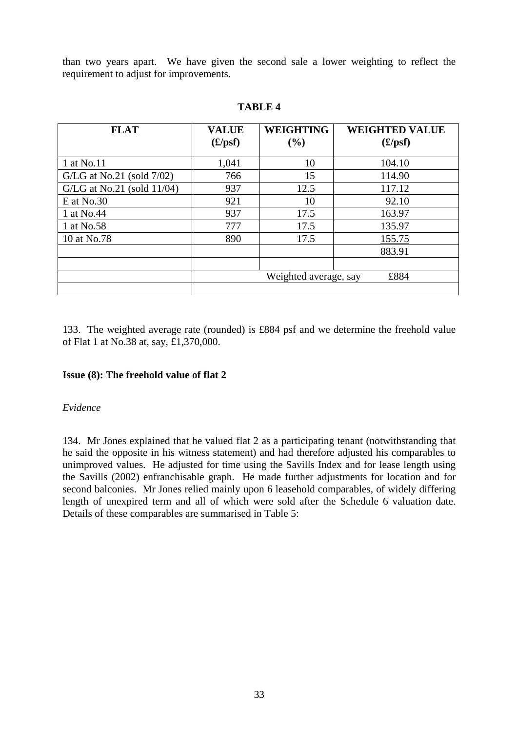than two years apart. We have given the second sale a lower weighting to reflect the requirement to adjust for improvements.

**TABLE 4**

| FLAT | VALUE (£/psf) | WEIGHTING (%) | WEIGHTED VALUE (£/psf) |
|---|---|---|---|
| 1 at No.11 | 1,041 | 10 | 104.10 |
| G/LG at No.21 (sold 7/02) | 766 | 15 | 114.90 |
| G/LG at No.21 (sold 11/04) | 937 | 12.5 | 117.12 |
| E at No.30 | 921 | 10 | 92.10 |
| 1 at No.44 | 937 | 17.5 | 163.97 |
| 1 at No.58 | 777 | 17.5 | 135.97 |
| 10 at No.78 | 890 | 17.5 | 155.75 |
| | | | 883.91 |
| | | | |
| | Weighted average, say | | £884 |
| | | | |

133. The weighted average rate (rounded) is £884 psf and we determine the freehold value of Flat 1 at No.38 at, say, £1,370,000.

**Issue (8): The freehold value of flat 2**

*Evidence*

134. Mr Jones explained that he valued flat 2 as a participating tenant (notwithstanding that he said the opposite in his witness statement) and had therefore adjusted his comparables to unimproved values. He adjusted for time using the Savills Index and for lease length using the Savills (2002) enfranchisable graph. He made further adjustments for location and for second balconies. Mr Jones relied mainly upon 6 leasehold comparables, of widely differing length of unexpired term and all of which were sold after the Schedule 6 valuation date. Details of these comparables are summarised in Table 5: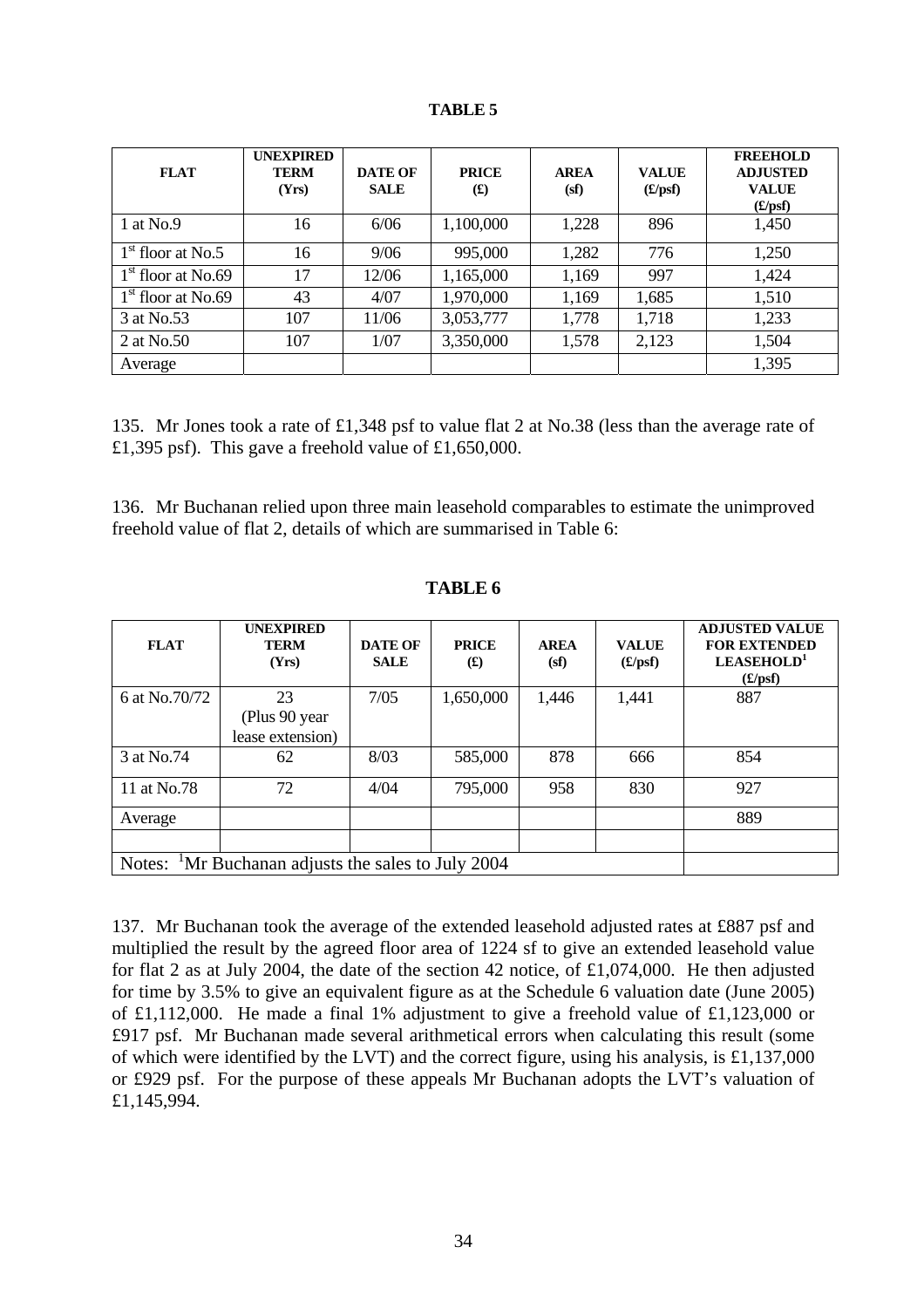**TABLE 5**

| FLAT | UNEXPIRED TERM (Yrs) | DATE OF SALE | PRICE (£) | AREA (sf) | VALUE (£/psf) | FREEHOLD ADJUSTED VALUE (£/psf) |
|---|---|---|---|---|---|---|
| 1 at No.9 | 16 | 6/06 | 1,100,000 | 1,228 | 896 | 1,450 |
| 1st floor at No.5 | 16 | 9/06 | 995,000 | 1,282 | 776 | 1,250 |
| 1st floor at No.69 | 17 | 12/06 | 1,165,000 | 1,169 | 997 | 1,424 |
| 1st floor at No.69 | 43 | 4/07 | 1,970,000 | 1,169 | 1,685 | 1,510 |
| 3 at No.53 | 107 | 11/06 | 3,053,777 | 1,778 | 1,718 | 1,233 |
| 2 at No.50 | 107 | 1/07 | 3,350,000 | 1,578 | 2,123 | 1,504 |
| Average | | | | | | 1,395 |

135. Mr Jones took a rate of £1,348 psf to value flat 2 at No.38 (less than the average rate of £1,395 psf). This gave a freehold value of £1,650,000.

136. Mr Buchanan relied upon three main leasehold comparables to estimate the unimproved freehold value of flat 2, details of which are summarised in Table 6:

**TABLE 6**

| FLAT | UNEXPIRED TERM (Yrs) | DATE OF SALE | PRICE (£) | AREA (sf) | VALUE (£/psf) | ADJUSTED VALUE FOR EXTENDED LEASEHOLD[1] (£/psf) |
|---|---|---|---|---|---|---|
| 6 at No.70/72 | 23 (Plus 90 year lease extension) | 7/05 | 1,650,000 | 1,446 | 1,441 | 887 |
| 3 at No.74 | 62 | 8/03 | 585,000 | 878 | 666 | 854 |
| 11 at No.78 | 72 | 4/04 | 795,000 | 958 | 830 | 927 |
| Average | | | | | | 889 |
| | | | | | | |
| Notes: [1]Mr Buchanan adjusts the sales to July 2004 | | | | | | |

137. Mr Buchanan took the average of the extended leasehold adjusted rates at £887 psf and multiplied the result by the agreed floor area of 1224 sf to give an extended leasehold value for flat 2 as at July 2004, the date of the section 42 notice, of £1,074,000. He then adjusted for time by 3.5% to give an equivalent figure as at the Schedule 6 valuation date (June 2005) of £1,112,000. He made a final 1% adjustment to give a freehold value of £1,123,000 or £917 psf. Mr Buchanan made several arithmetical errors when calculating this result (some of which were identified by the LVT) and the correct figure, using his analysis, is £1,137,000 or £929 psf. For the purpose of these appeals Mr Buchanan adopts the LVT's valuation of £1,145,994.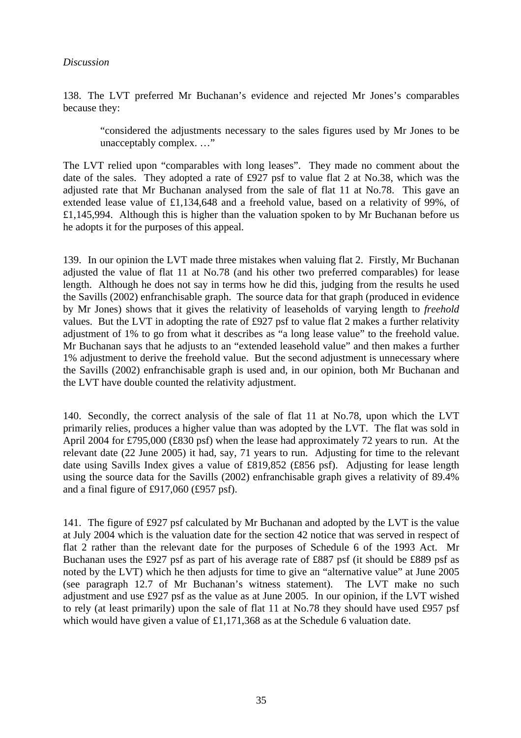*Discussion*

138. The LVT preferred Mr Buchanan's evidence and rejected Mr Jones's comparables because they:

> "considered the adjustments necessary to the sales figures used by Mr Jones to be unacceptably complex. …"

The LVT relied upon "comparables with long leases". They made no comment about the date of the sales. They adopted a rate of £927 psf to value flat 2 at No.38, which was the adjusted rate that Mr Buchanan analysed from the sale of flat 11 at No.78. This gave an extended lease value of £1,134,648 and a freehold value, based on a relativity of 99%, of £1,145,994. Although this is higher than the valuation spoken to by Mr Buchanan before us he adopts it for the purposes of this appeal.

139. In our opinion the LVT made three mistakes when valuing flat 2. Firstly, Mr Buchanan adjusted the value of flat 11 at No.78 (and his other two preferred comparables) for lease length. Although he does not say in terms how he did this, judging from the results he used the Savills (2002) enfranchisable graph. The source data for that graph (produced in evidence by Mr Jones) shows that it gives the relativity of leaseholds of varying length to *freehold* values. But the LVT in adopting the rate of £927 psf to value flat 2 makes a further relativity adjustment of 1% to go from what it describes as "a long lease value" to the freehold value. Mr Buchanan says that he adjusts to an "extended leasehold value" and then makes a further 1% adjustment to derive the freehold value. But the second adjustment is unnecessary where the Savills (2002) enfranchisable graph is used and, in our opinion, both Mr Buchanan and the LVT have double counted the relativity adjustment.

140. Secondly, the correct analysis of the sale of flat 11 at No.78, upon which the LVT primarily relies, produces a higher value than was adopted by the LVT. The flat was sold in April 2004 for £795,000 (£830 psf) when the lease had approximately 72 years to run. At the relevant date (22 June 2005) it had, say, 71 years to run. Adjusting for time to the relevant date using Savills Index gives a value of £819,852 (£856 psf). Adjusting for lease length using the source data for the Savills (2002) enfranchisable graph gives a relativity of 89.4% and a final figure of £917,060 (£957 psf).

141. The figure of £927 psf calculated by Mr Buchanan and adopted by the LVT is the value at July 2004 which is the valuation date for the section 42 notice that was served in respect of flat 2 rather than the relevant date for the purposes of Schedule 6 of the 1993 Act. Mr Buchanan uses the £927 psf as part of his average rate of £887 psf (it should be £889 psf as noted by the LVT) which he then adjusts for time to give an "alternative value" at June 2005 (see paragraph 12.7 of Mr Buchanan's witness statement). The LVT make no such adjustment and use £927 psf as the value as at June 2005. In our opinion, if the LVT wished to rely (at least primarily) upon the sale of flat 11 at No.78 they should have used £957 psf which would have given a value of £1,171,368 as at the Schedule 6 valuation date.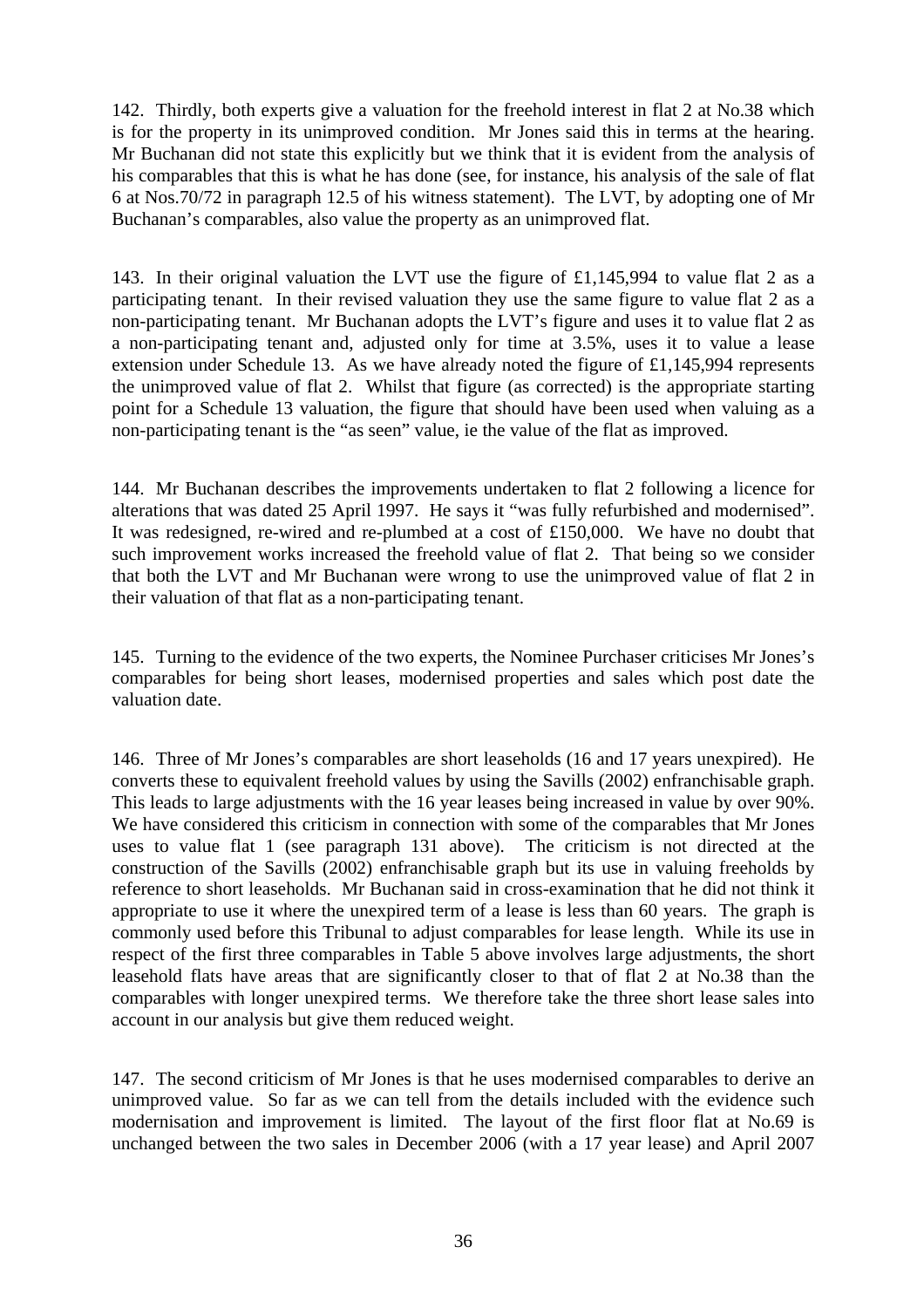142. Thirdly, both experts give a valuation for the freehold interest in flat 2 at No.38 which is for the property in its unimproved condition. Mr Jones said this in terms at the hearing. Mr Buchanan did not state this explicitly but we think that it is evident from the analysis of his comparables that this is what he has done (see, for instance, his analysis of the sale of flat 6 at Nos.70/72 in paragraph 12.5 of his witness statement). The LVT, by adopting one of Mr Buchanan's comparables, also value the property as an unimproved flat.

143. In their original valuation the LVT use the figure of £1,145,994 to value flat 2 as a participating tenant. In their revised valuation they use the same figure to value flat 2 as a non-participating tenant. Mr Buchanan adopts the LVT's figure and uses it to value flat 2 as a non-participating tenant and, adjusted only for time at 3.5%, uses it to value a lease extension under Schedule 13. As we have already noted the figure of £1,145,994 represents the unimproved value of flat 2. Whilst that figure (as corrected) is the appropriate starting point for a Schedule 13 valuation, the figure that should have been used when valuing as a non-participating tenant is the "as seen" value, ie the value of the flat as improved.

144. Mr Buchanan describes the improvements undertaken to flat 2 following a licence for alterations that was dated 25 April 1997. He says it "was fully refurbished and modernised". It was redesigned, re-wired and re-plumbed at a cost of £150,000. We have no doubt that such improvement works increased the freehold value of flat 2. That being so we consider that both the LVT and Mr Buchanan were wrong to use the unimproved value of flat 2 in their valuation of that flat as a non-participating tenant.

145. Turning to the evidence of the two experts, the Nominee Purchaser criticises Mr Jones's comparables for being short leases, modernised properties and sales which post date the valuation date.

146. Three of Mr Jones's comparables are short leaseholds (16 and 17 years unexpired). He converts these to equivalent freehold values by using the Savills (2002) enfranchisable graph. This leads to large adjustments with the 16 year leases being increased in value by over 90%. We have considered this criticism in connection with some of the comparables that Mr Jones uses to value flat 1 (see paragraph 131 above). The criticism is not directed at the construction of the Savills (2002) enfranchisable graph but its use in valuing freeholds by reference to short leaseholds. Mr Buchanan said in cross-examination that he did not think it appropriate to use it where the unexpired term of a lease is less than 60 years. The graph is commonly used before this Tribunal to adjust comparables for lease length. While its use in respect of the first three comparables in Table 5 above involves large adjustments, the short leasehold flats have areas that are significantly closer to that of flat 2 at No.38 than the comparables with longer unexpired terms. We therefore take the three short lease sales into account in our analysis but give them reduced weight.

147. The second criticism of Mr Jones is that he uses modernised comparables to derive an unimproved value. So far as we can tell from the details included with the evidence such modernisation and improvement is limited. The layout of the first floor flat at No.69 is unchanged between the two sales in December 2006 (with a 17 year lease) and April 2007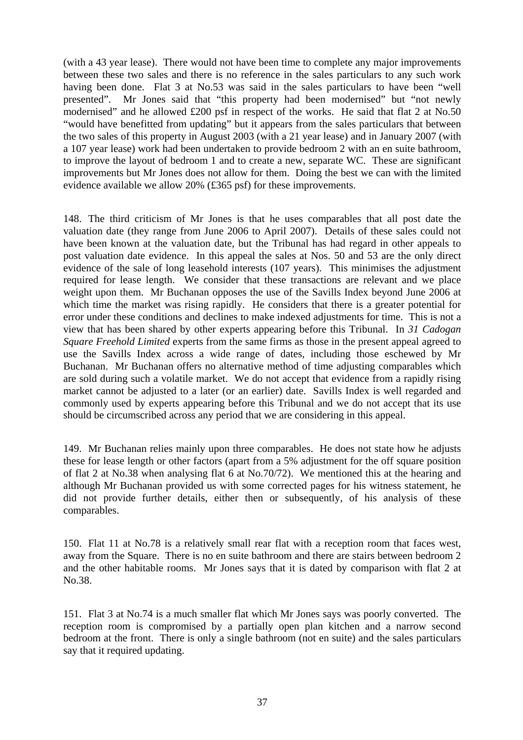(with a 43 year lease). There would not have been time to complete any major improvements between these two sales and there is no reference in the sales particulars to any such work having been done. Flat 3 at No.53 was said in the sales particulars to have been "well presented". Mr Jones said that "this property had been modernised" but "not newly modernised" and he allowed £200 psf in respect of the works. He said that flat 2 at No.50 "would have benefitted from updating" but it appears from the sales particulars that between the two sales of this property in August 2003 (with a 21 year lease) and in January 2007 (with a 107 year lease) work had been undertaken to provide bedroom 2 with an en suite bathroom, to improve the layout of bedroom 1 and to create a new, separate WC. These are significant improvements but Mr Jones does not allow for them. Doing the best we can with the limited evidence available we allow 20% (£365 psf) for these improvements.

148. The third criticism of Mr Jones is that he uses comparables that all post date the valuation date (they range from June 2006 to April 2007). Details of these sales could not have been known at the valuation date, but the Tribunal has had regard in other appeals to post valuation date evidence. In this appeal the sales at Nos. 50 and 53 are the only direct evidence of the sale of long leasehold interests (107 years). This minimises the adjustment required for lease length. We consider that these transactions are relevant and we place weight upon them. Mr Buchanan opposes the use of the Savills Index beyond June 2006 at which time the market was rising rapidly. He considers that there is a greater potential for error under these conditions and declines to make indexed adjustments for time. This is not a view that has been shared by other experts appearing before this Tribunal. In *31 Cadogan Square Freehold Limited* experts from the same firms as those in the present appeal agreed to use the Savills Index across a wide range of dates, including those eschewed by Mr Buchanan. Mr Buchanan offers no alternative method of time adjusting comparables which are sold during such a volatile market. We do not accept that evidence from a rapidly rising market cannot be adjusted to a later (or an earlier) date. Savills Index is well regarded and commonly used by experts appearing before this Tribunal and we do not accept that its use should be circumscribed across any period that we are considering in this appeal.

149. Mr Buchanan relies mainly upon three comparables. He does not state how he adjusts these for lease length or other factors (apart from a 5% adjustment for the off square position of flat 2 at No.38 when analysing flat 6 at No.70/72). We mentioned this at the hearing and although Mr Buchanan provided us with some corrected pages for his witness statement, he did not provide further details, either then or subsequently, of his analysis of these comparables.

150. Flat 11 at No.78 is a relatively small rear flat with a reception room that faces west, away from the Square. There is no en suite bathroom and there are stairs between bedroom 2 and the other habitable rooms. Mr Jones says that it is dated by comparison with flat 2 at No.38.

151. Flat 3 at No.74 is a much smaller flat which Mr Jones says was poorly converted. The reception room is compromised by a partially open plan kitchen and a narrow second bedroom at the front. There is only a single bathroom (not en suite) and the sales particulars say that it required updating.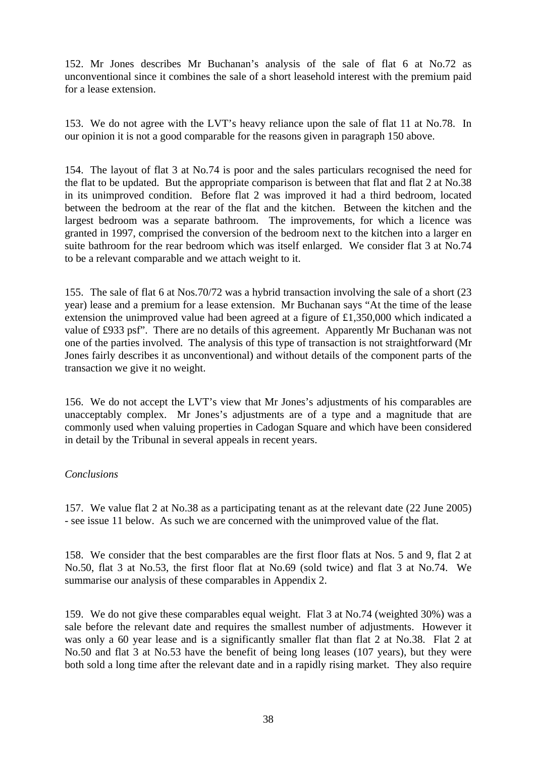152. Mr Jones describes Mr Buchanan's analysis of the sale of flat 6 at No.72 as unconventional since it combines the sale of a short leasehold interest with the premium paid for a lease extension.

153. We do not agree with the LVT's heavy reliance upon the sale of flat 11 at No.78. In our opinion it is not a good comparable for the reasons given in paragraph 150 above.

154. The layout of flat 3 at No.74 is poor and the sales particulars recognised the need for the flat to be updated. But the appropriate comparison is between that flat and flat 2 at No.38 in its unimproved condition. Before flat 2 was improved it had a third bedroom, located between the bedroom at the rear of the flat and the kitchen. Between the kitchen and the largest bedroom was a separate bathroom. The improvements, for which a licence was granted in 1997, comprised the conversion of the bedroom next to the kitchen into a larger en suite bathroom for the rear bedroom which was itself enlarged. We consider flat 3 at No.74 to be a relevant comparable and we attach weight to it.

155. The sale of flat 6 at Nos.70/72 was a hybrid transaction involving the sale of a short (23 year) lease and a premium for a lease extension. Mr Buchanan says "At the time of the lease extension the unimproved value had been agreed at a figure of £1,350,000 which indicated a value of £933 psf". There are no details of this agreement. Apparently Mr Buchanan was not one of the parties involved. The analysis of this type of transaction is not straightforward (Mr Jones fairly describes it as unconventional) and without details of the component parts of the transaction we give it no weight.

156. We do not accept the LVT's view that Mr Jones's adjustments of his comparables are unacceptably complex. Mr Jones's adjustments are of a type and a magnitude that are commonly used when valuing properties in Cadogan Square and which have been considered in detail by the Tribunal in several appeals in recent years.

*Conclusions*

157. We value flat 2 at No.38 as a participating tenant as at the relevant date (22 June 2005) - see issue 11 below. As such we are concerned with the unimproved value of the flat.

158. We consider that the best comparables are the first floor flats at Nos. 5 and 9, flat 2 at No.50, flat 3 at No.53, the first floor flat at No.69 (sold twice) and flat 3 at No.74. We summarise our analysis of these comparables in Appendix 2.

159. We do not give these comparables equal weight. Flat 3 at No.74 (weighted 30%) was a sale before the relevant date and requires the smallest number of adjustments. However it was only a 60 year lease and is a significantly smaller flat than flat 2 at No.38. Flat 2 at No.50 and flat 3 at No.53 have the benefit of being long leases (107 years), but they were both sold a long time after the relevant date and in a rapidly rising market. They also require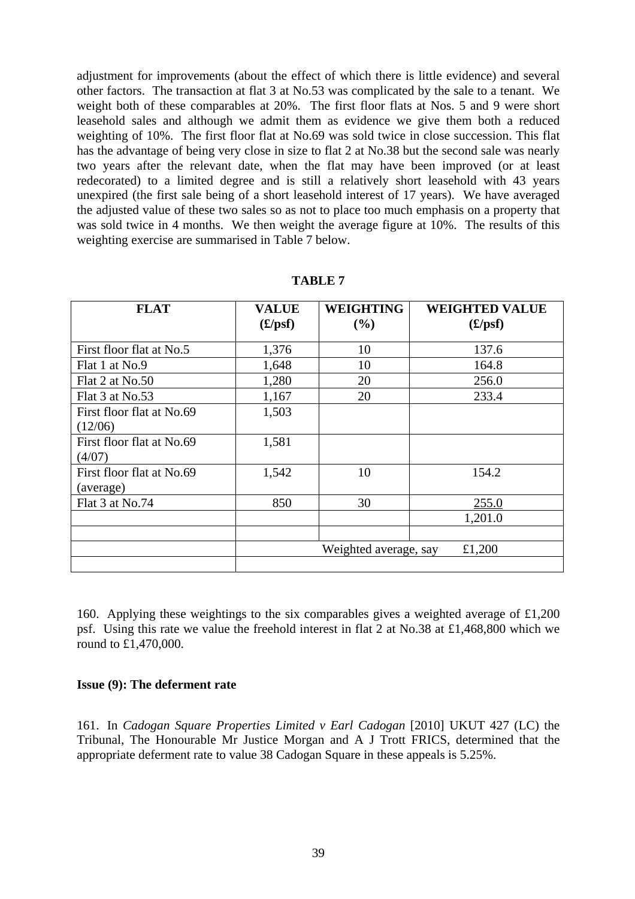adjustment for improvements (about the effect of which there is little evidence) and several other factors. The transaction at flat 3 at No.53 was complicated by the sale to a tenant. We weight both of these comparables at 20%. The first floor flats at Nos. 5 and 9 were short leasehold sales and although we admit them as evidence we give them both a reduced weighting of 10%. The first floor flat at No.69 was sold twice in close succession. This flat has the advantage of being very close in size to flat 2 at No.38 but the second sale was nearly two years after the relevant date, when the flat may have been improved (or at least redecorated) to a limited degree and is still a relatively short leasehold with 43 years unexpired (the first sale being of a short leasehold interest of 17 years). We have averaged the adjusted value of these two sales so as not to place too much emphasis on a property that was sold twice in 4 months. We then weight the average figure at 10%. The results of this weighting exercise are summarised in Table 7 below.

**TABLE 7**

| FLAT | VALUE (£/psf) | WEIGHTING (%) | WEIGHTED VALUE (£/psf) |
|---|---|---|---|
| First floor flat at No.5 | 1,376 | 10 | 137.6 |
| Flat 1 at No.9 | 1,648 | 10 | 164.8 |
| Flat 2 at No.50 | 1,280 | 20 | 256.0 |
| Flat 3 at No.53 | 1,167 | 20 | 233.4 |
| First floor flat at No.69 (12/06) | 1,503 | | |
| First floor flat at No.69 (4/07) | 1,581 | | |
| First floor flat at No.69 (average) | 1,542 | 10 | 154.2 |
| Flat 3 at No.74 | 850 | 30 | 255.0 |
| | | | 1,201.0 |
| | | | |
| | | Weighted average, say | £1,200 |
| | | | |

160. Applying these weightings to the six comparables gives a weighted average of £1,200 psf. Using this rate we value the freehold interest in flat 2 at No.38 at £1,468,800 which we round to £1,470,000.

**Issue (9): The deferment rate**

161. In *Cadogan Square Properties Limited v Earl Cadogan* [2010] UKUT 427 (LC) the Tribunal, The Honourable Mr Justice Morgan and A J Trott FRICS, determined that the appropriate deferment rate to value 38 Cadogan Square in these appeals is 5.25%.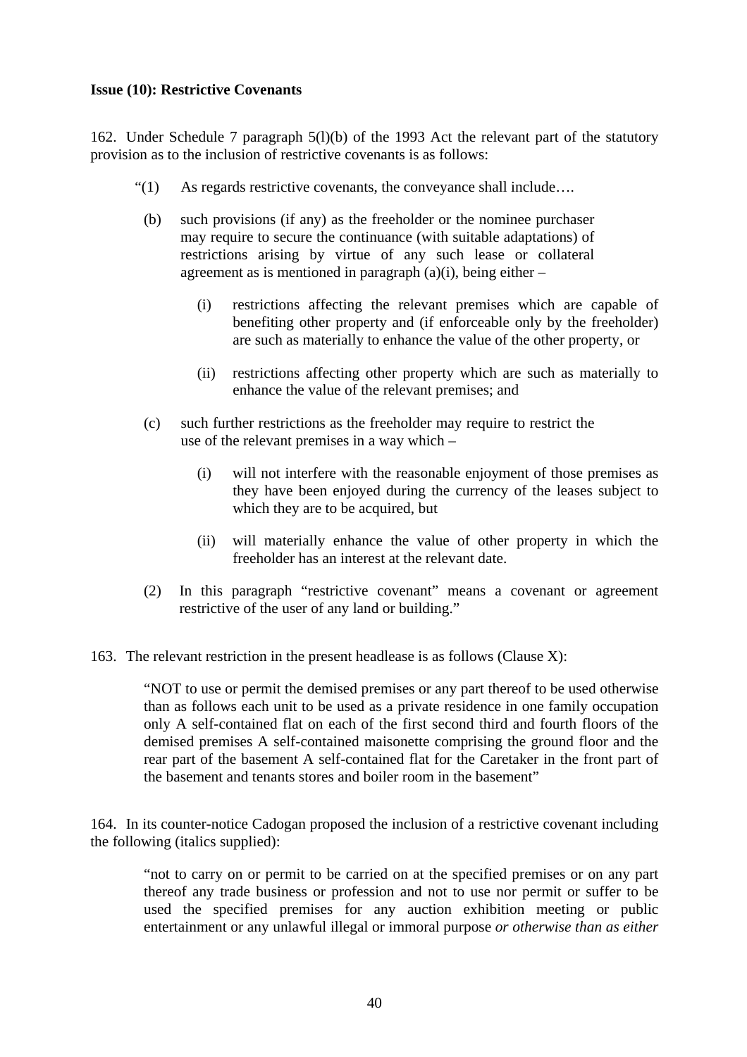**Issue (10): Restrictive Covenants**

162. Under Schedule 7 paragraph 5(l)(b) of the 1993 Act the relevant part of the statutory provision as to the inclusion of restrictive covenants is as follows:

> "(1) As regards restrictive covenants, the conveyance shall include….
>
> (b) such provisions (if any) as the freeholder or the nominee purchaser may require to secure the continuance (with suitable adaptations) of restrictions arising by virtue of any such lease or collateral agreement as is mentioned in paragraph (a)(i), being either –
>
> > (i) restrictions affecting the relevant premises which are capable of benefiting other property and (if enforceable only by the freeholder) are such as materially to enhance the value of the other property, or
> >
> > (ii) restrictions affecting other property which are such as materially to enhance the value of the relevant premises; and
>
> (c) such further restrictions as the freeholder may require to restrict the use of the relevant premises in a way which –
>
> > (i) will not interfere with the reasonable enjoyment of those premises as they have been enjoyed during the currency of the leases subject to which they are to be acquired, but
> >
> > (ii) will materially enhance the value of other property in which the freeholder has an interest at the relevant date.
>
> (2) In this paragraph "restrictive covenant" means a covenant or agreement restrictive of the user of any land or building."

163. The relevant restriction in the present headlease is as follows (Clause X):

> "NOT to use or permit the demised premises or any part thereof to be used otherwise than as follows each unit to be used as a private residence in one family occupation only A self-contained flat on each of the first second third and fourth floors of the demised premises A self-contained maisonette comprising the ground floor and the rear part of the basement A self-contained flat for the Caretaker in the front part of the basement and tenants stores and boiler room in the basement"

164. In its counter-notice Cadogan proposed the inclusion of a restrictive covenant including the following (italics supplied):

> "not to carry on or permit to be carried on at the specified premises or on any part thereof any trade business or profession and not to use nor permit or suffer to be used the specified premises for any auction exhibition meeting or public entertainment or any unlawful illegal or immoral purpose *or otherwise than as either*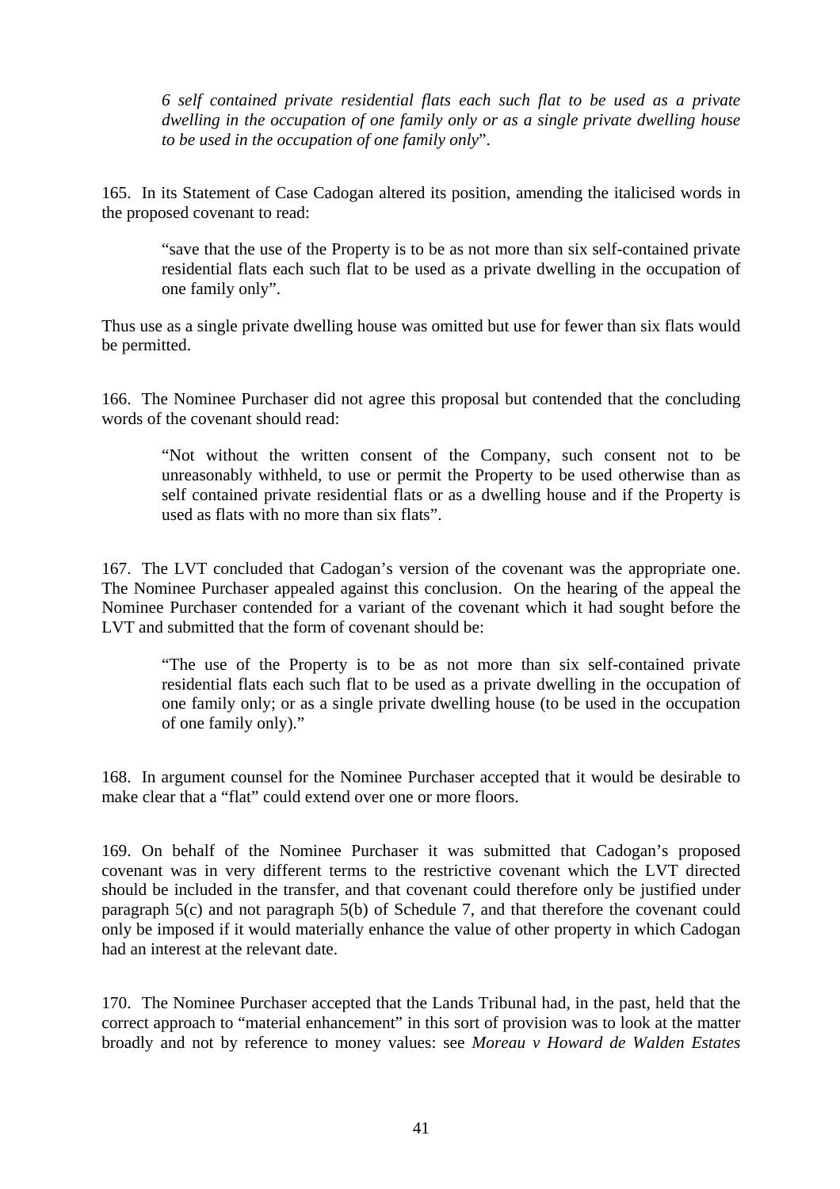*6 self contained private residential flats each such flat to be used as a private dwelling in the occupation of one family only or as a single private dwelling house to be used in the occupation of one family only*".

165. In its Statement of Case Cadogan altered its position, amending the italicised words in the proposed covenant to read:

> "save that the use of the Property is to be as not more than six self-contained private residential flats each such flat to be used as a private dwelling in the occupation of one family only".

Thus use as a single private dwelling house was omitted but use for fewer than six flats would be permitted.

166. The Nominee Purchaser did not agree this proposal but contended that the concluding words of the covenant should read:

> "Not without the written consent of the Company, such consent not to be unreasonably withheld, to use or permit the Property to be used otherwise than as self contained private residential flats or as a dwelling house and if the Property is used as flats with no more than six flats".

167. The LVT concluded that Cadogan's version of the covenant was the appropriate one. The Nominee Purchaser appealed against this conclusion. On the hearing of the appeal the Nominee Purchaser contended for a variant of the covenant which it had sought before the LVT and submitted that the form of covenant should be:

> "The use of the Property is to be as not more than six self-contained private residential flats each such flat to be used as a private dwelling in the occupation of one family only; or as a single private dwelling house (to be used in the occupation of one family only)."

168. In argument counsel for the Nominee Purchaser accepted that it would be desirable to make clear that a "flat" could extend over one or more floors.

169. On behalf of the Nominee Purchaser it was submitted that Cadogan's proposed covenant was in very different terms to the restrictive covenant which the LVT directed should be included in the transfer, and that covenant could therefore only be justified under paragraph 5(c) and not paragraph 5(b) of Schedule 7, and that therefore the covenant could only be imposed if it would materially enhance the value of other property in which Cadogan had an interest at the relevant date.

170. The Nominee Purchaser accepted that the Lands Tribunal had, in the past, held that the correct approach to "material enhancement" in this sort of provision was to look at the matter broadly and not by reference to money values: see *Moreau v Howard de Walden Estates*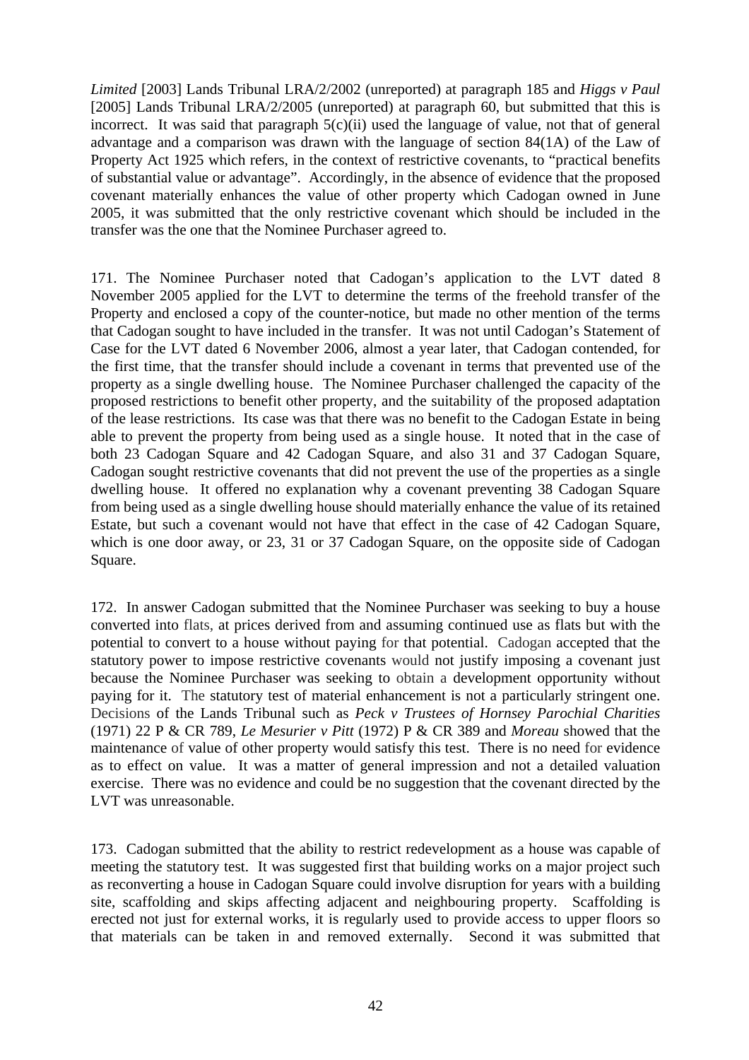*Limited* [2003] Lands Tribunal LRA/2/2002 (unreported) at paragraph 185 and *Higgs v Paul* [2005] Lands Tribunal LRA/2/2005 (unreported) at paragraph 60, but submitted that this is incorrect. It was said that paragraph 5(c)(ii) used the language of value, not that of general advantage and a comparison was drawn with the language of section 84(1A) of the Law of Property Act 1925 which refers, in the context of restrictive covenants, to "practical benefits of substantial value or advantage". Accordingly, in the absence of evidence that the proposed covenant materially enhances the value of other property which Cadogan owned in June 2005, it was submitted that the only restrictive covenant which should be included in the transfer was the one that the Nominee Purchaser agreed to.

171. The Nominee Purchaser noted that Cadogan's application to the LVT dated 8 November 2005 applied for the LVT to determine the terms of the freehold transfer of the Property and enclosed a copy of the counter-notice, but made no other mention of the terms that Cadogan sought to have included in the transfer. It was not until Cadogan's Statement of Case for the LVT dated 6 November 2006, almost a year later, that Cadogan contended, for the first time, that the transfer should include a covenant in terms that prevented use of the property as a single dwelling house. The Nominee Purchaser challenged the capacity of the proposed restrictions to benefit other property, and the suitability of the proposed adaptation of the lease restrictions. Its case was that there was no benefit to the Cadogan Estate in being able to prevent the property from being used as a single house. It noted that in the case of both 23 Cadogan Square and 42 Cadogan Square, and also 31 and 37 Cadogan Square, Cadogan sought restrictive covenants that did not prevent the use of the properties as a single dwelling house. It offered no explanation why a covenant preventing 38 Cadogan Square from being used as a single dwelling house should materially enhance the value of its retained Estate, but such a covenant would not have that effect in the case of 42 Cadogan Square, which is one door away, or 23, 31 or 37 Cadogan Square, on the opposite side of Cadogan Square.

172. In answer Cadogan submitted that the Nominee Purchaser was seeking to buy a house converted into flats, at prices derived from and assuming continued use as flats but with the potential to convert to a house without paying for that potential. Cadogan accepted that the statutory power to impose restrictive covenants would not justify imposing a covenant just because the Nominee Purchaser was seeking to obtain a development opportunity without paying for it. The statutory test of material enhancement is not a particularly stringent one. Decisions of the Lands Tribunal such as *Peck v Trustees of Hornsey Parochial Charities* (1971) 22 P & CR 789, *Le Mesurier v Pitt* (1972) P & CR 389 and *Moreau* showed that the maintenance of value of other property would satisfy this test. There is no need for evidence as to effect on value. It was a matter of general impression and not a detailed valuation exercise. There was no evidence and could be no suggestion that the covenant directed by the LVT was unreasonable.

173. Cadogan submitted that the ability to restrict redevelopment as a house was capable of meeting the statutory test. It was suggested first that building works on a major project such as reconverting a house in Cadogan Square could involve disruption for years with a building site, scaffolding and skips affecting adjacent and neighbouring property. Scaffolding is erected not just for external works, it is regularly used to provide access to upper floors so that materials can be taken in and removed externally. Second it was submitted that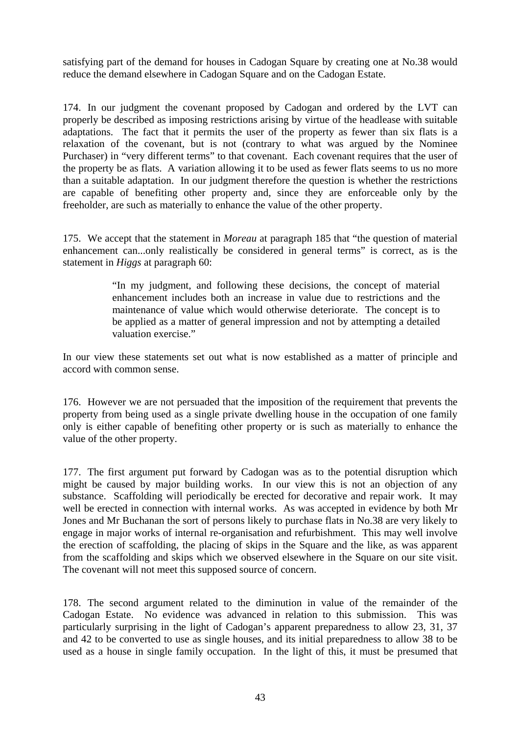satisfying part of the demand for houses in Cadogan Square by creating one at No.38 would reduce the demand elsewhere in Cadogan Square and on the Cadogan Estate.

174. In our judgment the covenant proposed by Cadogan and ordered by the LVT can properly be described as imposing restrictions arising by virtue of the headlease with suitable adaptations. The fact that it permits the user of the property as fewer than six flats is a relaxation of the covenant, but is not (contrary to what was argued by the Nominee Purchaser) in "very different terms" to that covenant. Each covenant requires that the user of the property be as flats. A variation allowing it to be used as fewer flats seems to us no more than a suitable adaptation. In our judgment therefore the question is whether the restrictions are capable of benefiting other property and, since they are enforceable only by the freeholder, are such as materially to enhance the value of the other property.

175. We accept that the statement in *Moreau* at paragraph 185 that "the question of material enhancement can...only realistically be considered in general terms" is correct, as is the statement in *Higgs* at paragraph 60:

> "In my judgment, and following these decisions, the concept of material enhancement includes both an increase in value due to restrictions and the maintenance of value which would otherwise deteriorate. The concept is to be applied as a matter of general impression and not by attempting a detailed valuation exercise."

In our view these statements set out what is now established as a matter of principle and accord with common sense.

176. However we are not persuaded that the imposition of the requirement that prevents the property from being used as a single private dwelling house in the occupation of one family only is either capable of benefiting other property or is such as materially to enhance the value of the other property.

177. The first argument put forward by Cadogan was as to the potential disruption which might be caused by major building works. In our view this is not an objection of any substance. Scaffolding will periodically be erected for decorative and repair work. It may well be erected in connection with internal works. As was accepted in evidence by both Mr Jones and Mr Buchanan the sort of persons likely to purchase flats in No.38 are very likely to engage in major works of internal re-organisation and refurbishment. This may well involve the erection of scaffolding, the placing of skips in the Square and the like, as was apparent from the scaffolding and skips which we observed elsewhere in the Square on our site visit. The covenant will not meet this supposed source of concern.

178. The second argument related to the diminution in value of the remainder of the Cadogan Estate. No evidence was advanced in relation to this submission. This was particularly surprising in the light of Cadogan's apparent preparedness to allow 23, 31, 37 and 42 to be converted to use as single houses, and its initial preparedness to allow 38 to be used as a house in single family occupation. In the light of this, it must be presumed that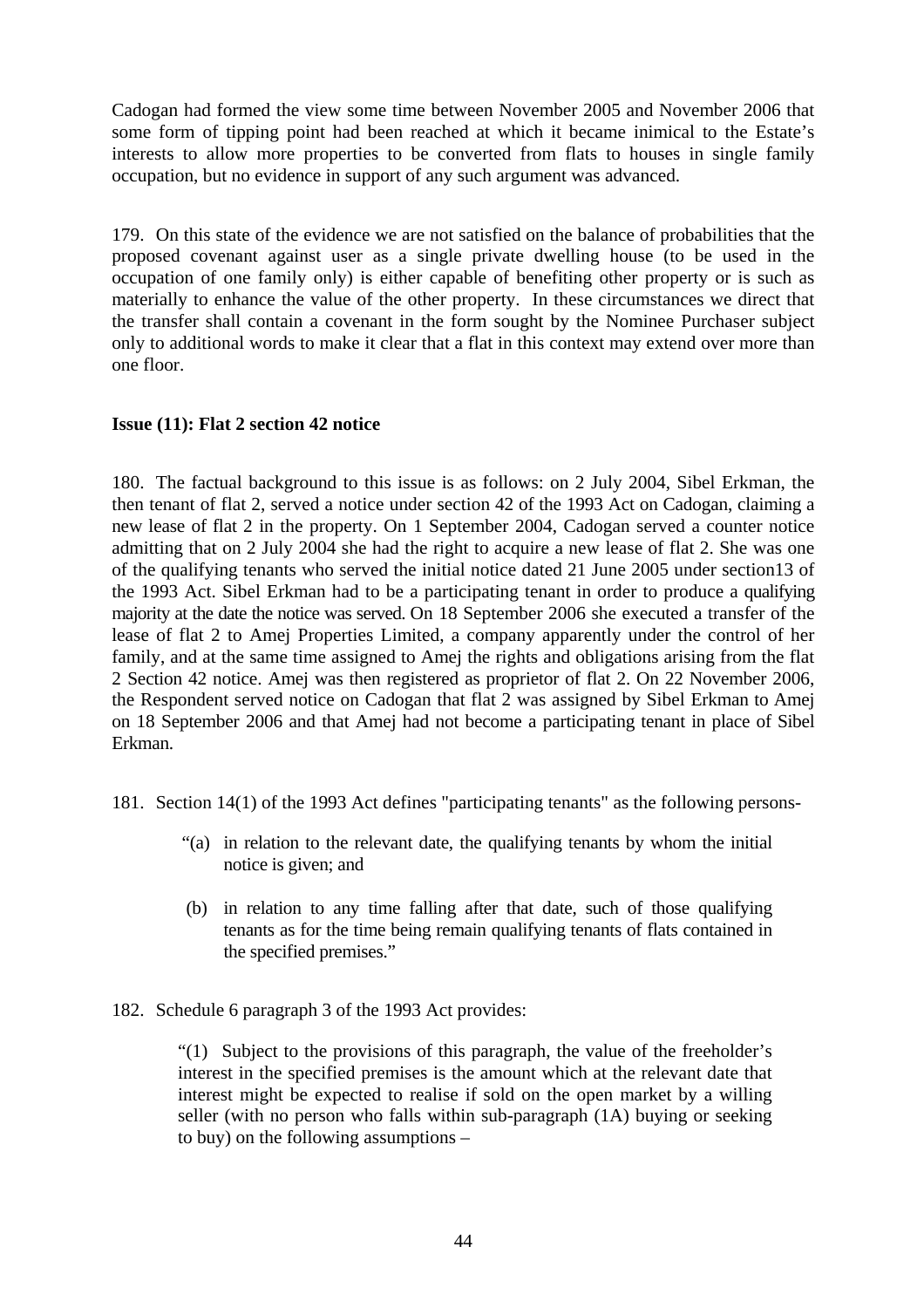Cadogan had formed the view some time between November 2005 and November 2006 that some form of tipping point had been reached at which it became inimical to the Estate's interests to allow more properties to be converted from flats to houses in single family occupation, but no evidence in support of any such argument was advanced.

179. On this state of the evidence we are not satisfied on the balance of probabilities that the proposed covenant against user as a single private dwelling house (to be used in the occupation of one family only) is either capable of benefiting other property or is such as materially to enhance the value of the other property. In these circumstances we direct that the transfer shall contain a covenant in the form sought by the Nominee Purchaser subject only to additional words to make it clear that a flat in this context may extend over more than one floor.

**Issue (11): Flat 2 section 42 notice**

180. The factual background to this issue is as follows: on 2 July 2004, Sibel Erkman, the then tenant of flat 2, served a notice under section 42 of the 1993 Act on Cadogan, claiming a new lease of flat 2 in the property. On 1 September 2004, Cadogan served a counter notice admitting that on 2 July 2004 she had the right to acquire a new lease of flat 2. She was one of the qualifying tenants who served the initial notice dated 21 June 2005 under section13 of the 1993 Act. Sibel Erkman had to be a participating tenant in order to produce a qualifying majority at the date the notice was served. On 18 September 2006 she executed a transfer of the lease of flat 2 to Amej Properties Limited, a company apparently under the control of her family, and at the same time assigned to Amej the rights and obligations arising from the flat 2 Section 42 notice. Amej was then registered as proprietor of flat 2. On 22 November 2006, the Respondent served notice on Cadogan that flat 2 was assigned by Sibel Erkman to Amej on 18 September 2006 and that Amej had not become a participating tenant in place of Sibel Erkman.

181. Section 14(1) of the 1993 Act defines "participating tenants" as the following persons-

> "(a) in relation to the relevant date, the qualifying tenants by whom the initial notice is given; and
>
> (b) in relation to any time falling after that date, such of those qualifying tenants as for the time being remain qualifying tenants of flats contained in the specified premises."

182. Schedule 6 paragraph 3 of the 1993 Act provides:

> "(1) Subject to the provisions of this paragraph, the value of the freeholder's interest in the specified premises is the amount which at the relevant date that interest might be expected to realise if sold on the open market by a willing seller (with no person who falls within sub-paragraph (1A) buying or seeking to buy) on the following assumptions –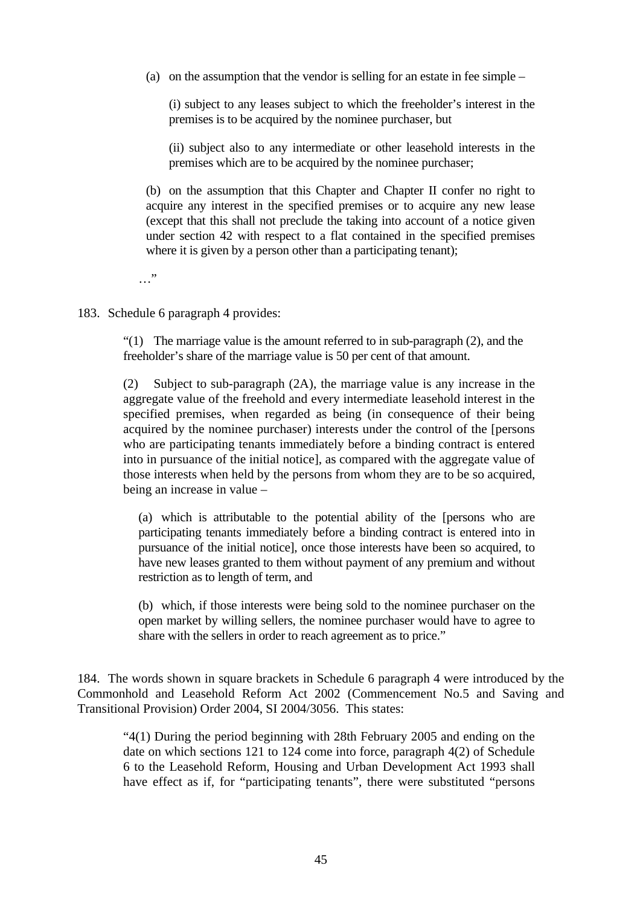(a) on the assumption that the vendor is selling for an estate in fee simple –

(i) subject to any leases subject to which the freeholder's interest in the premises is to be acquired by the nominee purchaser, but

(ii) subject also to any intermediate or other leasehold interests in the premises which are to be acquired by the nominee purchaser;

(b) on the assumption that this Chapter and Chapter II confer no right to acquire any interest in the specified premises or to acquire any new lease (except that this shall not preclude the taking into account of a notice given under section 42 with respect to a flat contained in the specified premises where it is given by a person other than a participating tenant);

…"

183. Schedule 6 paragraph 4 provides:

> "(1) The marriage value is the amount referred to in sub-paragraph (2), and the freeholder's share of the marriage value is 50 per cent of that amount.
>
> (2) Subject to sub-paragraph (2A), the marriage value is any increase in the aggregate value of the freehold and every intermediate leasehold interest in the specified premises, when regarded as being (in consequence of their being acquired by the nominee purchaser) interests under the control of the [persons who are participating tenants immediately before a binding contract is entered into in pursuance of the initial notice], as compared with the aggregate value of those interests when held by the persons from whom they are to be so acquired, being an increase in value –
>
> (a) which is attributable to the potential ability of the [persons who are participating tenants immediately before a binding contract is entered into in pursuance of the initial notice], once those interests have been so acquired, to have new leases granted to them without payment of any premium and without restriction as to length of term, and
>
> (b) which, if those interests were being sold to the nominee purchaser on the open market by willing sellers, the nominee purchaser would have to agree to share with the sellers in order to reach agreement as to price."

184. The words shown in square brackets in Schedule 6 paragraph 4 were introduced by the Commonhold and Leasehold Reform Act 2002 (Commencement No.5 and Saving and Transitional Provision) Order 2004, SI 2004/3056. This states:

> "4(1) During the period beginning with 28th February 2005 and ending on the date on which sections 121 to 124 come into force, paragraph 4(2) of Schedule 6 to the Leasehold Reform, Housing and Urban Development Act 1993 shall have effect as if, for "participating tenants", there were substituted "persons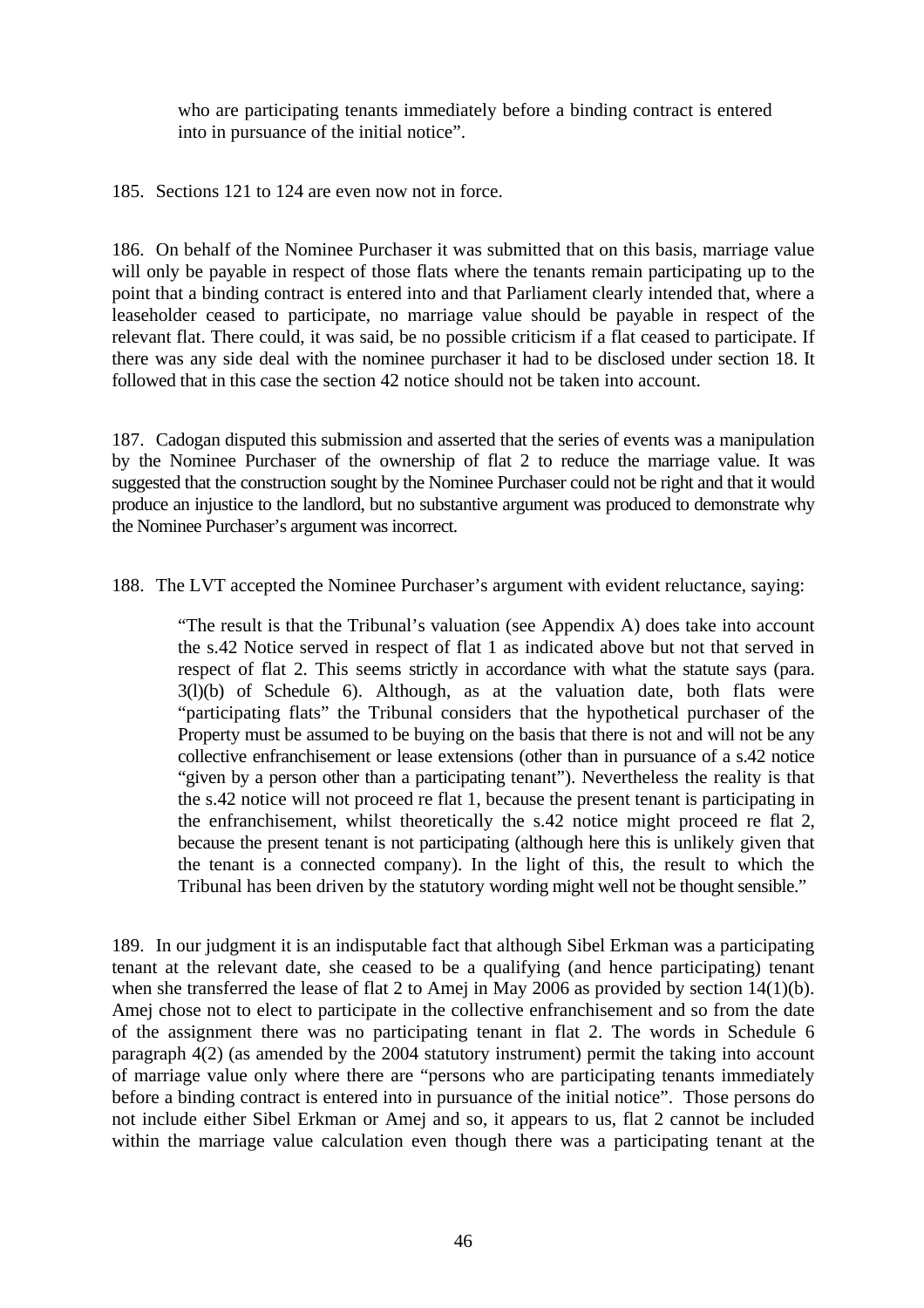> who are participating tenants immediately before a binding contract is entered into in pursuance of the initial notice".

185. Sections 121 to 124 are even now not in force.

186. On behalf of the Nominee Purchaser it was submitted that on this basis, marriage value will only be payable in respect of those flats where the tenants remain participating up to the point that a binding contract is entered into and that Parliament clearly intended that, where a leaseholder ceased to participate, no marriage value should be payable in respect of the relevant flat. There could, it was said, be no possible criticism if a flat ceased to participate. If there was any side deal with the nominee purchaser it had to be disclosed under section 18. It followed that in this case the section 42 notice should not be taken into account.

187. Cadogan disputed this submission and asserted that the series of events was a manipulation by the Nominee Purchaser of the ownership of flat 2 to reduce the marriage value. It was suggested that the construction sought by the Nominee Purchaser could not be right and that it would produce an injustice to the landlord, but no substantive argument was produced to demonstrate why the Nominee Purchaser's argument was incorrect.

188. The LVT accepted the Nominee Purchaser's argument with evident reluctance, saying:

> "The result is that the Tribunal's valuation (see Appendix A) does take into account the s.42 Notice served in respect of flat 1 as indicated above but not that served in respect of flat 2. This seems strictly in accordance with what the statute says (para. 3(l)(b) of Schedule 6). Although, as at the valuation date, both flats were "participating flats" the Tribunal considers that the hypothetical purchaser of the Property must be assumed to be buying on the basis that there is not and will not be any collective enfranchisement or lease extensions (other than in pursuance of a s.42 notice "given by a person other than a participating tenant"). Nevertheless the reality is that the s.42 notice will not proceed re flat 1, because the present tenant is participating in the enfranchisement, whilst theoretically the s.42 notice might proceed re flat 2, because the present tenant is not participating (although here this is unlikely given that the tenant is a connected company). In the light of this, the result to which the Tribunal has been driven by the statutory wording might well not be thought sensible."

189. In our judgment it is an indisputable fact that although Sibel Erkman was a participating tenant at the relevant date, she ceased to be a qualifying (and hence participating) tenant when she transferred the lease of flat 2 to Amej in May 2006 as provided by section 14(1)(b). Amej chose not to elect to participate in the collective enfranchisement and so from the date of the assignment there was no participating tenant in flat 2. The words in Schedule 6 paragraph 4(2) (as amended by the 2004 statutory instrument) permit the taking into account of marriage value only where there are "persons who are participating tenants immediately before a binding contract is entered into in pursuance of the initial notice". Those persons do not include either Sibel Erkman or Amej and so, it appears to us, flat 2 cannot be included within the marriage value calculation even though there was a participating tenant at the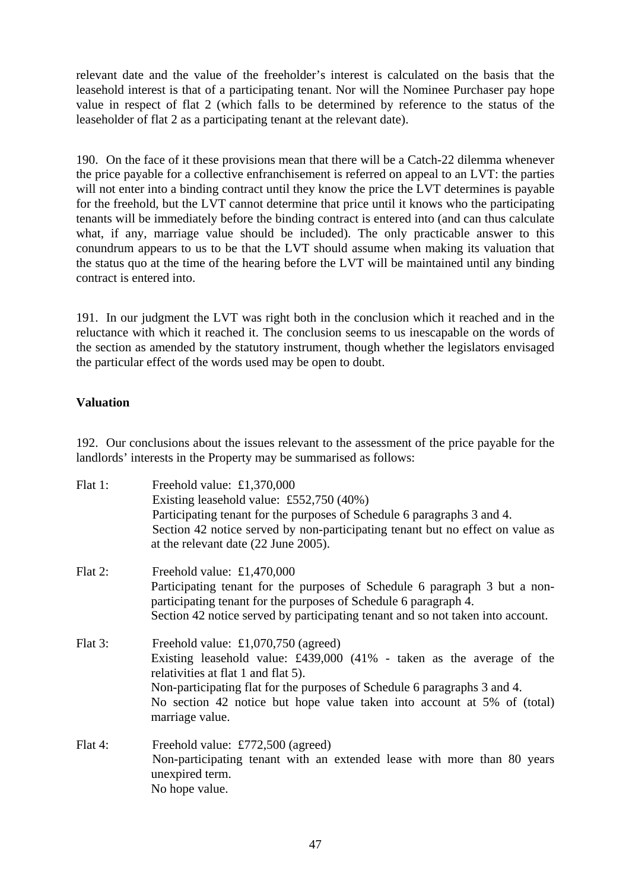relevant date and the value of the freeholder's interest is calculated on the basis that the leasehold interest is that of a participating tenant. Nor will the Nominee Purchaser pay hope value in respect of flat 2 (which falls to be determined by reference to the status of the leaseholder of flat 2 as a participating tenant at the relevant date).

190. On the face of it these provisions mean that there will be a Catch-22 dilemma whenever the price payable for a collective enfranchisement is referred on appeal to an LVT: the parties will not enter into a binding contract until they know the price the LVT determines is payable for the freehold, but the LVT cannot determine that price until it knows who the participating tenants will be immediately before the binding contract is entered into (and can thus calculate what, if any, marriage value should be included). The only practicable answer to this conundrum appears to us to be that the LVT should assume when making its valuation that the status quo at the time of the hearing before the LVT will be maintained until any binding contract is entered into.

191. In our judgment the LVT was right both in the conclusion which it reached and in the reluctance with which it reached it. The conclusion seems to us inescapable on the words of the section as amended by the statutory instrument, though whether the legislators envisaged the particular effect of the words used may be open to doubt.

**Valuation**

192. Our conclusions about the issues relevant to the assessment of the price payable for the landlords' interests in the Property may be summarised as follows:

Flat 1: Freehold value: £1,370,000
Existing leasehold value: £552,750 (40%)
Participating tenant for the purposes of Schedule 6 paragraphs 3 and 4.
Section 42 notice served by non-participating tenant but no effect on value as at the relevant date (22 June 2005).

Flat 2: Freehold value: £1,470,000
Participating tenant for the purposes of Schedule 6 paragraph 3 but a non-participating tenant for the purposes of Schedule 6 paragraph 4.
Section 42 notice served by participating tenant and so not taken into account.

Flat 3: Freehold value: £1,070,750 (agreed)
Existing leasehold value: £439,000 (41% - taken as the average of the relativities at flat 1 and flat 5).
Non-participating flat for the purposes of Schedule 6 paragraphs 3 and 4.
No section 42 notice but hope value taken into account at 5% of (total) marriage value.

Flat 4: Freehold value: £772,500 (agreed)
Non-participating tenant with an extended lease with more than 80 years unexpired term.
No hope value.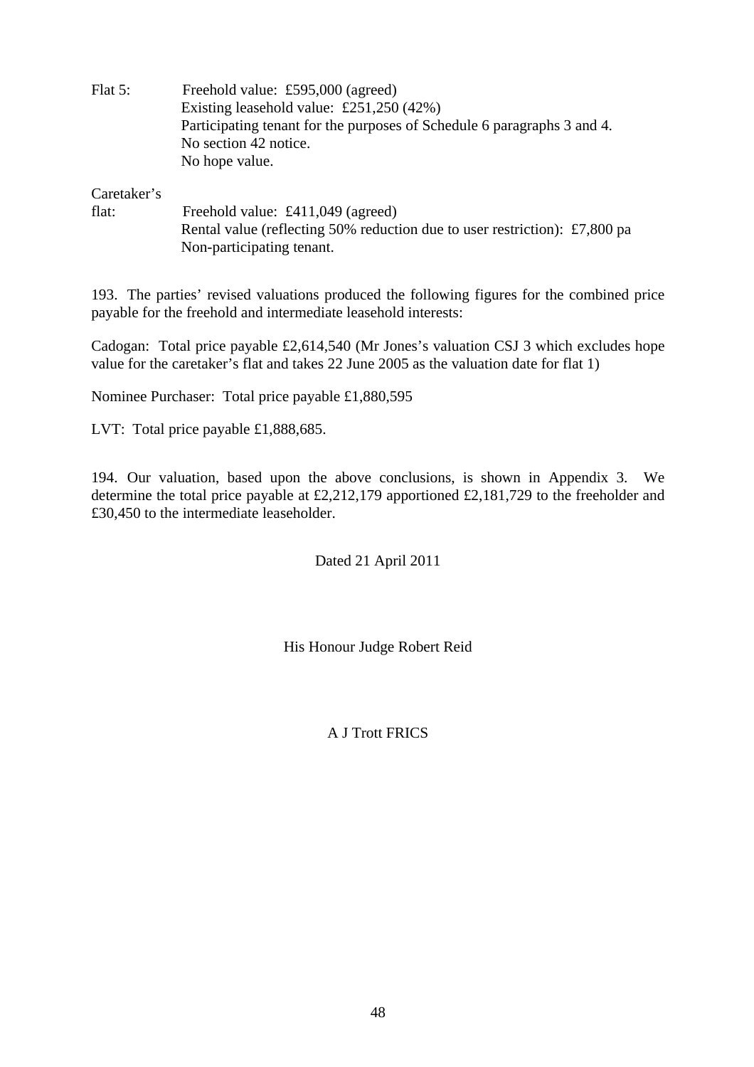Flat 5: Freehold value: £595,000 (agreed)
Existing leasehold value: £251,250 (42%)
Participating tenant for the purposes of Schedule 6 paragraphs 3 and 4.
No section 42 notice.
No hope value.

Caretaker's flat: Freehold value: £411,049 (agreed)
Rental value (reflecting 50% reduction due to user restriction): £7,800 pa
Non-participating tenant.

193. The parties' revised valuations produced the following figures for the combined price payable for the freehold and intermediate leasehold interests:

Cadogan: Total price payable £2,614,540 (Mr Jones's valuation CSJ 3 which excludes hope value for the caretaker's flat and takes 22 June 2005 as the valuation date for flat 1)

Nominee Purchaser: Total price payable £1,880,595

LVT: Total price payable £1,888,685.

194. Our valuation, based upon the above conclusions, is shown in Appendix 3. We determine the total price payable at £2,212,179 apportioned £2,181,729 to the freeholder and £30,450 to the intermediate leaseholder.

Dated 21 April 2011

His Honour Judge Robert Reid

A J Trott FRICS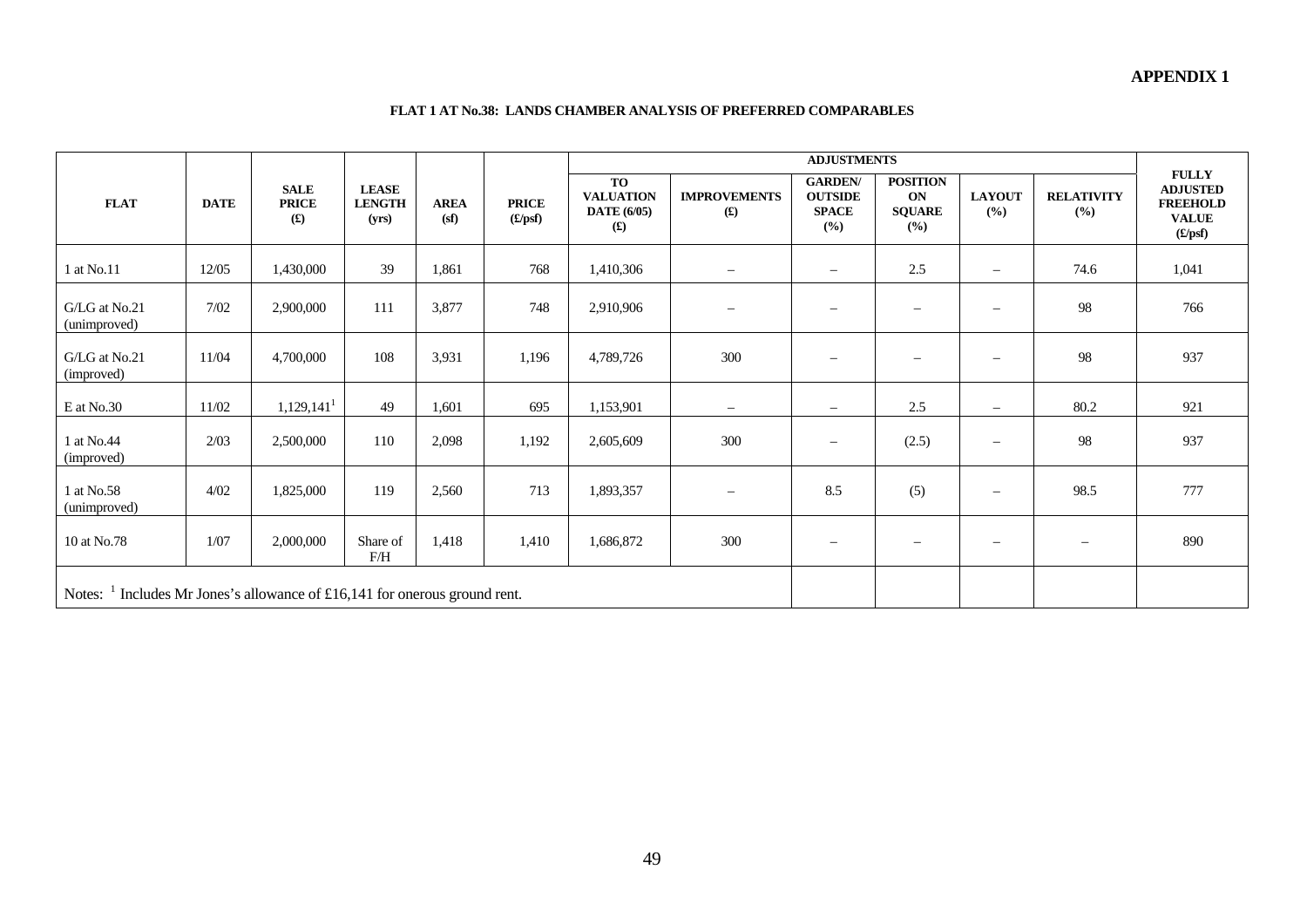**APPENDIX 1**

**FLAT 1 AT No.38: LANDS CHAMBER ANALYSIS OF PREFERRED COMPARABLES**

| FLAT | DATE | SALE PRICE (£) | LEASE LENGTH (yrs) | AREA (sf) | PRICE (£/psf) | ADJUSTMENTS | | | | | | FULLY ADJUSTED FREEHOLD VALUE (£/psf) |
|---|---|---|---|---|---|---|---|---|---|---|---|---|
| | | | | | | TO VALUATION DATE (6/05) (£) | IMPROVEMENTS (£) | GARDEN/ OUTSIDE SPACE (%) | POSITION ON SQUARE (%) | LAYOUT (%) | RELATIVITY (%) | |
| 1 at No.11 | 12/05 | 1,430,000 | 39 | 1,861 | 768 | 1,410,306 | – | – | 2.5 | – | 74.6 | 1,041 |
| G/LG at No.21 (unimproved) | 7/02 | 2,900,000 | 111 | 3,877 | 748 | 2,910,906 | – | – | – | – | 98 | 766 |
| G/LG at No.21 (improved) | 11/04 | 4,700,000 | 108 | 3,931 | 1,196 | 4,789,726 | 300 | – | – | – | 98 | 937 |
| E at No.30 | 11/02 | 1,129,141[1] | 49 | 1,601 | 695 | 1,153,901 | – | – | 2.5 | – | 80.2 | 921 |
| 1 at No.44 (improved) | 2/03 | 2,500,000 | 110 | 2,098 | 1,192 | 2,605,609 | 300 | – | (2.5) | – | 98 | 937 |
| 1 at No.58 (unimproved) | 4/02 | 1,825,000 | 119 | 2,560 | 713 | 1,893,357 | – | 8.5 | (5) | – | 98.5 | 777 |
| 10 at No.78 | 1/07 | 2,000,000 | Share of F/H | 1,418 | 1,410 | 1,686,872 | 300 | – | – | – | – | 890 |

Notes: [1] Includes Mr Jones's allowance of £16,141 for onerous ground rent.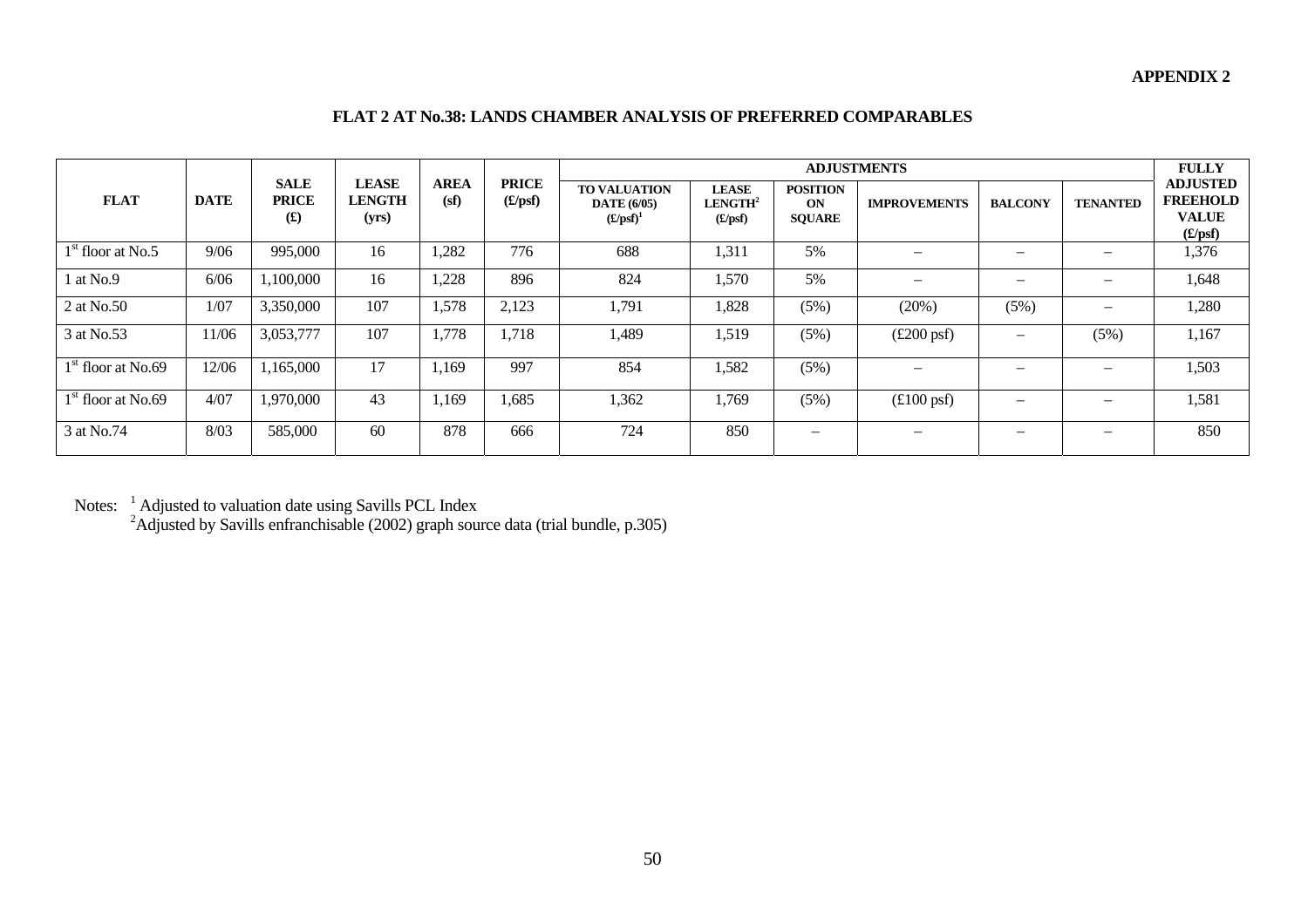**APPENDIX 2**

## FLAT 2 AT No.38: LANDS CHAMBER ANALYSIS OF PREFERRED COMPARABLES

| FLAT | DATE | SALE PRICE (£) | LEASE LENGTH (yrs) | AREA (sf) | PRICE (£/psf) | ADJUSTMENTS | | | | | | FULLY ADJUSTED FREEHOLD VALUE (£/psf) |
|---|---|---|---|---|---|---|---|---|---|---|---|---|
| | | | | | | TO VALUATION DATE (6/05) (£/psf)[1] | LEASE LENGTH[2] (£/psf) | POSITION ON SQUARE | IMPROVEMENTS | BALCONY | TENANTED | |
| 1st floor at No.5 | 9/06 | 995,000 | 16 | 1,282 | 776 | 688 | 1,311 | 5% | – | – | – | 1,376 |
| 1 at No.9 | 6/06 | 1,100,000 | 16 | 1,228 | 896 | 824 | 1,570 | 5% | – | – | – | 1,648 |
| 2 at No.50 | 1/07 | 3,350,000 | 107 | 1,578 | 2,123 | 1,791 | 1,828 | (5%) | (20%) | (5%) | – | 1,280 |
| 3 at No.53 | 11/06 | 3,053,777 | 107 | 1,778 | 1,718 | 1,489 | 1,519 | (5%) | (£200 psf) | – | (5%) | 1,167 |
| 1st floor at No.69 | 12/06 | 1,165,000 | 17 | 1,169 | 997 | 854 | 1,582 | (5%) | – | – | – | 1,503 |
| 1st floor at No.69 | 4/07 | 1,970,000 | 43 | 1,169 | 1,685 | 1,362 | 1,769 | (5%) | (£100 psf) | – | – | 1,581 |
| 3 at No.74 | 8/03 | 585,000 | 60 | 878 | 666 | 724 | 850 | – | – | – | – | 850 |

Notes: [1] Adjusted to valuation date using Savills PCL Index
[2] Adjusted by Savills enfranchisable (2002) graph source data (trial bundle, p.305)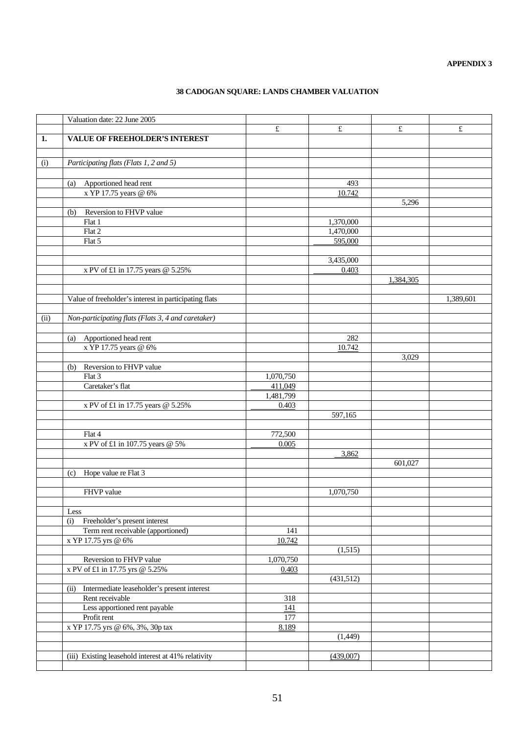**APPENDIX 3**

# 38 CADOGAN SQUARE: LANDS CHAMBER VALUATION

| | | | | | |
|---|---|---|---|---|---|
| | Valuation date: 22 June 2005 | | | | |
| | | £ | £ | £ | £ |
| **1.** | **VALUE OF FREEHOLDER'S INTEREST** | | | | |
| | | | | | |
| (i) | *Participating flats (Flats 1, 2 and 5)* | | | | |
| | | | | | |
| | (a) Apportioned head rent | | 493 | | |
| | x YP 17.75 years @ 6% | | 10.742 | | |
| | | | | 5,296 | |
| | (b) Reversion to FHVP value | | | | |
| | Flat 1 | | 1,370,000 | | |
| | Flat 2 | | 1,470,000 | | |
| | Flat 5 | | 595,000 | | |
| | | | | | |
| | | | 3,435,000 | | |
| | x PV of £1 in 17.75 years @ 5.25% | | 0.403 | | |
| | | | | 1,384,305 | |
| | | | | | |
| | Value of freeholder's interest in participating flats | | | | 1,389,601 |
| | | | | | |
| (ii) | *Non-participating flats (Flats 3, 4 and caretaker)* | | | | |
| | | | | | |
| | (a) Apportioned head rent | | 282 | | |
| | x YP 17.75 years @ 6% | | 10.742 | | |
| | | | | 3,029 | |
| | (b) Reversion to FHVP value | | | | |
| | Flat 3 | 1,070,750 | | | |
| | Caretaker's flat | 411,049 | | | |
| | | 1,481,799 | | | |
| | x PV of £1 in 17.75 years @ 5.25% | 0.403 | | | |
| | | | 597,165 | | |
| | | | | | |
| | Flat 4 | 772,500 | | | |
| | x PV of £1 in 107.75 years @ 5% | 0.005 | | | |
| | | | 3,862 | | |
| | | | | 601,027 | |
| | (c) Hope value re Flat 3 | | | | |
| | | | | | |
| | FHVP value | | 1,070,750 | | |
| | | | | | |
| | Less | | | | |
| | (i) Freeholder's present interest | | | | |
| | Term rent receivable (apportioned) | 141 | | | |
| | x YP 17.75 yrs @ 6% | 10.742 | | | |
| | | | (1,515) | | |
| | Reversion to FHVP value | 1,070,750 | | | |
| | x PV of £1 in 17.75 yrs @ 5.25% | 0.403 | | | |
| | | | (431,512) | | |
| | (ii) Intermediate leaseholder's present interest | | | | |
| | Rent receivable | 318 | | | |
| | Less apportioned rent payable | 141 | | | |
| | Profit rent | 177 | | | |
| | x YP 17.75 yrs @ 6%, 3%, 30p tax | 8.189 | | | |
| | | | (1,449) | | |
| | | | | | |
| | (iii) Existing leasehold interest at 41% relativity | | (439,007) | | |
| | | | | | |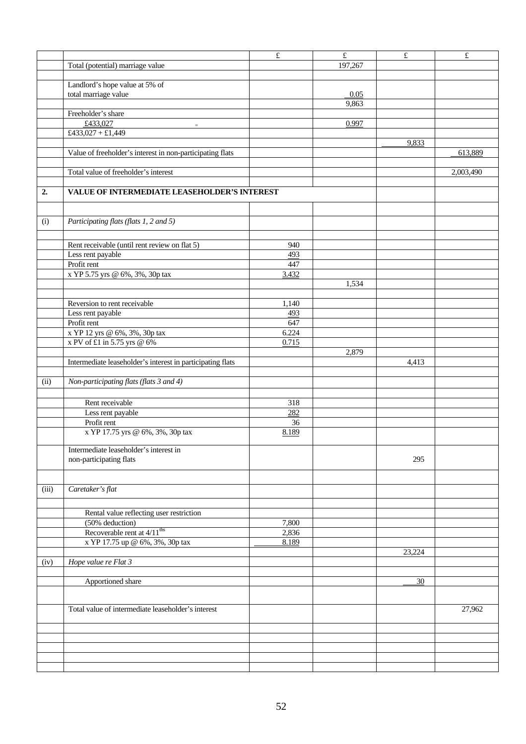| | | £ | £ | £ | £ |
|---|---|---|---|---|---|
| | Total (potential) marriage value | | 197,267 | | |
| | | | | | |
| | Landlord's hope value at 5% of total marriage value | | 0.05 | | |
| | | | 9,863 | | |
| | Freeholder's share | | | | |
| | £433,027 = | | 0.997 | | |
| | £433,027 + £1,449 | | | | |
| | | | | 9,833 | |
| | Value of freeholder's interest in non-participating flats | | | | 613,889 |
| | | | | | |
| | Total value of freeholder's interest | | | | 2,003,490 |
| | | | | | |
| **2.** | **VALUE OF INTERMEDIATE LEASEHOLDER'S INTEREST** | | | | |
| | | | | | |
| (i) | *Participating flats (flats 1, 2 and 5)* | | | | |
| | | | | | |
| | Rent receivable (until rent review on flat 5) | 940 | | | |
| | Less rent payable | 493 | | | |
| | Profit rent | 447 | | | |
| | x YP 5.75 yrs @ 6%, 3%, 30p tax | 3.432 | | | |
| | | | 1,534 | | |
| | | | | | |
| | Reversion to rent receivable | 1,140 | | | |
| | Less rent payable | 493 | | | |
| | Profit rent | 647 | | | |
| | x YP 12 yrs @ 6%, 3%, 30p tax | 6.224 | | | |
| | x PV of £1 in 5.75 yrs @ 6% | 0.715 | | | |
| | | | 2,879 | | |
| | Intermediate leaseholder's interest in participating flats | | | 4,413 | |
| | | | | | |
| (ii) | *Non-participating flats (flats 3 and 4)* | | | | |
| | | | | | |
| | Rent receivable | 318 | | | |
| | Less rent payable | 282 | | | |
| | Profit rent | 36 | | | |
| | x YP 17.75 yrs @ 6%, 3%, 30p tax | 8.189 | | | |
| | Intermediate leaseholder's interest in non-participating flats | | | 295 | |
| | | | | | |
| (iii) | *Caretaker's flat* | | | | |
| | | | | | |
| | Rental value reflecting user restriction (50% deduction) | 7,800 | | | |
| | Recoverable rent at 4/11ths | 2,836 | | | |
| | x YP 17.75 up @ 6%, 3%, 30p tax | 8.189 | | | |
| | | | | 23,224 | |
| (iv) | *Hope value re Flat 3* | | | | |
| | | | | | |
| | Apportioned share | | | 30 | |
| | | | | | |
| | Total value of intermediate leaseholder's interest | | | | 27,962 |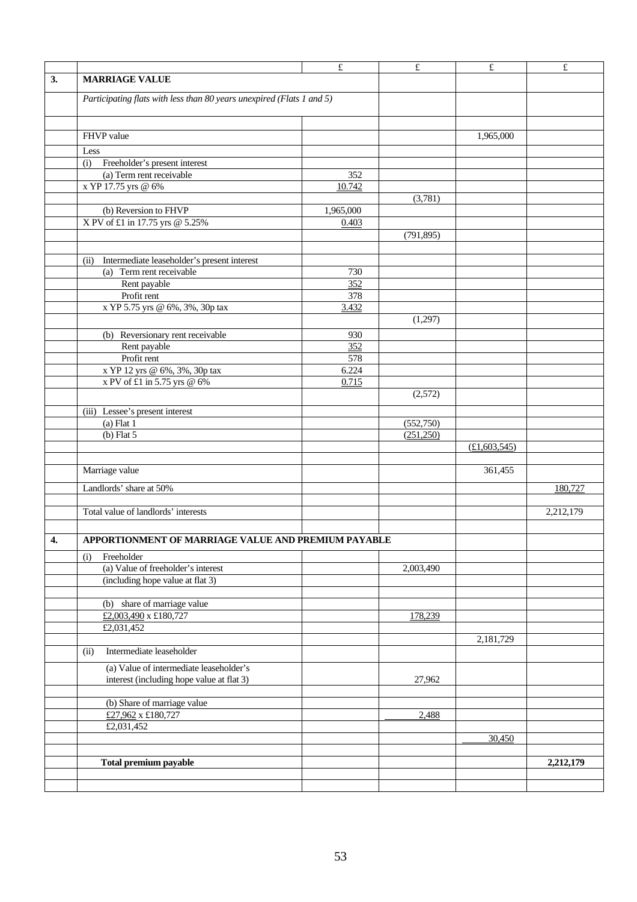| | | £ | £ | £ | £ |
|---|---|---|---|---|---|
| **3.** | **MARRIAGE VALUE** | | | | |
| | *Participating flats with less than 80 years unexpired (Flats 1 and 5)* | | | | |
| | | | | | |
| | FHVP value | | | 1,965,000 | |
| | Less | | | | |
| | (i) Freeholder's present interest | | | | |
| | (a) Term rent receivable | 352 | | | |
| | x YP 17.75 yrs @ 6% | 10.742 | | | |
| | | | (3,781) | | |
| | (b) Reversion to FHVP | 1,965,000 | | | |
| | X PV of £1 in 17.75 yrs @ 5.25% | 0.403 | | | |
| | | | (791,895) | | |
| | | | | | |
| | (ii) Intermediate leaseholder's present interest | | | | |
| | (a) Term rent receivable | 730 | | | |
| | Rent payable | 352 | | | |
| | Profit rent | 378 | | | |
| | x YP 5.75 yrs @ 6%, 3%, 30p tax | 3.432 | | | |
| | | | (1,297) | | |
| | (b) Reversionary rent receivable | 930 | | | |
| | Rent payable | 352 | | | |
| | Profit rent | 578 | | | |
| | x YP 12 yrs @ 6%, 3%, 30p tax | 6.224 | | | |
| | x PV of £1 in 5.75 yrs @ 6% | 0.715 | | | |
| | | | (2,572) | | |
| | (iii) Lessee's present interest | | | | |
| | (a) Flat 1 | | (552,750) | | |
| | (b) Flat 5 | | (251,250) | | |
| | | | | (£1,603,545) | |
| | | | | | |
| | Marriage value | | | 361,455 | |
| | Landlords' share at 50% | | | | 180,727 |
| | | | | | |
| | Total value of landlords' interests | | | | 2,212,179 |
| | | | | | |
| **4.** | **APPORTIONMENT OF MARRIAGE VALUE AND PREMIUM PAYABLE** | | | | |
| | (i) Freeholder | | | | |
| | (a) Value of freeholder's interest (including hope value at flat 3) | | 2,003,490 | | |
| | | | | | |
| | (b) share of marriage value | | | | |
| | £2,003,490 x £180,727 / £2,031,452 | | 178,239 | | |
| | | | | 2,181,729 | |
| | (ii) Intermediate leaseholder | | | | |
| | (a) Value of intermediate leaseholder's interest (including hope value at flat 3) | | 27,962 | | |
| | | | | | |
| | (b) Share of marriage value | | | | |
| | £27,962 x £180,727 / £2,031,452 | | 2,488 | | |
| | | | | 30,450 | |
| | | | | | |
| | **Total premium payable** | | | | **2,212,179** |